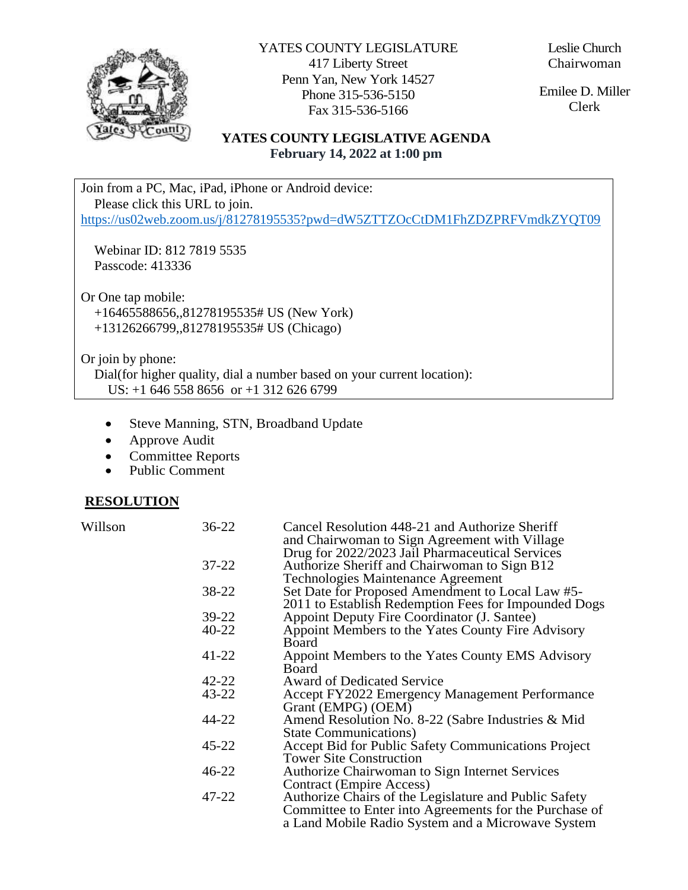YATES COUNTY LEGISLATURE
417 Liberty Street
Penn Yan, New York 14527
Phone 315-536-5150
Fax 315-536-5166

Leslie Church
Chairwoman

Emilee D. Miller
Clerk

## YATES COUNTY LEGISLATIVE AGENDA
**February 14, 2022 at 1:00 pm**

Join from a PC, Mac, iPad, iPhone or Android device:
Please click this URL to join.
https://us02web.zoom.us/j/81278195535?pwd=dW5ZTTZOcCtDM1FhZDZPRFVmdkZYQT09

Webinar ID: 812 7819 5535
Passcode: 413336

Or One tap mobile:
+16465588656,,81278195535# US (New York)
+13126266799,,81278195535# US (Chicago)

Or join by phone:
Dial(for higher quality, dial a number based on your current location):
US: +1 646 558 8656 or +1 312 626 6799

- Steve Manning, STN, Broadband Update
- Approve Audit
- Committee Reports
- Public Comment

## RESOLUTION

| | | |
|---|---|---|
| Willson | 36-22 | Cancel Resolution 448-21 and Authorize Sheriff and Chairwoman to Sign Agreement with Village Drug for 2022/2023 Jail Pharmaceutical Services |
| | 37-22 | Authorize Sheriff and Chairwoman to Sign B12 Technologies Maintenance Agreement |
| | 38-22 | Set Date for Proposed Amendment to Local Law #5-2011 to Establish Redemption Fees for Impounded Dogs |
| | 39-22 | Appoint Deputy Fire Coordinator (J. Santee) |
| | 40-22 | Appoint Members to the Yates County Fire Advisory Board |
| | 41-22 | Appoint Members to the Yates County EMS Advisory Board |
| | 42-22 | Award of Dedicated Service |
| | 43-22 | Accept FY2022 Emergency Management Performance Grant (EMPG) (OEM) |
| | 44-22 | Amend Resolution No. 8-22 (Sabre Industries & Mid State Communications) |
| | 45-22 | Accept Bid for Public Safety Communications Project Tower Site Construction |
| | 46-22 | Authorize Chairwoman to Sign Internet Services Contract (Empire Access) |
| | 47-22 | Authorize Chairs of the Legislature and Public Safety Committee to Enter into Agreements for the Purchase of a Land Mobile Radio System and a Microwave System |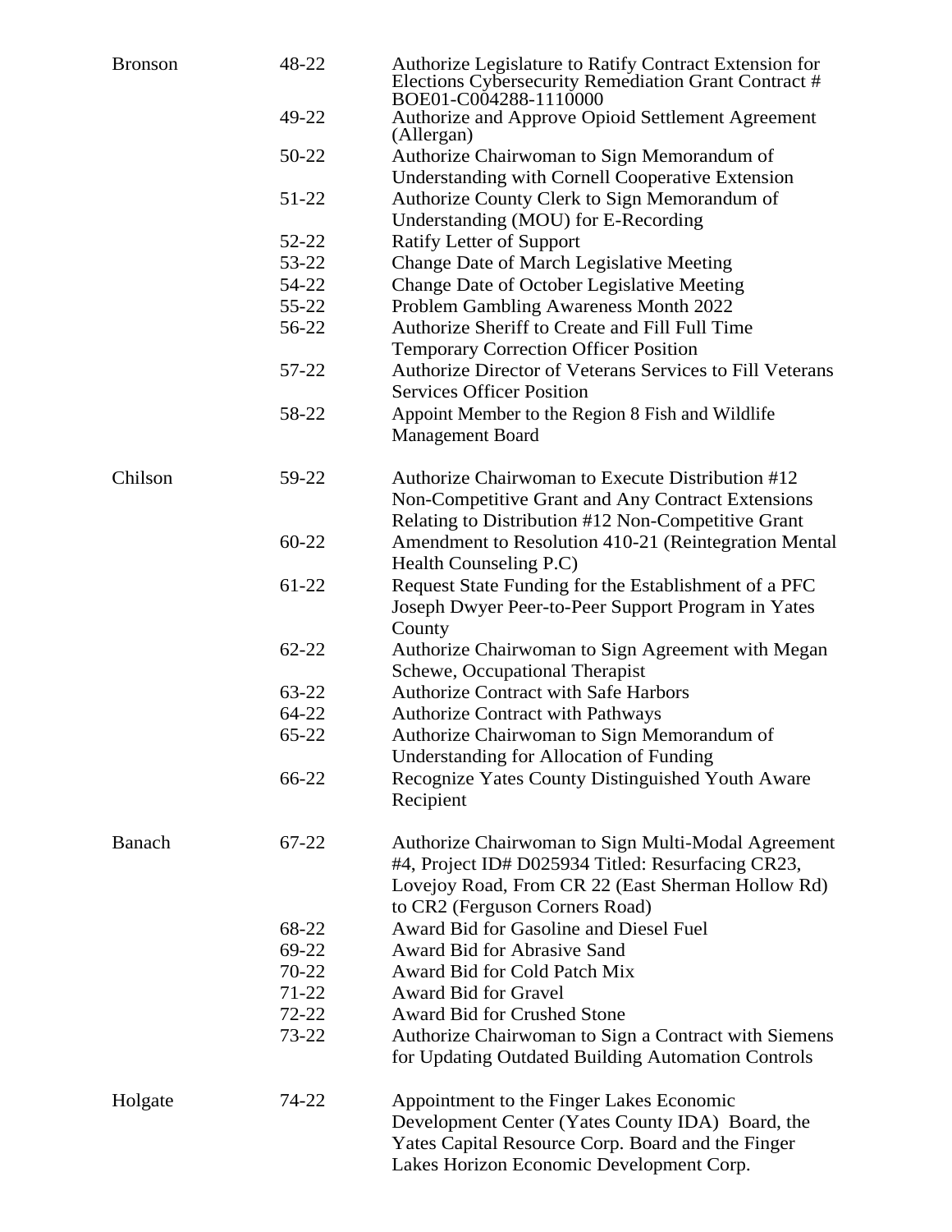| | | |
|---|---|---|
| Bronson | 48-22 | Authorize Legislature to Ratify Contract Extension for Elections Cybersecurity Remediation Grant Contract # BOE01-C004288-1110000 |
| | 49-22 | Authorize and Approve Opioid Settlement Agreement (Allergan) |
| | 50-22 | Authorize Chairwoman to Sign Memorandum of Understanding with Cornell Cooperative Extension |
| | 51-22 | Authorize County Clerk to Sign Memorandum of Understanding (MOU) for E-Recording |
| | 52-22 | Ratify Letter of Support |
| | 53-22 | Change Date of March Legislative Meeting |
| | 54-22 | Change Date of October Legislative Meeting |
| | 55-22 | Problem Gambling Awareness Month 2022 |
| | 56-22 | Authorize Sheriff to Create and Fill Full Time Temporary Correction Officer Position |
| | 57-22 | Authorize Director of Veterans Services to Fill Veterans Services Officer Position |
| | 58-22 | Appoint Member to the Region 8 Fish and Wildlife Management Board |
| Chilson | 59-22 | Authorize Chairwoman to Execute Distribution #12 Non-Competitive Grant and Any Contract Extensions Relating to Distribution #12 Non-Competitive Grant |
| | 60-22 | Amendment to Resolution 410-21 (Reintegration Mental Health Counseling P.C) |
| | 61-22 | Request State Funding for the Establishment of a PFC Joseph Dwyer Peer-to-Peer Support Program in Yates County |
| | 62-22 | Authorize Chairwoman to Sign Agreement with Megan Schewe, Occupational Therapist |
| | 63-22 | Authorize Contract with Safe Harbors |
| | 64-22 | Authorize Contract with Pathways |
| | 65-22 | Authorize Chairwoman to Sign Memorandum of Understanding for Allocation of Funding |
| | 66-22 | Recognize Yates County Distinguished Youth Aware Recipient |
| Banach | 67-22 | Authorize Chairwoman to Sign Multi-Modal Agreement #4, Project ID# D025934 Titled: Resurfacing CR23, Lovejoy Road, From CR 22 (East Sherman Hollow Rd) to CR2 (Ferguson Corners Road) |
| | 68-22 | Award Bid for Gasoline and Diesel Fuel |
| | 69-22 | Award Bid for Abrasive Sand |
| | 70-22 | Award Bid for Cold Patch Mix |
| | 71-22 | Award Bid for Gravel |
| | 72-22 | Award Bid for Crushed Stone |
| | 73-22 | Authorize Chairwoman to Sign a Contract with Siemens for Updating Outdated Building Automation Controls |
| Holgate | 74-22 | Appointment to the Finger Lakes Economic Development Center (Yates County IDA) Board, the Yates Capital Resource Corp. Board and the Finger Lakes Horizon Economic Development Corp. |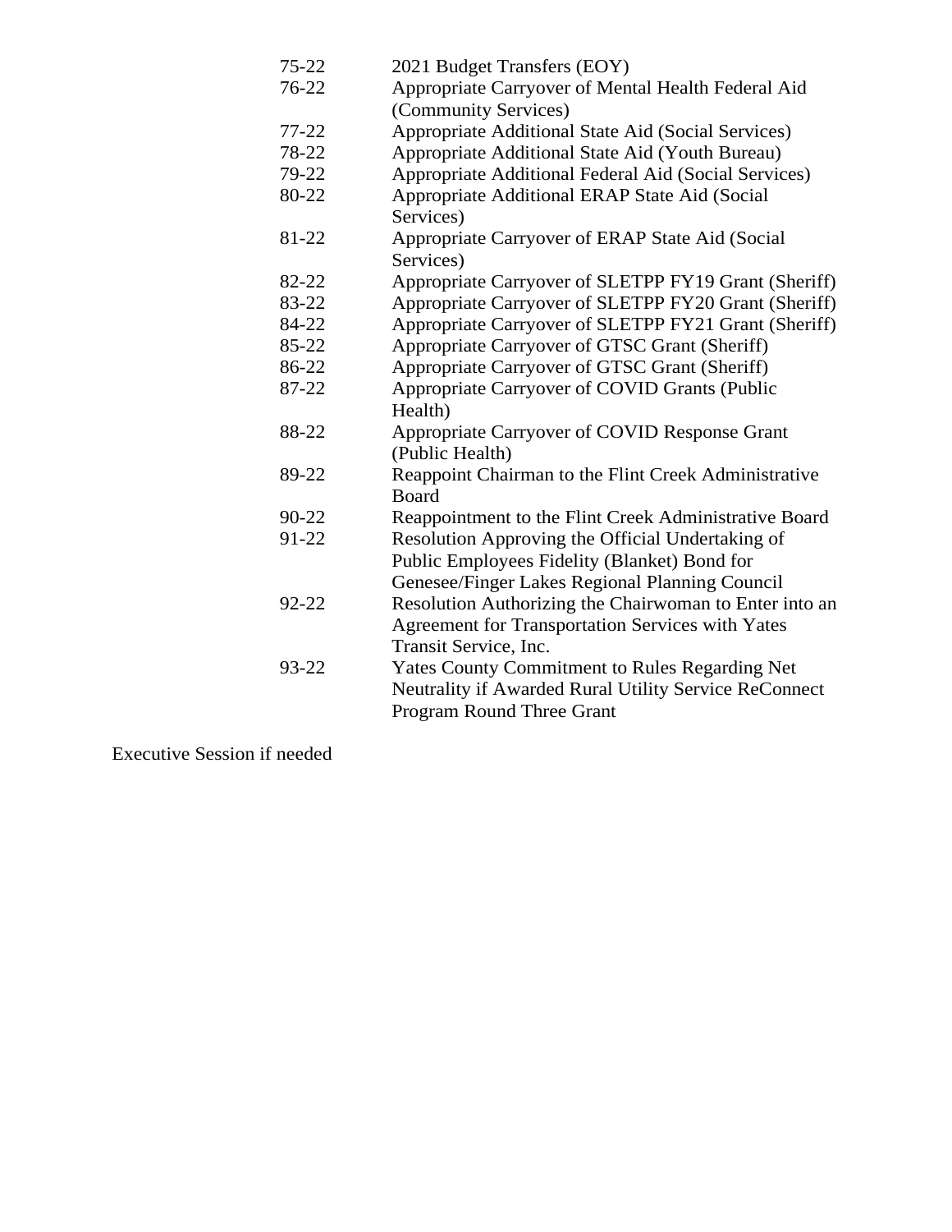| | |
|---|---|
| 75-22 | 2021 Budget Transfers (EOY) |
| 76-22 | Appropriate Carryover of Mental Health Federal Aid (Community Services) |
| 77-22 | Appropriate Additional State Aid (Social Services) |
| 78-22 | Appropriate Additional State Aid (Youth Bureau) |
| 79-22 | Appropriate Additional Federal Aid (Social Services) |
| 80-22 | Appropriate Additional ERAP State Aid (Social Services) |
| 81-22 | Appropriate Carryover of ERAP State Aid (Social Services) |
| 82-22 | Appropriate Carryover of SLETPP FY19 Grant (Sheriff) |
| 83-22 | Appropriate Carryover of SLETPP FY20 Grant (Sheriff) |
| 84-22 | Appropriate Carryover of SLETPP FY21 Grant (Sheriff) |
| 85-22 | Appropriate Carryover of GTSC Grant (Sheriff) |
| 86-22 | Appropriate Carryover of GTSC Grant (Sheriff) |
| 87-22 | Appropriate Carryover of COVID Grants (Public Health) |
| 88-22 | Appropriate Carryover of COVID Response Grant (Public Health) |
| 89-22 | Reappoint Chairman to the Flint Creek Administrative Board |
| 90-22 | Reappointment to the Flint Creek Administrative Board |
| 91-22 | Resolution Approving the Official Undertaking of Public Employees Fidelity (Blanket) Bond for Genesee/Finger Lakes Regional Planning Council |
| 92-22 | Resolution Authorizing the Chairwoman to Enter into an Agreement for Transportation Services with Yates Transit Service, Inc. |
| 93-22 | Yates County Commitment to Rules Regarding Net Neutrality if Awarded Rural Utility Service ReConnect Program Round Three Grant |

Executive Session if needed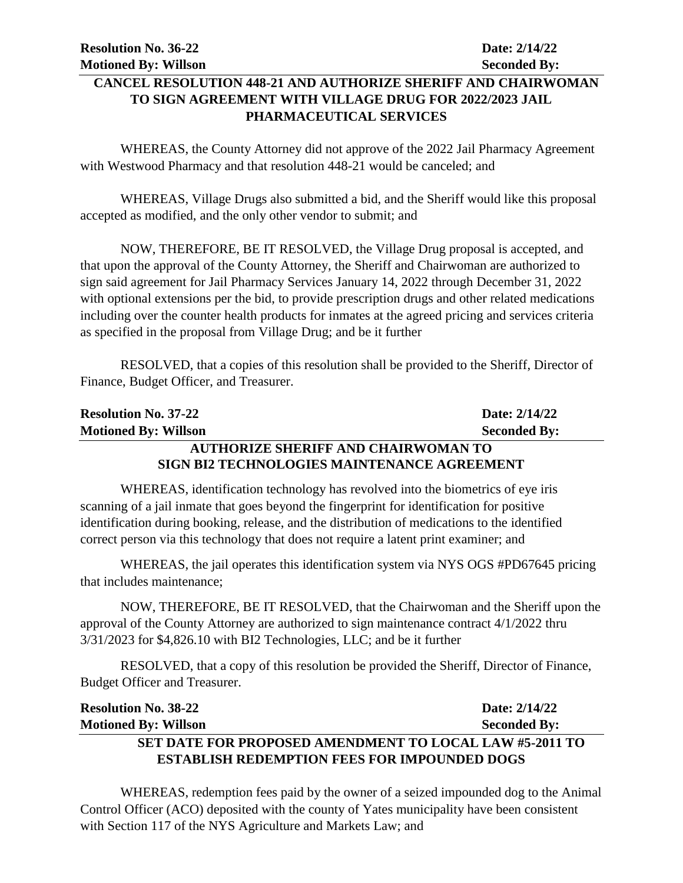**Resolution No. 36-22** **Date: 2/14/22**
**Motioned By: Willson** **Seconded By:**

## CANCEL RESOLUTION 448-21 AND AUTHORIZE SHERIFF AND CHAIRWOMAN TO SIGN AGREEMENT WITH VILLAGE DRUG FOR 2022/2023 JAIL PHARMACEUTICAL SERVICES

WHEREAS, the County Attorney did not approve of the 2022 Jail Pharmacy Agreement with Westwood Pharmacy and that resolution 448-21 would be canceled; and

WHEREAS, Village Drugs also submitted a bid, and the Sheriff would like this proposal accepted as modified, and the only other vendor to submit; and

NOW, THEREFORE, BE IT RESOLVED, the Village Drug proposal is accepted, and that upon the approval of the County Attorney, the Sheriff and Chairwoman are authorized to sign said agreement for Jail Pharmacy Services January 14, 2022 through December 31, 2022 with optional extensions per the bid, to provide prescription drugs and other related medications including over the counter health products for inmates at the agreed pricing and services criteria as specified in the proposal from Village Drug; and be it further

RESOLVED, that a copies of this resolution shall be provided to the Sheriff, Director of Finance, Budget Officer, and Treasurer.

**Resolution No. 37-22** **Date: 2/14/22**
**Motioned By: Willson** **Seconded By:**

## AUTHORIZE SHERIFF AND CHAIRWOMAN TO SIGN BI2 TECHNOLOGIES MAINTENANCE AGREEMENT

WHEREAS, identification technology has revolved into the biometrics of eye iris scanning of a jail inmate that goes beyond the fingerprint for identification for positive identification during booking, release, and the distribution of medications to the identified correct person via this technology that does not require a latent print examiner; and

WHEREAS, the jail operates this identification system via NYS OGS #PD67645 pricing that includes maintenance;

NOW, THEREFORE, BE IT RESOLVED, that the Chairwoman and the Sheriff upon the approval of the County Attorney are authorized to sign maintenance contract 4/1/2022 thru 3/31/2023 for $4,826.10 with BI2 Technologies, LLC; and be it further

RESOLVED, that a copy of this resolution be provided the Sheriff, Director of Finance, Budget Officer and Treasurer.

**Resolution No. 38-22** **Date: 2/14/22**
**Motioned By: Willson** **Seconded By:**

## SET DATE FOR PROPOSED AMENDMENT TO LOCAL LAW #5-2011 TO ESTABLISH REDEMPTION FEES FOR IMPOUNDED DOGS

WHEREAS, redemption fees paid by the owner of a seized impounded dog to the Animal Control Officer (ACO) deposited with the county of Yates municipality have been consistent with Section 117 of the NYS Agriculture and Markets Law; and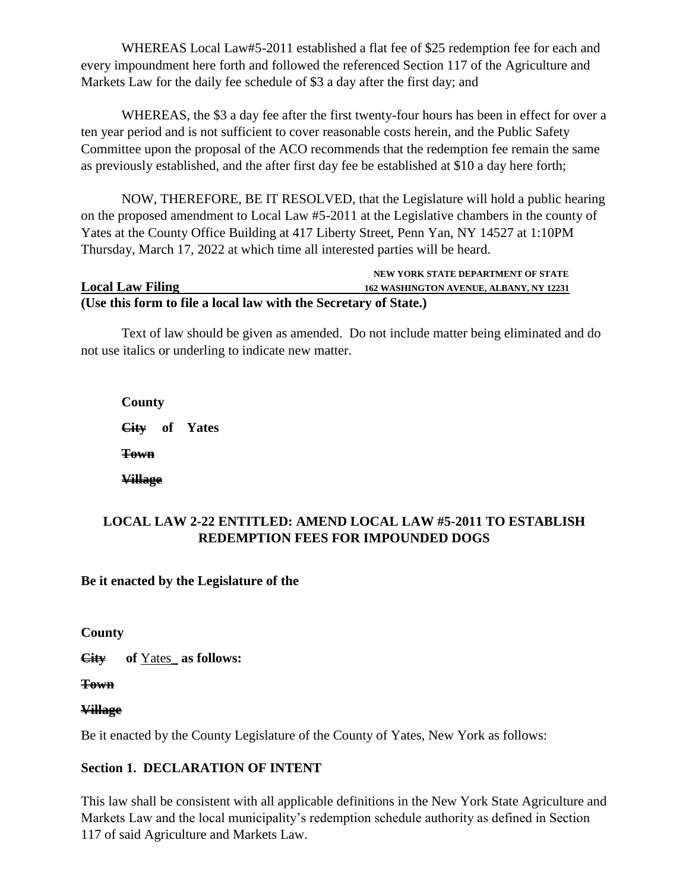WHEREAS Local Law#5-2011 established a flat fee of $25 redemption fee for each and every impoundment here forth and followed the referenced Section 117 of the Agriculture and Markets Law for the daily fee schedule of $3 a day after the first day; and

WHEREAS, the $3 a day fee after the first twenty-four hours has been in effect for over a ten year period and is not sufficient to cover reasonable costs herein, and the Public Safety Committee upon the proposal of the ACO recommends that the redemption fee remain the same as previously established, and the after first day fee be established at $10 a day here forth;

NOW, THEREFORE, BE IT RESOLVED, that the Legislature will hold a public hearing on the proposed amendment to Local Law #5-2011 at the Legislative chambers in the county of Yates at the County Office Building at 417 Liberty Street, Penn Yan, NY 14527 at 1:10PM Thursday, March 17, 2022 at which time all interested parties will be heard.

**Local Law Filing** NEW YORK STATE DEPARTMENT OF STATE 162 WASHINGTON AVENUE, ALBANY, NY 12231

**(Use this form to file a local law with the Secretary of State.)**

Text of law should be given as amended. Do not include matter being eliminated and do not use italics or underling to indicate new matter.

**County**

**~~City~~ of Yates**

**~~Town~~**

**~~Village~~**

**LOCAL LAW 2-22 ENTITLED: AMEND LOCAL LAW #5-2011 TO ESTABLISH REDEMPTION FEES FOR IMPOUNDED DOGS**

**Be it enacted by the Legislature of the**

**County**

**~~City~~ of** Yates **as follows:**

**~~Town~~**

**~~Village~~**

Be it enacted by the County Legislature of the County of Yates, New York as follows:

**Section 1. DECLARATION OF INTENT**

This law shall be consistent with all applicable definitions in the New York State Agriculture and Markets Law and the local municipality's redemption schedule authority as defined in Section 117 of said Agriculture and Markets Law.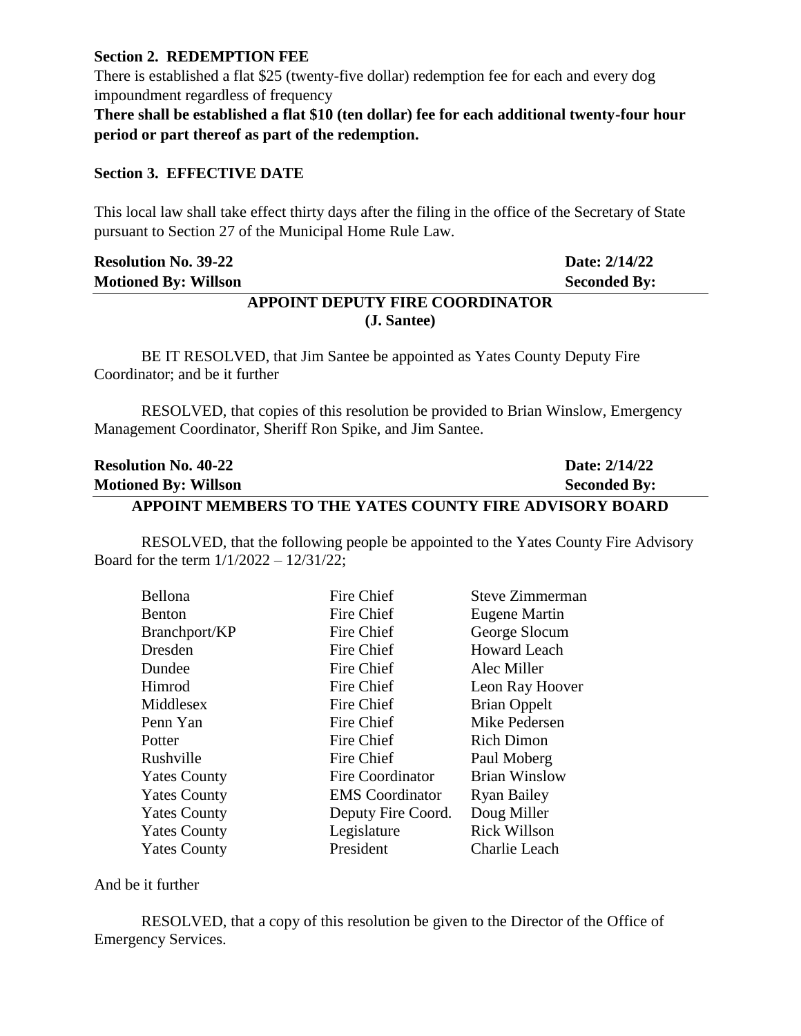**Section 2. REDEMPTION FEE**

There is established a flat $25 (twenty-five dollar) redemption fee for each and every dog impoundment regardless of frequency

**There shall be established a flat $10 (ten dollar) fee for each additional twenty-four hour period or part thereof as part of the redemption.**

**Section 3. EFFECTIVE DATE**

This local law shall take effect thirty days after the filing in the office of the Secretary of State pursuant to Section 27 of the Municipal Home Rule Law.

**Resolution No. 39-22** **Date: 2/14/22**
**Motioned By: Willson** **Seconded By:**

**APPOINT DEPUTY FIRE COORDINATOR**
**(J. Santee)**

BE IT RESOLVED, that Jim Santee be appointed as Yates County Deputy Fire Coordinator; and be it further

RESOLVED, that copies of this resolution be provided to Brian Winslow, Emergency Management Coordinator, Sheriff Ron Spike, and Jim Santee.

**Resolution No. 40-22** **Date: 2/14/22**
**Motioned By: Willson** **Seconded By:**

**APPOINT MEMBERS TO THE YATES COUNTY FIRE ADVISORY BOARD**

RESOLVED, that the following people be appointed to the Yates County Fire Advisory Board for the term 1/1/2022 – 12/31/22;

| | | |
|---|---|---|
| Bellona | Fire Chief | Steve Zimmerman |
| Benton | Fire Chief | Eugene Martin |
| Branchport/KP | Fire Chief | George Slocum |
| Dresden | Fire Chief | Howard Leach |
| Dundee | Fire Chief | Alec Miller |
| Himrod | Fire Chief | Leon Ray Hoover |
| Middlesex | Fire Chief | Brian Oppelt |
| Penn Yan | Fire Chief | Mike Pedersen |
| Potter | Fire Chief | Rich Dimon |
| Rushville | Fire Chief | Paul Moberg |
| Yates County | Fire Coordinator | Brian Winslow |
| Yates County | EMS Coordinator | Ryan Bailey |
| Yates County | Deputy Fire Coord. | Doug Miller |
| Yates County | Legislature | Rick Willson |
| Yates County | President | Charlie Leach |

And be it further

RESOLVED, that a copy of this resolution be given to the Director of the Office of Emergency Services.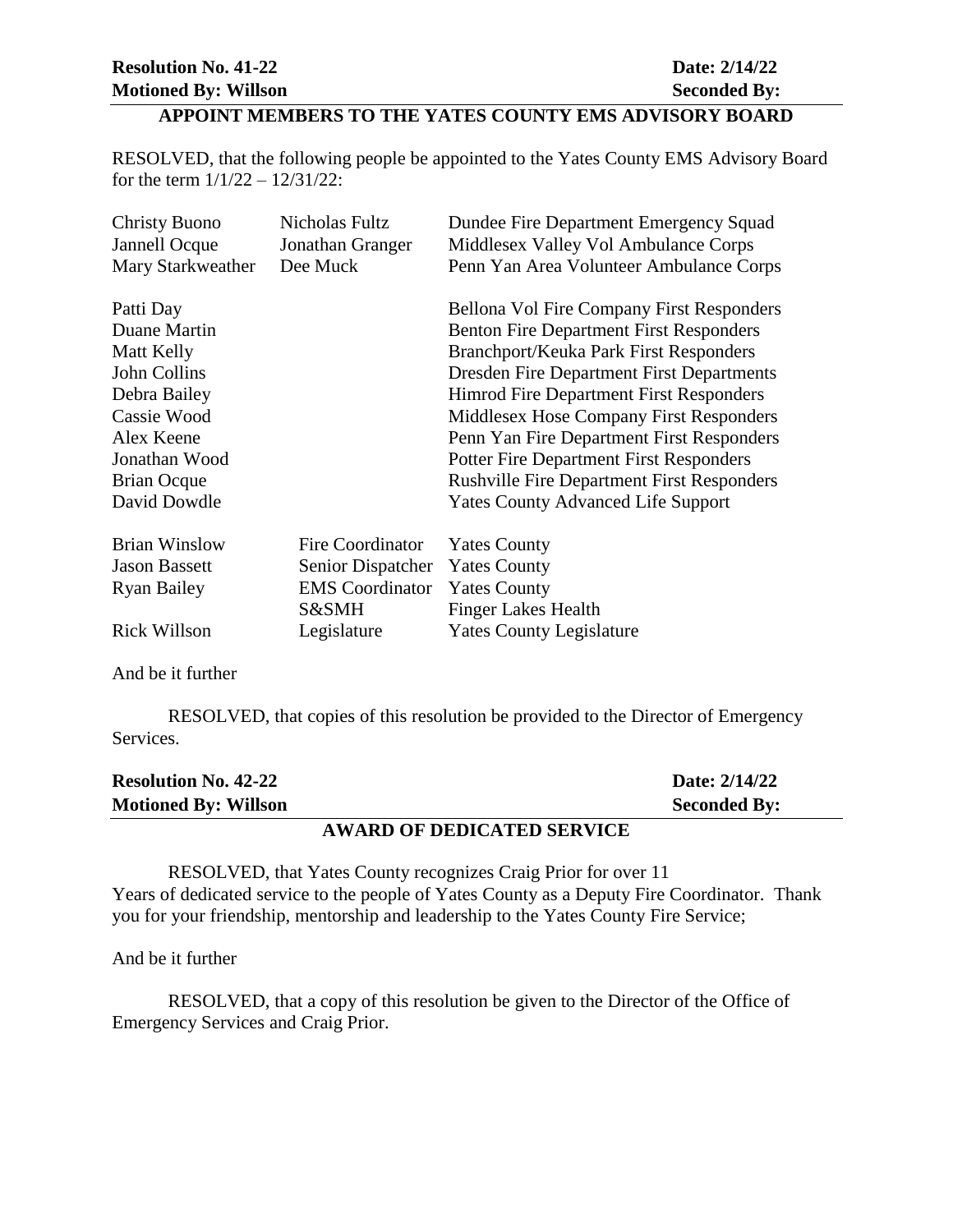**Resolution No. 41-22** **Date: 2/14/22**
**Motioned By: Willson** **Seconded By:**

## APPOINT MEMBERS TO THE YATES COUNTY EMS ADVISORY BOARD

RESOLVED, that the following people be appointed to the Yates County EMS Advisory Board for the term 1/1/22 – 12/31/22:

| | | |
|---|---|---|
| Christy Buono | Nicholas Fultz | Dundee Fire Department Emergency Squad |
| Jannell Ocque | Jonathan Granger | Middlesex Valley Vol Ambulance Corps |
| Mary Starkweather | Dee Muck | Penn Yan Area Volunteer Ambulance Corps |

| | |
|---|---|
| Patti Day | Bellona Vol Fire Company First Responders |
| Duane Martin | Benton Fire Department First Responders |
| Matt Kelly | Branchport/Keuka Park First Responders |
| John Collins | Dresden Fire Department First Departments |
| Debra Bailey | Himrod Fire Department First Responders |
| Cassie Wood | Middlesex Hose Company First Responders |
| Alex Keene | Penn Yan Fire Department First Responders |
| Jonathan Wood | Potter Fire Department First Responders |
| Brian Ocque | Rushville Fire Department First Responders |
| David Dowdle | Yates County Advanced Life Support |

| | | |
|---|---|---|
| Brian Winslow | Fire Coordinator | Yates County |
| Jason Bassett | Senior Dispatcher | Yates County |
| Ryan Bailey | EMS Coordinator | Yates County |
| | S&SMH | Finger Lakes Health |
| Rick Willson | Legislature | Yates County Legislature |

And be it further

RESOLVED, that copies of this resolution be provided to the Director of Emergency Services.

**Resolution No. 42-22** **Date: 2/14/22**
**Motioned By: Willson** **Seconded By:**

## AWARD OF DEDICATED SERVICE

RESOLVED, that Yates County recognizes Craig Prior for over 11 Years of dedicated service to the people of Yates County as a Deputy Fire Coordinator. Thank you for your friendship, mentorship and leadership to the Yates County Fire Service;

And be it further

RESOLVED, that a copy of this resolution be given to the Director of the Office of Emergency Services and Craig Prior.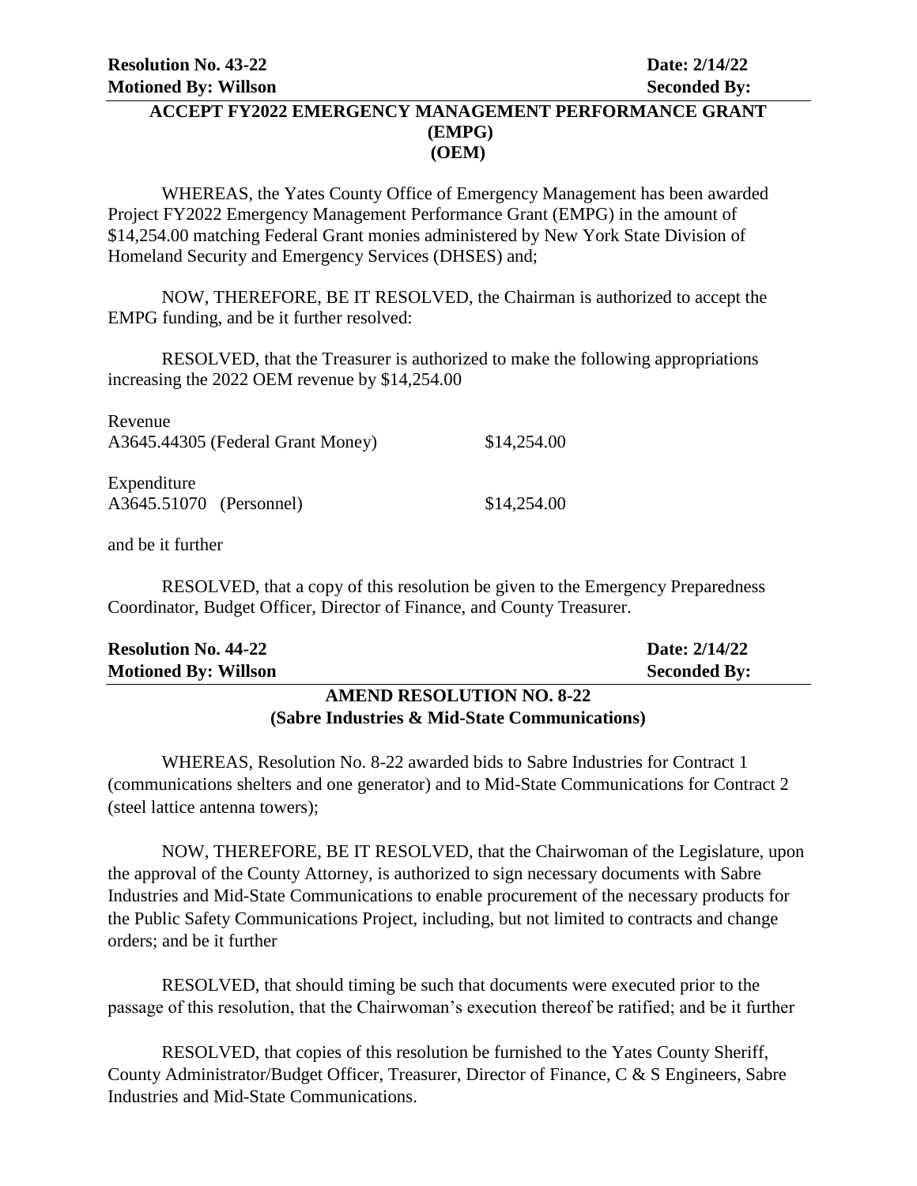**Resolution No. 43-22** **Date: 2/14/22**
**Motioned By: Willson** **Seconded By:**

## ACCEPT FY2022 EMERGENCY MANAGEMENT PERFORMANCE GRANT (EMPG) (OEM)

WHEREAS, the Yates County Office of Emergency Management has been awarded Project FY2022 Emergency Management Performance Grant (EMPG) in the amount of $14,254.00 matching Federal Grant monies administered by New York State Division of Homeland Security and Emergency Services (DHSES) and;

NOW, THEREFORE, BE IT RESOLVED, the Chairman is authorized to accept the EMPG funding, and be it further resolved:

RESOLVED, that the Treasurer is authorized to make the following appropriations increasing the 2022 OEM revenue by $14,254.00

Revenue
A3645.44305 (Federal Grant Money) $14,254.00

Expenditure
A3645.51070 (Personnel) $14,254.00

and be it further

RESOLVED, that a copy of this resolution be given to the Emergency Preparedness Coordinator, Budget Officer, Director of Finance, and County Treasurer.

**Resolution No. 44-22** **Date: 2/14/22**
**Motioned By: Willson** **Seconded By:**

## AMEND RESOLUTION NO. 8-22 (Sabre Industries & Mid-State Communications)

WHEREAS, Resolution No. 8-22 awarded bids to Sabre Industries for Contract 1 (communications shelters and one generator) and to Mid-State Communications for Contract 2 (steel lattice antenna towers);

NOW, THEREFORE, BE IT RESOLVED, that the Chairwoman of the Legislature, upon the approval of the County Attorney, is authorized to sign necessary documents with Sabre Industries and Mid-State Communications to enable procurement of the necessary products for the Public Safety Communications Project, including, but not limited to contracts and change orders; and be it further

RESOLVED, that should timing be such that documents were executed prior to the passage of this resolution, that the Chairwoman's execution thereof be ratified; and be it further

RESOLVED, that copies of this resolution be furnished to the Yates County Sheriff, County Administrator/Budget Officer, Treasurer, Director of Finance, C & S Engineers, Sabre Industries and Mid-State Communications.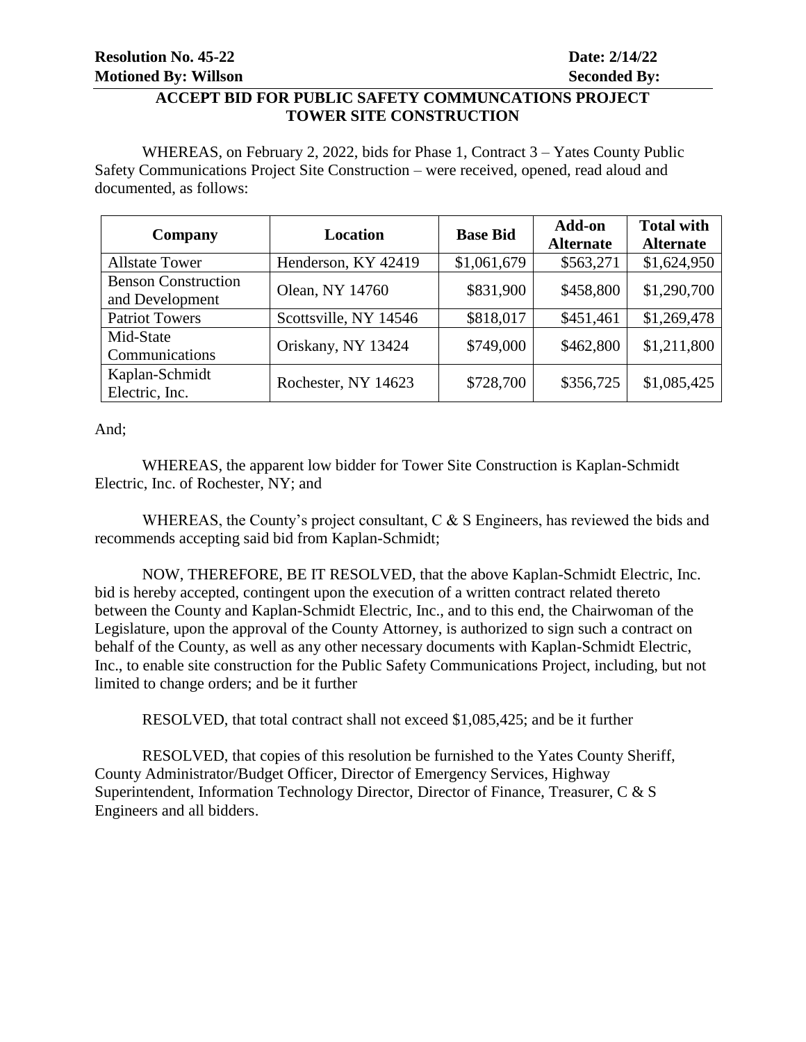**Resolution No. 45-22** **Date: 2/14/22**
**Motioned By: Willson** **Seconded By:**

**ACCEPT BID FOR PUBLIC SAFETY COMMUNCATIONS PROJECT TOWER SITE CONSTRUCTION**

WHEREAS, on February 2, 2022, bids for Phase 1, Contract 3 – Yates County Public Safety Communications Project Site Construction – were received, opened, read aloud and documented, as follows:

| Company | Location | Base Bid | Add-on Alternate | Total with Alternate |
|---|---|---|---|---|
| Allstate Tower | Henderson, KY 42419 | $1,061,679 | $563,271 | $1,624,950 |
| Benson Construction and Development | Olean, NY 14760 | $831,900 | $458,800 | $1,290,700 |
| Patriot Towers | Scottsville, NY 14546 | $818,017 | $451,461 | $1,269,478 |
| Mid-State Communications | Oriskany, NY 13424 | $749,000 | $462,800 | $1,211,800 |
| Kaplan-Schmidt Electric, Inc. | Rochester, NY 14623 | $728,700 | $356,725 | $1,085,425 |

And;

WHEREAS, the apparent low bidder for Tower Site Construction is Kaplan-Schmidt Electric, Inc. of Rochester, NY; and

WHEREAS, the County's project consultant, C & S Engineers, has reviewed the bids and recommends accepting said bid from Kaplan-Schmidt;

NOW, THEREFORE, BE IT RESOLVED, that the above Kaplan-Schmidt Electric, Inc. bid is hereby accepted, contingent upon the execution of a written contract related thereto between the County and Kaplan-Schmidt Electric, Inc., and to this end, the Chairwoman of the Legislature, upon the approval of the County Attorney, is authorized to sign such a contract on behalf of the County, as well as any other necessary documents with Kaplan-Schmidt Electric, Inc., to enable site construction for the Public Safety Communications Project, including, but not limited to change orders; and be it further

RESOLVED, that total contract shall not exceed $1,085,425; and be it further

RESOLVED, that copies of this resolution be furnished to the Yates County Sheriff, County Administrator/Budget Officer, Director of Emergency Services, Highway Superintendent, Information Technology Director, Director of Finance, Treasurer, C & S Engineers and all bidders.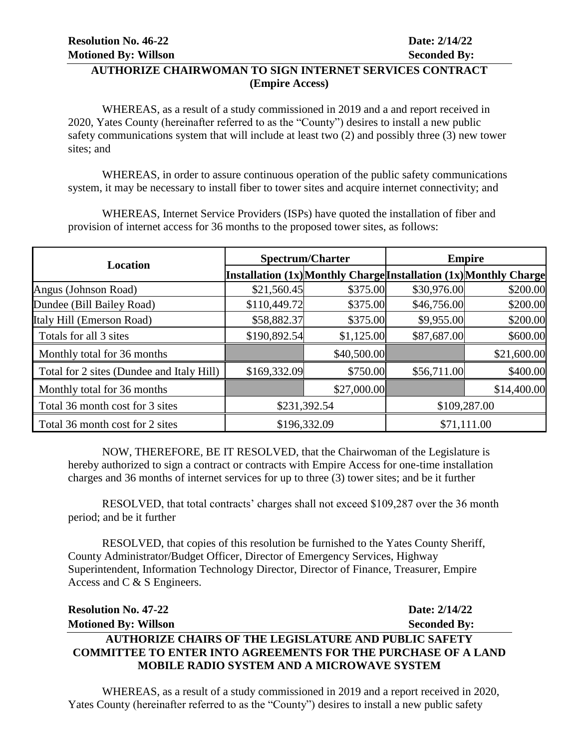**Resolution No. 46-22** **Date: 2/14/22**
**Motioned By: Willson** **Seconded By:**

## AUTHORIZE CHAIRWOMAN TO SIGN INTERNET SERVICES CONTRACT (Empire Access)

WHEREAS, as a result of a study commissioned in 2019 and a and report received in 2020, Yates County (hereinafter referred to as the "County") desires to install a new public safety communications system that will include at least two (2) and possibly three (3) new tower sites; and

WHEREAS, in order to assure continuous operation of the public safety communications system, it may be necessary to install fiber to tower sites and acquire internet connectivity; and

WHEREAS, Internet Service Providers (ISPs) have quoted the installation of fiber and provision of internet access for 36 months to the proposed tower sites, as follows:

| Location | Spectrum/Charter | | Empire | |
|---|---|---|---|---|
| | **Installation (1x)** | **Monthly Charge** | **Installation (1x)** | **Monthly Charge** |
| Angus (Johnson Road) | $21,560.45 | $375.00 | $30,976.00 | $200.00 |
| Dundee (Bill Bailey Road) | $110,449.72 | $375.00 | $46,756.00 | $200.00 |
| Italy Hill (Emerson Road) | $58,882.37 | $375.00 | $9,955.00 | $200.00 |
| Totals for all 3 sites | $190,892.54 | $1,125.00 | $87,687.00 | $600.00 |
| Monthly total for 36 months | | $40,500.00 | | $21,600.00 |
| Total for 2 sites (Dundee and Italy Hill) | $169,332.09 | $750.00 | $56,711.00 | $400.00 |
| Monthly total for 36 months | | $27,000.00 | | $14,400.00 |
| Total 36 month cost for 3 sites | $231,392.54 | | $109,287.00 | |
| Total 36 month cost for 2 sites | $196,332.09 | | $71,111.00 | |

NOW, THEREFORE, BE IT RESOLVED, that the Chairwoman of the Legislature is hereby authorized to sign a contract or contracts with Empire Access for one-time installation charges and 36 months of internet services for up to three (3) tower sites; and be it further

RESOLVED, that total contracts' charges shall not exceed $109,287 over the 36 month period; and be it further

RESOLVED, that copies of this resolution be furnished to the Yates County Sheriff, County Administrator/Budget Officer, Director of Emergency Services, Highway Superintendent, Information Technology Director, Director of Finance, Treasurer, Empire Access and C & S Engineers.

**Resolution No. 47-22** **Date: 2/14/22**
**Motioned By: Willson** **Seconded By:**

## AUTHORIZE CHAIRS OF THE LEGISLATURE AND PUBLIC SAFETY COMMITTEE TO ENTER INTO AGREEMENTS FOR THE PURCHASE OF A LAND MOBILE RADIO SYSTEM AND A MICROWAVE SYSTEM

WHEREAS, as a result of a study commissioned in 2019 and a report received in 2020, Yates County (hereinafter referred to as the "County") desires to install a new public safety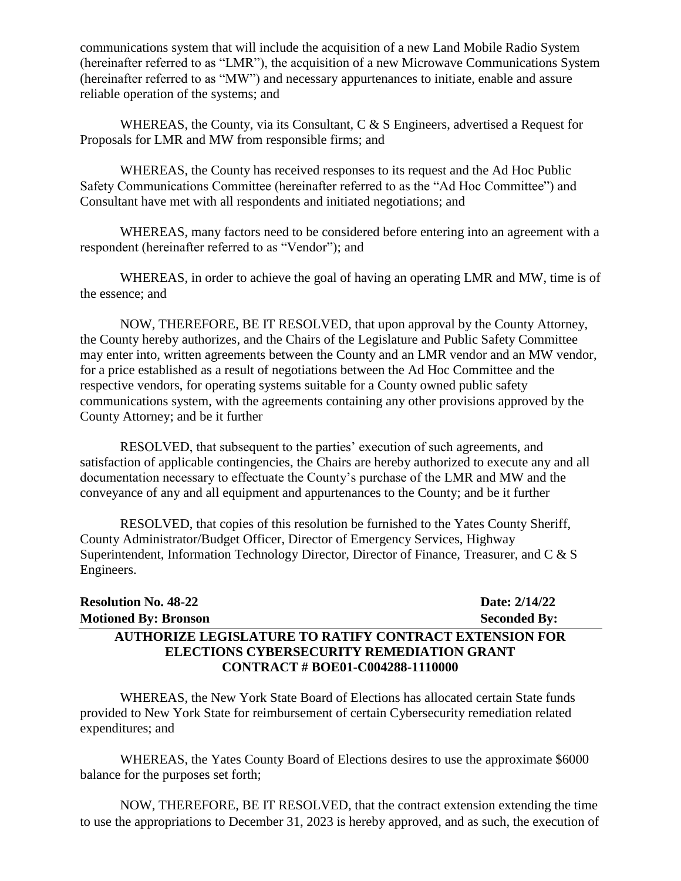communications system that will include the acquisition of a new Land Mobile Radio System (hereinafter referred to as "LMR"), the acquisition of a new Microwave Communications System (hereinafter referred to as "MW") and necessary appurtenances to initiate, enable and assure reliable operation of the systems; and

WHEREAS, the County, via its Consultant, C & S Engineers, advertised a Request for Proposals for LMR and MW from responsible firms; and

WHEREAS, the County has received responses to its request and the Ad Hoc Public Safety Communications Committee (hereinafter referred to as the "Ad Hoc Committee") and Consultant have met with all respondents and initiated negotiations; and

WHEREAS, many factors need to be considered before entering into an agreement with a respondent (hereinafter referred to as "Vendor"); and

WHEREAS, in order to achieve the goal of having an operating LMR and MW, time is of the essence; and

NOW, THEREFORE, BE IT RESOLVED, that upon approval by the County Attorney, the County hereby authorizes, and the Chairs of the Legislature and Public Safety Committee may enter into, written agreements between the County and an LMR vendor and an MW vendor, for a price established as a result of negotiations between the Ad Hoc Committee and the respective vendors, for operating systems suitable for a County owned public safety communications system, with the agreements containing any other provisions approved by the County Attorney; and be it further

RESOLVED, that subsequent to the parties' execution of such agreements, and satisfaction of applicable contingencies, the Chairs are hereby authorized to execute any and all documentation necessary to effectuate the County's purchase of the LMR and MW and the conveyance of any and all equipment and appurtenances to the County; and be it further

RESOLVED, that copies of this resolution be furnished to the Yates County Sheriff, County Administrator/Budget Officer, Director of Emergency Services, Highway Superintendent, Information Technology Director, Director of Finance, Treasurer, and C & S Engineers.

**Resolution No. 48-22** **Date: 2/14/22**
**Motioned By: Bronson** **Seconded By:**

**AUTHORIZE LEGISLATURE TO RATIFY CONTRACT EXTENSION FOR ELECTIONS CYBERSECURITY REMEDIATION GRANT CONTRACT # BOE01-C004288-1110000**

WHEREAS, the New York State Board of Elections has allocated certain State funds provided to New York State for reimbursement of certain Cybersecurity remediation related expenditures; and

WHEREAS, the Yates County Board of Elections desires to use the approximate $6000 balance for the purposes set forth;

NOW, THEREFORE, BE IT RESOLVED, that the contract extension extending the time to use the appropriations to December 31, 2023 is hereby approved, and as such, the execution of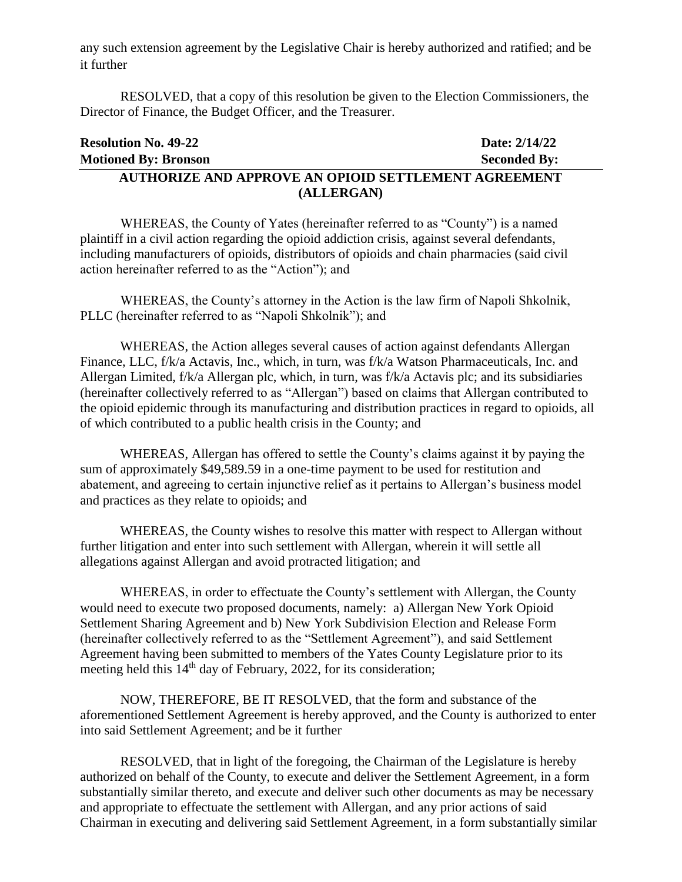any such extension agreement by the Legislative Chair is hereby authorized and ratified; and be it further

RESOLVED, that a copy of this resolution be given to the Election Commissioners, the Director of Finance, the Budget Officer, and the Treasurer.

**Resolution No. 49-22** **Date: 2/14/22**
**Motioned By: Bronson** **Seconded By:**

**AUTHORIZE AND APPROVE AN OPIOID SETTLEMENT AGREEMENT (ALLERGAN)**

WHEREAS, the County of Yates (hereinafter referred to as "County") is a named plaintiff in a civil action regarding the opioid addiction crisis, against several defendants, including manufacturers of opioids, distributors of opioids and chain pharmacies (said civil action hereinafter referred to as the "Action"); and

WHEREAS, the County's attorney in the Action is the law firm of Napoli Shkolnik, PLLC (hereinafter referred to as "Napoli Shkolnik"); and

WHEREAS, the Action alleges several causes of action against defendants Allergan Finance, LLC, f/k/a Actavis, Inc., which, in turn, was f/k/a Watson Pharmaceuticals, Inc. and Allergan Limited, f/k/a Allergan plc, which, in turn, was f/k/a Actavis plc; and its subsidiaries (hereinafter collectively referred to as "Allergan") based on claims that Allergan contributed to the opioid epidemic through its manufacturing and distribution practices in regard to opioids, all of which contributed to a public health crisis in the County; and

WHEREAS, Allergan has offered to settle the County's claims against it by paying the sum of approximately $49,589.59 in a one-time payment to be used for restitution and abatement, and agreeing to certain injunctive relief as it pertains to Allergan's business model and practices as they relate to opioids; and

WHEREAS, the County wishes to resolve this matter with respect to Allergan without further litigation and enter into such settlement with Allergan, wherein it will settle all allegations against Allergan and avoid protracted litigation; and

WHEREAS, in order to effectuate the County's settlement with Allergan, the County would need to execute two proposed documents, namely: a) Allergan New York Opioid Settlement Sharing Agreement and b) New York Subdivision Election and Release Form (hereinafter collectively referred to as the "Settlement Agreement"), and said Settlement Agreement having been submitted to members of the Yates County Legislature prior to its meeting held this 14th day of February, 2022, for its consideration;

NOW, THEREFORE, BE IT RESOLVED, that the form and substance of the aforementioned Settlement Agreement is hereby approved, and the County is authorized to enter into said Settlement Agreement; and be it further

RESOLVED, that in light of the foregoing, the Chairman of the Legislature is hereby authorized on behalf of the County, to execute and deliver the Settlement Agreement, in a form substantially similar thereto, and execute and deliver such other documents as may be necessary and appropriate to effectuate the settlement with Allergan, and any prior actions of said Chairman in executing and delivering said Settlement Agreement, in a form substantially similar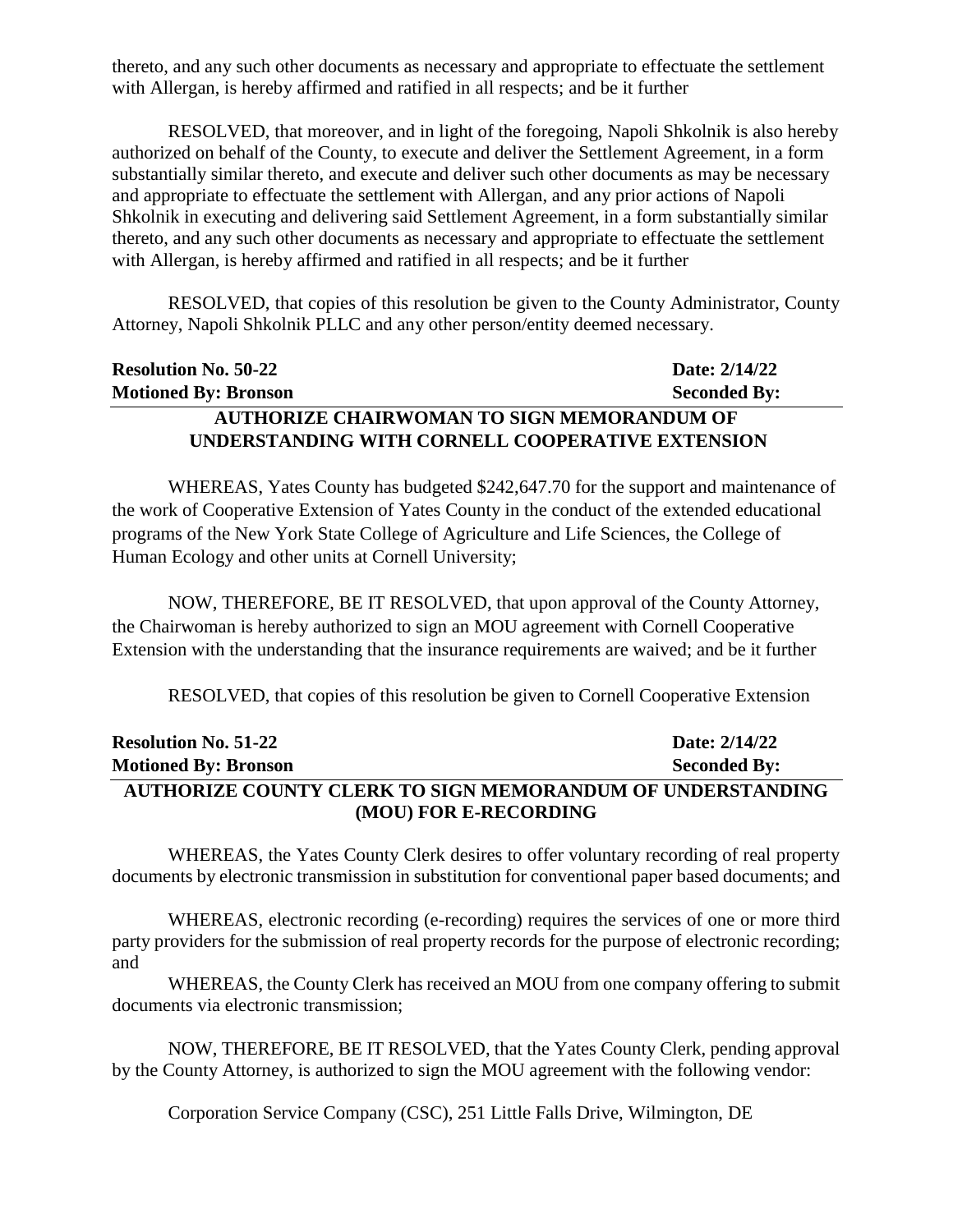thereto, and any such other documents as necessary and appropriate to effectuate the settlement with Allergan, is hereby affirmed and ratified in all respects; and be it further

RESOLVED, that moreover, and in light of the foregoing, Napoli Shkolnik is also hereby authorized on behalf of the County, to execute and deliver the Settlement Agreement, in a form substantially similar thereto, and execute and deliver such other documents as may be necessary and appropriate to effectuate the settlement with Allergan, and any prior actions of Napoli Shkolnik in executing and delivering said Settlement Agreement, in a form substantially similar thereto, and any such other documents as necessary and appropriate to effectuate the settlement with Allergan, is hereby affirmed and ratified in all respects; and be it further

RESOLVED, that copies of this resolution be given to the County Administrator, County Attorney, Napoli Shkolnik PLLC and any other person/entity deemed necessary.

**Resolution No. 50-22** **Date: 2/14/22**
**Motioned By: Bronson** **Seconded By:**

**AUTHORIZE CHAIRWOMAN TO SIGN MEMORANDUM OF UNDERSTANDING WITH CORNELL COOPERATIVE EXTENSION**

WHEREAS, Yates County has budgeted $242,647.70 for the support and maintenance of the work of Cooperative Extension of Yates County in the conduct of the extended educational programs of the New York State College of Agriculture and Life Sciences, the College of Human Ecology and other units at Cornell University;

NOW, THEREFORE, BE IT RESOLVED, that upon approval of the County Attorney, the Chairwoman is hereby authorized to sign an MOU agreement with Cornell Cooperative Extension with the understanding that the insurance requirements are waived; and be it further

RESOLVED, that copies of this resolution be given to Cornell Cooperative Extension

**Resolution No. 51-22** **Date: 2/14/22**
**Motioned By: Bronson** **Seconded By:**

**AUTHORIZE COUNTY CLERK TO SIGN MEMORANDUM OF UNDERSTANDING (MOU) FOR E-RECORDING**

WHEREAS, the Yates County Clerk desires to offer voluntary recording of real property documents by electronic transmission in substitution for conventional paper based documents; and

WHEREAS, electronic recording (e-recording) requires the services of one or more third party providers for the submission of real property records for the purpose of electronic recording; and

WHEREAS, the County Clerk has received an MOU from one company offering to submit documents via electronic transmission;

NOW, THEREFORE, BE IT RESOLVED, that the Yates County Clerk, pending approval by the County Attorney, is authorized to sign the MOU agreement with the following vendor:

Corporation Service Company (CSC), 251 Little Falls Drive, Wilmington, DE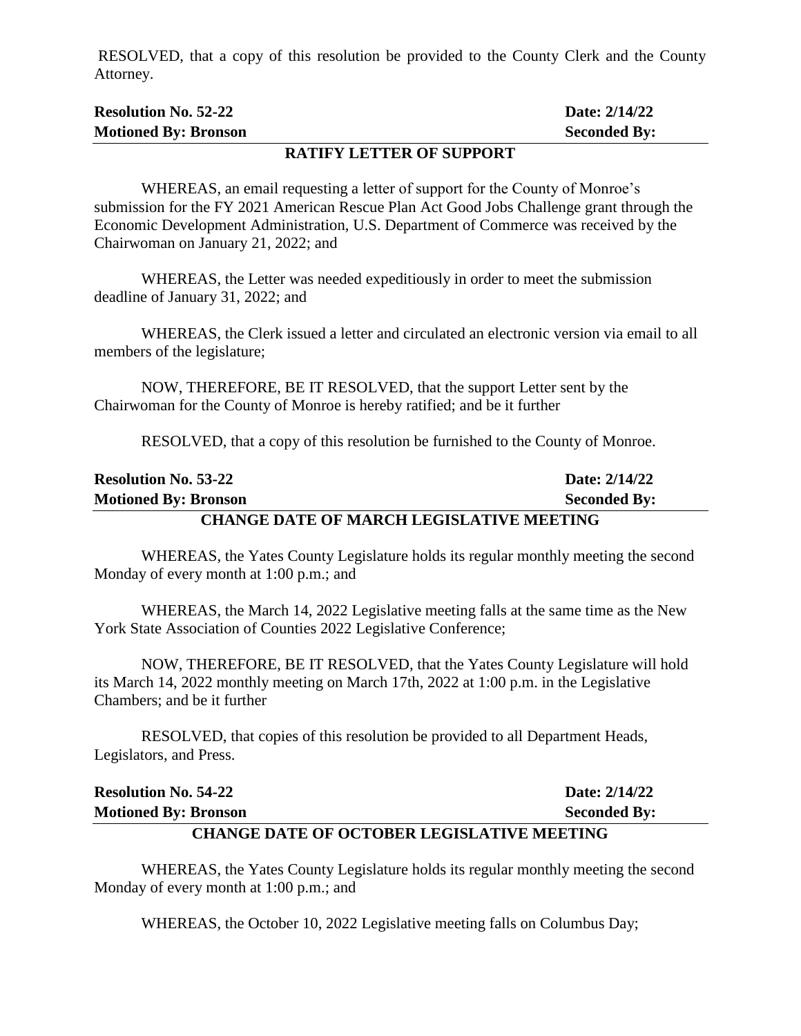RESOLVED, that a copy of this resolution be provided to the County Clerk and the County Attorney.

**Resolution No. 52-22** **Date: 2/14/22**
**Motioned By: Bronson** **Seconded By:**

**RATIFY LETTER OF SUPPORT**

WHEREAS, an email requesting a letter of support for the County of Monroe's submission for the FY 2021 American Rescue Plan Act Good Jobs Challenge grant through the Economic Development Administration, U.S. Department of Commerce was received by the Chairwoman on January 21, 2022; and

WHEREAS, the Letter was needed expeditiously in order to meet the submission deadline of January 31, 2022; and

WHEREAS, the Clerk issued a letter and circulated an electronic version via email to all members of the legislature;

NOW, THEREFORE, BE IT RESOLVED, that the support Letter sent by the Chairwoman for the County of Monroe is hereby ratified; and be it further

RESOLVED, that a copy of this resolution be furnished to the County of Monroe.

**Resolution No. 53-22** **Date: 2/14/22**
**Motioned By: Bronson** **Seconded By:**

**CHANGE DATE OF MARCH LEGISLATIVE MEETING**

WHEREAS, the Yates County Legislature holds its regular monthly meeting the second Monday of every month at 1:00 p.m.; and

WHEREAS, the March 14, 2022 Legislative meeting falls at the same time as the New York State Association of Counties 2022 Legislative Conference;

NOW, THEREFORE, BE IT RESOLVED, that the Yates County Legislature will hold its March 14, 2022 monthly meeting on March 17th, 2022 at 1:00 p.m. in the Legislative Chambers; and be it further

RESOLVED, that copies of this resolution be provided to all Department Heads, Legislators, and Press.

**Resolution No. 54-22** **Date: 2/14/22**
**Motioned By: Bronson** **Seconded By:**

**CHANGE DATE OF OCTOBER LEGISLATIVE MEETING**

WHEREAS, the Yates County Legislature holds its regular monthly meeting the second Monday of every month at 1:00 p.m.; and

WHEREAS, the October 10, 2022 Legislative meeting falls on Columbus Day;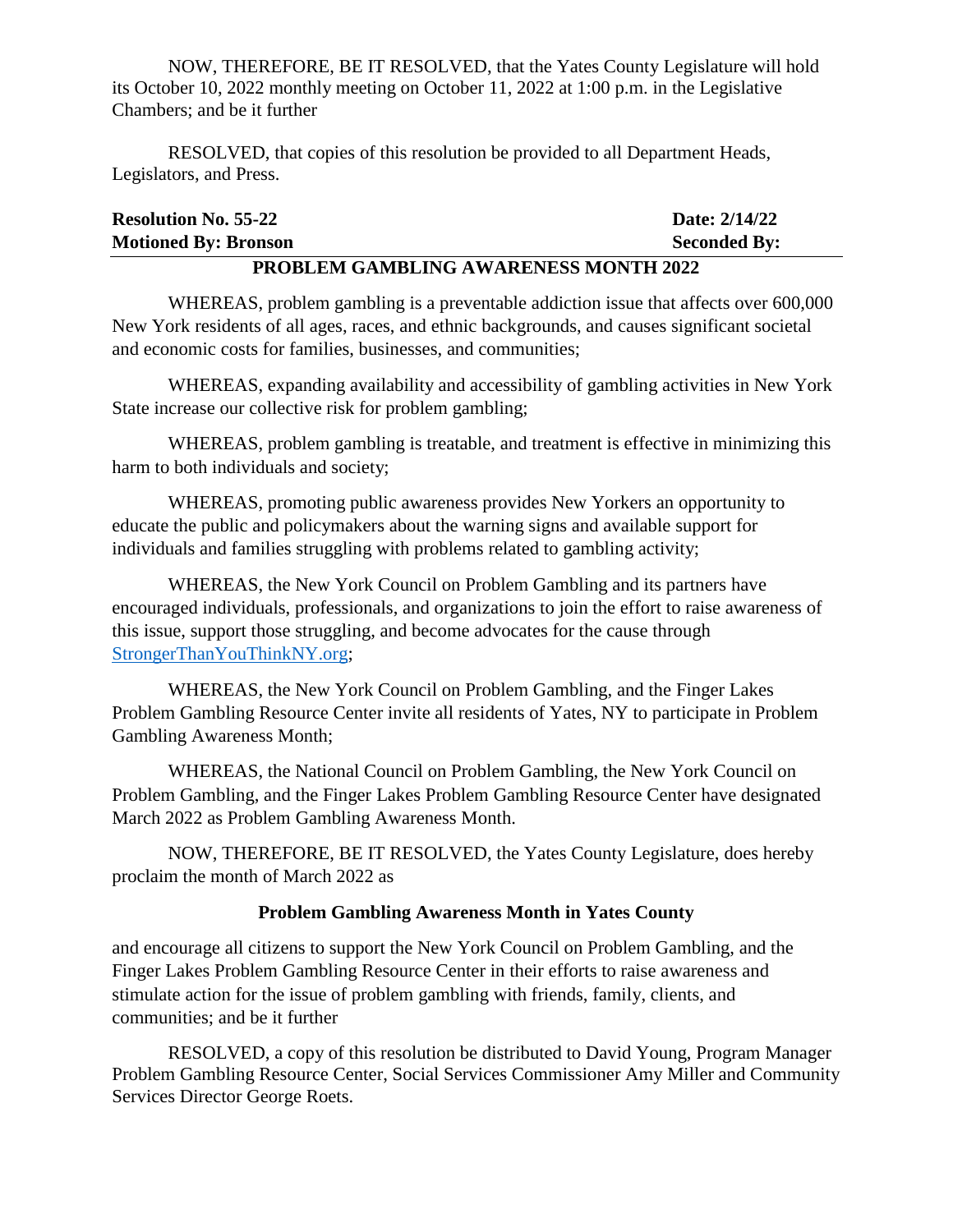NOW, THEREFORE, BE IT RESOLVED, that the Yates County Legislature will hold its October 10, 2022 monthly meeting on October 11, 2022 at 1:00 p.m. in the Legislative Chambers; and be it further

RESOLVED, that copies of this resolution be provided to all Department Heads, Legislators, and Press.

**Resolution No. 55-22** **Date: 2/14/22**
**Motioned By: Bronson** **Seconded By:**

**PROBLEM GAMBLING AWARENESS MONTH 2022**

WHEREAS, problem gambling is a preventable addiction issue that affects over 600,000 New York residents of all ages, races, and ethnic backgrounds, and causes significant societal and economic costs for families, businesses, and communities;

WHEREAS, expanding availability and accessibility of gambling activities in New York State increase our collective risk for problem gambling;

WHEREAS, problem gambling is treatable, and treatment is effective in minimizing this harm to both individuals and society;

WHEREAS, promoting public awareness provides New Yorkers an opportunity to educate the public and policymakers about the warning signs and available support for individuals and families struggling with problems related to gambling activity;

WHEREAS, the New York Council on Problem Gambling and its partners have encouraged individuals, professionals, and organizations to join the effort to raise awareness of this issue, support those struggling, and become advocates for the cause through StrongerThanYouThinkNY.org;

WHEREAS, the New York Council on Problem Gambling, and the Finger Lakes Problem Gambling Resource Center invite all residents of Yates, NY to participate in Problem Gambling Awareness Month;

WHEREAS, the National Council on Problem Gambling, the New York Council on Problem Gambling, and the Finger Lakes Problem Gambling Resource Center have designated March 2022 as Problem Gambling Awareness Month.

NOW, THEREFORE, BE IT RESOLVED, the Yates County Legislature, does hereby proclaim the month of March 2022 as

**Problem Gambling Awareness Month in Yates County**

and encourage all citizens to support the New York Council on Problem Gambling, and the Finger Lakes Problem Gambling Resource Center in their efforts to raise awareness and stimulate action for the issue of problem gambling with friends, family, clients, and communities; and be it further

RESOLVED, a copy of this resolution be distributed to David Young, Program Manager Problem Gambling Resource Center, Social Services Commissioner Amy Miller and Community Services Director George Roets.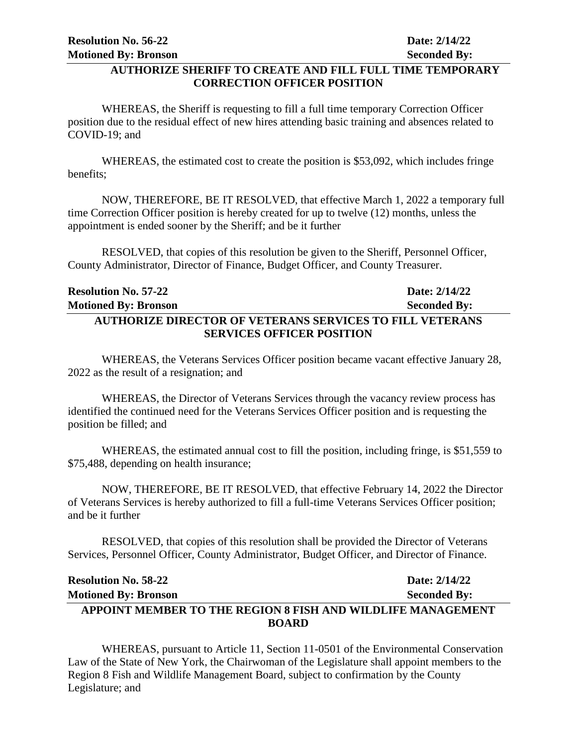**Resolution No. 56-22** **Date: 2/14/22**
**Motioned By: Bronson** **Seconded By:**

## AUTHORIZE SHERIFF TO CREATE AND FILL FULL TIME TEMPORARY CORRECTION OFFICER POSITION

WHEREAS, the Sheriff is requesting to fill a full time temporary Correction Officer position due to the residual effect of new hires attending basic training and absences related to COVID-19; and

WHEREAS, the estimated cost to create the position is $53,092, which includes fringe benefits;

NOW, THEREFORE, BE IT RESOLVED, that effective March 1, 2022 a temporary full time Correction Officer position is hereby created for up to twelve (12) months, unless the appointment is ended sooner by the Sheriff; and be it further

RESOLVED, that copies of this resolution be given to the Sheriff, Personnel Officer, County Administrator, Director of Finance, Budget Officer, and County Treasurer.

**Resolution No. 57-22** **Date: 2/14/22**
**Motioned By: Bronson** **Seconded By:**

## AUTHORIZE DIRECTOR OF VETERANS SERVICES TO FILL VETERANS SERVICES OFFICER POSITION

WHEREAS, the Veterans Services Officer position became vacant effective January 28, 2022 as the result of a resignation; and

WHEREAS, the Director of Veterans Services through the vacancy review process has identified the continued need for the Veterans Services Officer position and is requesting the position be filled; and

WHEREAS, the estimated annual cost to fill the position, including fringe, is $51,559 to $75,488, depending on health insurance;

NOW, THEREFORE, BE IT RESOLVED, that effective February 14, 2022 the Director of Veterans Services is hereby authorized to fill a full-time Veterans Services Officer position; and be it further

RESOLVED, that copies of this resolution shall be provided the Director of Veterans Services, Personnel Officer, County Administrator, Budget Officer, and Director of Finance.

**Resolution No. 58-22** **Date: 2/14/22**
**Motioned By: Bronson** **Seconded By:**

## APPOINT MEMBER TO THE REGION 8 FISH AND WILDLIFE MANAGEMENT BOARD

WHEREAS, pursuant to Article 11, Section 11-0501 of the Environmental Conservation Law of the State of New York, the Chairwoman of the Legislature shall appoint members to the Region 8 Fish and Wildlife Management Board, subject to confirmation by the County Legislature; and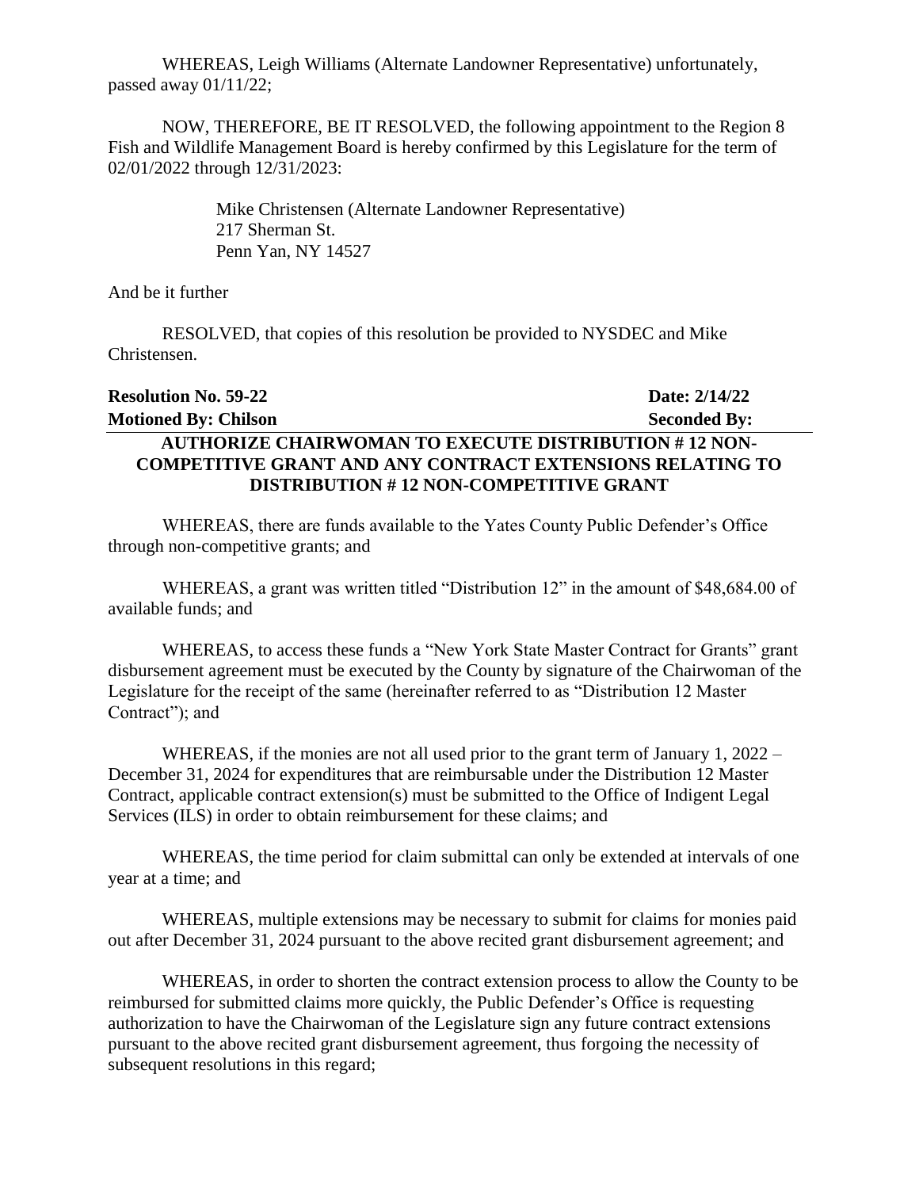WHEREAS, Leigh Williams (Alternate Landowner Representative) unfortunately, passed away 01/11/22;

NOW, THEREFORE, BE IT RESOLVED, the following appointment to the Region 8 Fish and Wildlife Management Board is hereby confirmed by this Legislature for the term of 02/01/2022 through 12/31/2023:

> Mike Christensen (Alternate Landowner Representative)
> 217 Sherman St.
> Penn Yan, NY 14527

And be it further

RESOLVED, that copies of this resolution be provided to NYSDEC and Mike Christensen.

**Resolution No. 59-22** **Date: 2/14/22**
**Motioned By: Chilson** **Seconded By:**

**AUTHORIZE CHAIRWOMAN TO EXECUTE DISTRIBUTION # 12 NON-COMPETITIVE GRANT AND ANY CONTRACT EXTENSIONS RELATING TO DISTRIBUTION # 12 NON-COMPETITIVE GRANT**

WHEREAS, there are funds available to the Yates County Public Defender's Office through non-competitive grants; and

WHEREAS, a grant was written titled "Distribution 12" in the amount of $48,684.00 of available funds; and

WHEREAS, to access these funds a "New York State Master Contract for Grants" grant disbursement agreement must be executed by the County by signature of the Chairwoman of the Legislature for the receipt of the same (hereinafter referred to as "Distribution 12 Master Contract"); and

WHEREAS, if the monies are not all used prior to the grant term of January 1, 2022 – December 31, 2024 for expenditures that are reimbursable under the Distribution 12 Master Contract, applicable contract extension(s) must be submitted to the Office of Indigent Legal Services (ILS) in order to obtain reimbursement for these claims; and

WHEREAS, the time period for claim submittal can only be extended at intervals of one year at a time; and

WHEREAS, multiple extensions may be necessary to submit for claims for monies paid out after December 31, 2024 pursuant to the above recited grant disbursement agreement; and

WHEREAS, in order to shorten the contract extension process to allow the County to be reimbursed for submitted claims more quickly, the Public Defender's Office is requesting authorization to have the Chairwoman of the Legislature sign any future contract extensions pursuant to the above recited grant disbursement agreement, thus forgoing the necessity of subsequent resolutions in this regard;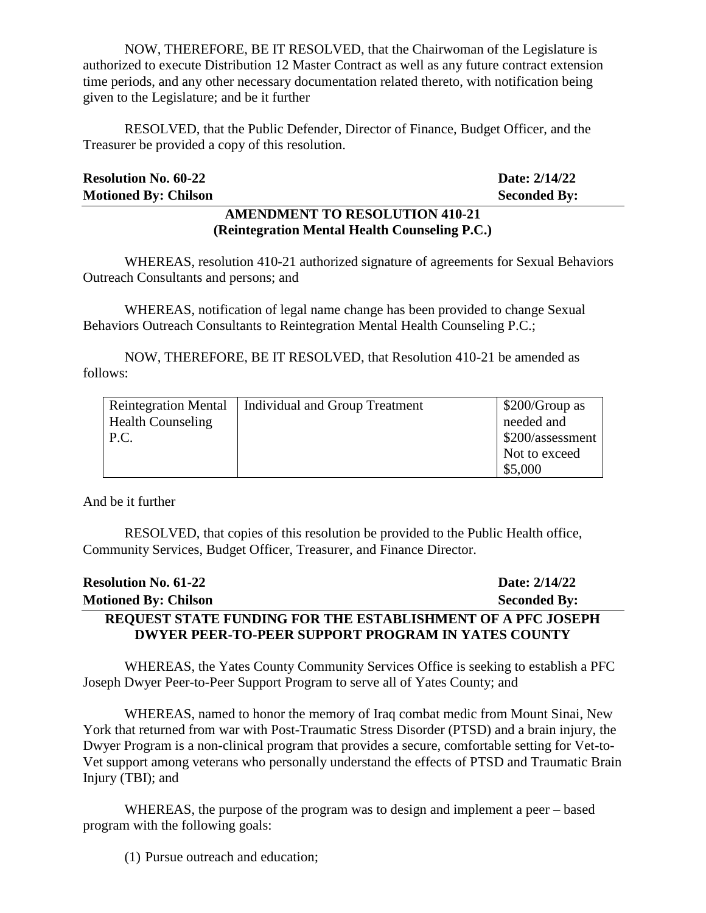NOW, THEREFORE, BE IT RESOLVED, that the Chairwoman of the Legislature is authorized to execute Distribution 12 Master Contract as well as any future contract extension time periods, and any other necessary documentation related thereto, with notification being given to the Legislature; and be it further

RESOLVED, that the Public Defender, Director of Finance, Budget Officer, and the Treasurer be provided a copy of this resolution.

**Resolution No. 60-22** **Date: 2/14/22**
**Motioned By: Chilson** **Seconded By:**

**AMENDMENT TO RESOLUTION 410-21**
**(Reintegration Mental Health Counseling P.C.)**

WHEREAS, resolution 410-21 authorized signature of agreements for Sexual Behaviors Outreach Consultants and persons; and

WHEREAS, notification of legal name change has been provided to change Sexual Behaviors Outreach Consultants to Reintegration Mental Health Counseling P.C.;

NOW, THEREFORE, BE IT RESOLVED, that Resolution 410-21 be amended as follows:

| Reintegration Mental Health Counseling P.C. | Individual and Group Treatment | $200/Group as needed and $200/assessment Not to exceed $5,000 |
|---|---|---|

And be it further

RESOLVED, that copies of this resolution be provided to the Public Health office, Community Services, Budget Officer, Treasurer, and Finance Director.

**Resolution No. 61-22** **Date: 2/14/22**
**Motioned By: Chilson** **Seconded By:**

**REQUEST STATE FUNDING FOR THE ESTABLISHMENT OF A PFC JOSEPH DWYER PEER-TO-PEER SUPPORT PROGRAM IN YATES COUNTY**

WHEREAS, the Yates County Community Services Office is seeking to establish a PFC Joseph Dwyer Peer-to-Peer Support Program to serve all of Yates County; and

WHEREAS, named to honor the memory of Iraq combat medic from Mount Sinai, New York that returned from war with Post-Traumatic Stress Disorder (PTSD) and a brain injury, the Dwyer Program is a non-clinical program that provides a secure, comfortable setting for Vet-to-Vet support among veterans who personally understand the effects of PTSD and Traumatic Brain Injury (TBI); and

WHEREAS, the purpose of the program was to design and implement a peer – based program with the following goals:

(1) Pursue outreach and education;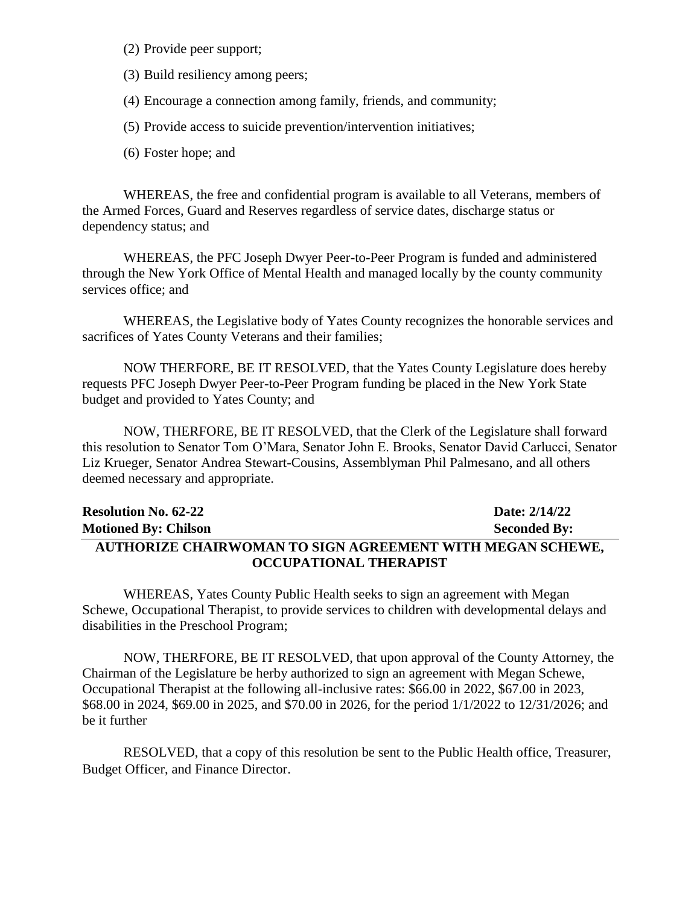(2) Provide peer support;

(3) Build resiliency among peers;

(4) Encourage a connection among family, friends, and community;

(5) Provide access to suicide prevention/intervention initiatives;

(6) Foster hope; and

WHEREAS, the free and confidential program is available to all Veterans, members of the Armed Forces, Guard and Reserves regardless of service dates, discharge status or dependency status; and

WHEREAS, the PFC Joseph Dwyer Peer-to-Peer Program is funded and administered through the New York Office of Mental Health and managed locally by the county community services office; and

WHEREAS, the Legislative body of Yates County recognizes the honorable services and sacrifices of Yates County Veterans and their families;

NOW THERFORE, BE IT RESOLVED, that the Yates County Legislature does hereby requests PFC Joseph Dwyer Peer-to-Peer Program funding be placed in the New York State budget and provided to Yates County; and

NOW, THERFORE, BE IT RESOLVED, that the Clerk of the Legislature shall forward this resolution to Senator Tom O'Mara, Senator John E. Brooks, Senator David Carlucci, Senator Liz Krueger, Senator Andrea Stewart-Cousins, Assemblyman Phil Palmesano, and all others deemed necessary and appropriate.

**Resolution No. 62-22** **Date: 2/14/22**
**Motioned By: Chilson** **Seconded By:**

**AUTHORIZE CHAIRWOMAN TO SIGN AGREEMENT WITH MEGAN SCHEWE, OCCUPATIONAL THERAPIST**

WHEREAS, Yates County Public Health seeks to sign an agreement with Megan Schewe, Occupational Therapist, to provide services to children with developmental delays and disabilities in the Preschool Program;

NOW, THERFORE, BE IT RESOLVED, that upon approval of the County Attorney, the Chairman of the Legislature be herby authorized to sign an agreement with Megan Schewe, Occupational Therapist at the following all-inclusive rates: $66.00 in 2022, $67.00 in 2023, $68.00 in 2024, $69.00 in 2025, and $70.00 in 2026, for the period 1/1/2022 to 12/31/2026; and be it further

RESOLVED, that a copy of this resolution be sent to the Public Health office, Treasurer, Budget Officer, and Finance Director.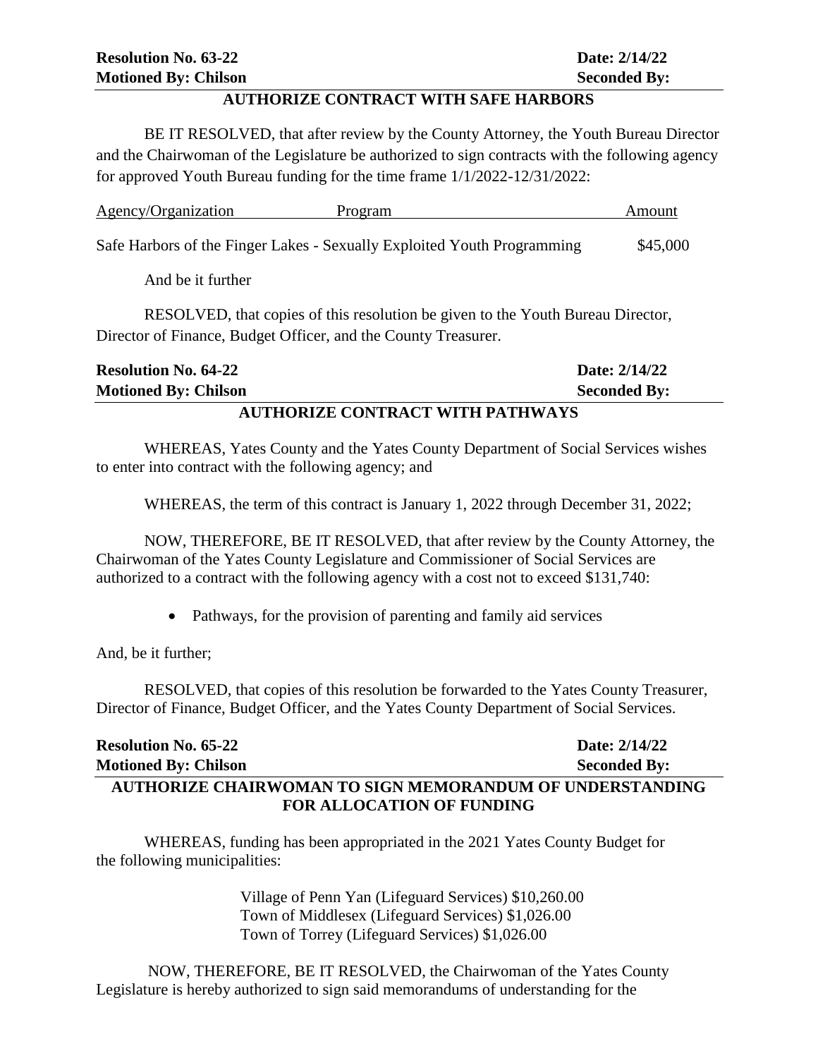**Resolution No. 63-22** **Date: 2/14/22**
**Motioned By: Chilson** **Seconded By:**

**AUTHORIZE CONTRACT WITH SAFE HARBORS**

BE IT RESOLVED, that after review by the County Attorney, the Youth Bureau Director and the Chairwoman of the Legislature be authorized to sign contracts with the following agency for approved Youth Bureau funding for the time frame 1/1/2022-12/31/2022:

| Agency/Organization | Program | Amount |
|---|---|---|
| Safe Harbors of the Finger Lakes | Sexually Exploited Youth Programming | $45,000 |

And be it further

RESOLVED, that copies of this resolution be given to the Youth Bureau Director, Director of Finance, Budget Officer, and the County Treasurer.

**Resolution No. 64-22** **Date: 2/14/22**
**Motioned By: Chilson** **Seconded By:**

**AUTHORIZE CONTRACT WITH PATHWAYS**

WHEREAS, Yates County and the Yates County Department of Social Services wishes to enter into contract with the following agency; and

WHEREAS, the term of this contract is January 1, 2022 through December 31, 2022;

NOW, THEREFORE, BE IT RESOLVED, that after review by the County Attorney, the Chairwoman of the Yates County Legislature and Commissioner of Social Services are authorized to a contract with the following agency with a cost not to exceed $131,740:

- Pathways, for the provision of parenting and family aid services

And, be it further;

RESOLVED, that copies of this resolution be forwarded to the Yates County Treasurer, Director of Finance, Budget Officer, and the Yates County Department of Social Services.

**Resolution No. 65-22** **Date: 2/14/22**
**Motioned By: Chilson** **Seconded By:**

**AUTHORIZE CHAIRWOMAN TO SIGN MEMORANDUM OF UNDERSTANDING FOR ALLOCATION OF FUNDING**

WHEREAS, funding has been appropriated in the 2021 Yates County Budget for the following municipalities:

Village of Penn Yan (Lifeguard Services) $10,260.00
Town of Middlesex (Lifeguard Services) $1,026.00
Town of Torrey (Lifeguard Services) $1,026.00

NOW, THEREFORE, BE IT RESOLVED, the Chairwoman of the Yates County Legislature is hereby authorized to sign said memorandums of understanding for the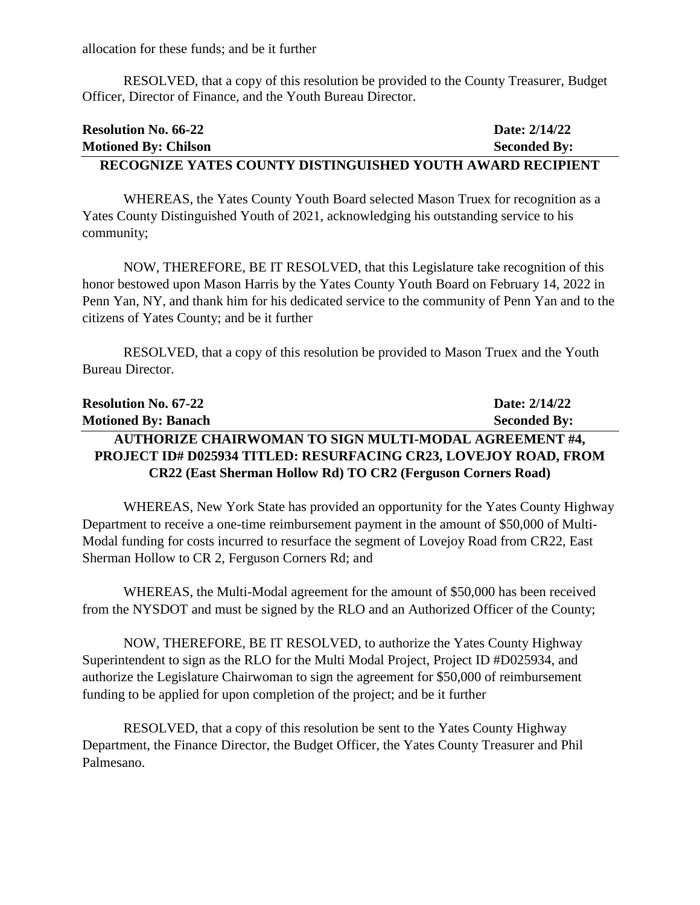allocation for these funds; and be it further

RESOLVED, that a copy of this resolution be provided to the County Treasurer, Budget Officer, Director of Finance, and the Youth Bureau Director.

**Resolution No. 66-22** **Date: 2/14/22**
**Motioned By: Chilson** **Seconded By:**

**RECOGNIZE YATES COUNTY DISTINGUISHED YOUTH AWARD RECIPIENT**

WHEREAS, the Yates County Youth Board selected Mason Truex for recognition as a Yates County Distinguished Youth of 2021, acknowledging his outstanding service to his community;

NOW, THEREFORE, BE IT RESOLVED, that this Legislature take recognition of this honor bestowed upon Mason Harris by the Yates County Youth Board on February 14, 2022 in Penn Yan, NY, and thank him for his dedicated service to the community of Penn Yan and to the citizens of Yates County; and be it further

RESOLVED, that a copy of this resolution be provided to Mason Truex and the Youth Bureau Director.

**Resolution No. 67-22** **Date: 2/14/22**
**Motioned By: Banach** **Seconded By:**

**AUTHORIZE CHAIRWOMAN TO SIGN MULTI-MODAL AGREEMENT #4, PROJECT ID# D025934 TITLED: RESURFACING CR23, LOVEJOY ROAD, FROM CR22 (East Sherman Hollow Rd) TO CR2 (Ferguson Corners Road)**

WHEREAS, New York State has provided an opportunity for the Yates County Highway Department to receive a one-time reimbursement payment in the amount of $50,000 of Multi-Modal funding for costs incurred to resurface the segment of Lovejoy Road from CR22, East Sherman Hollow to CR 2, Ferguson Corners Rd; and

WHEREAS, the Multi-Modal agreement for the amount of $50,000 has been received from the NYSDOT and must be signed by the RLO and an Authorized Officer of the County;

NOW, THEREFORE, BE IT RESOLVED, to authorize the Yates County Highway Superintendent to sign as the RLO for the Multi Modal Project, Project ID #D025934, and authorize the Legislature Chairwoman to sign the agreement for $50,000 of reimbursement funding to be applied for upon completion of the project; and be it further

RESOLVED, that a copy of this resolution be sent to the Yates County Highway Department, the Finance Director, the Budget Officer, the Yates County Treasurer and Phil Palmesano.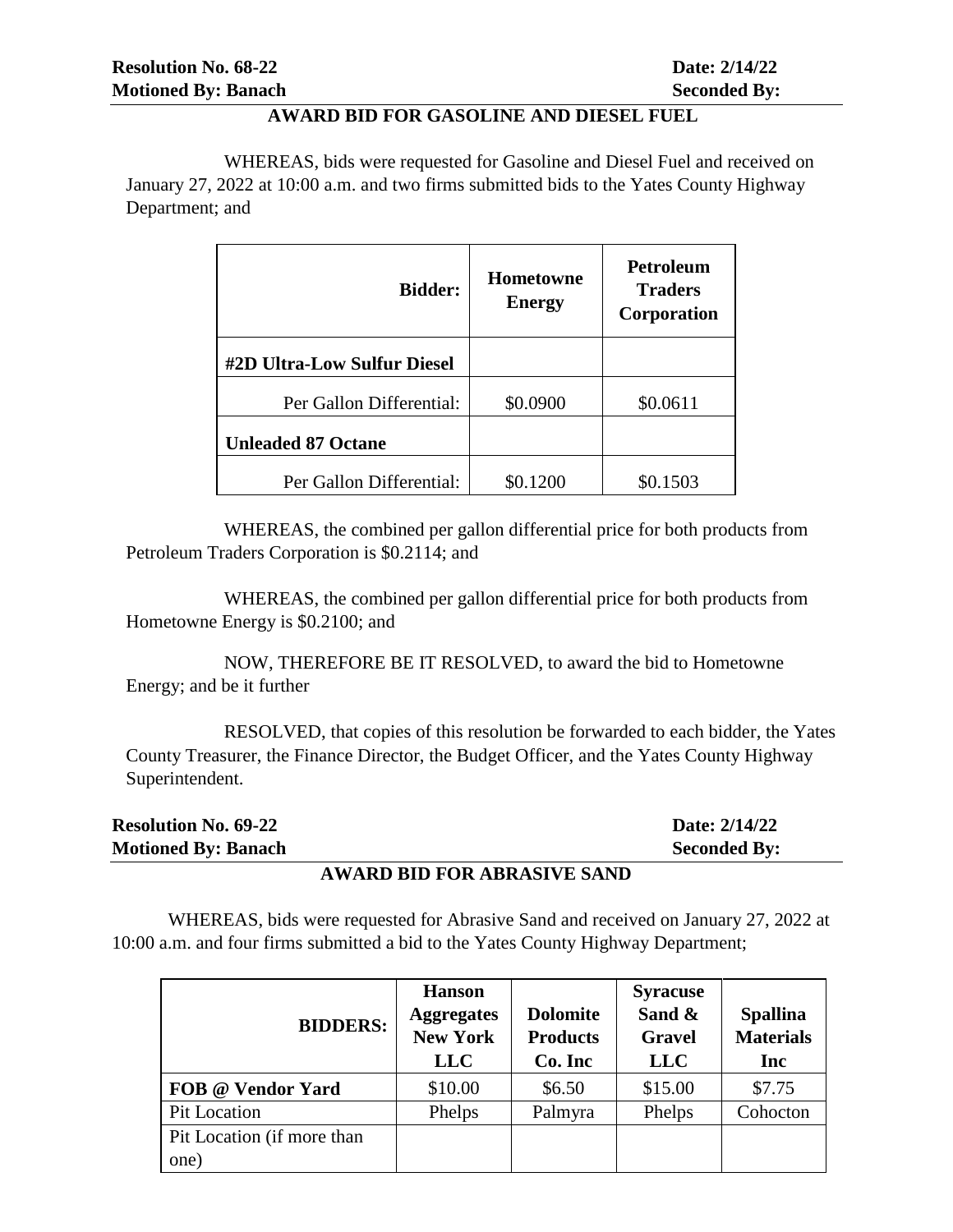**Resolution No. 68-22** **Date: 2/14/22**
**Motioned By: Banach** **Seconded By:**

## AWARD BID FOR GASOLINE AND DIESEL FUEL

WHEREAS, bids were requested for Gasoline and Diesel Fuel and received on January 27, 2022 at 10:00 a.m. and two firms submitted bids to the Yates County Highway Department; and

| Bidder: | Hometowne Energy | Petroleum Traders Corporation |
|---|---|---|
| **#2D Ultra-Low Sulfur Diesel** | | |
| Per Gallon Differential: | $0.0900 | $0.0611 |
| **Unleaded 87 Octane** | | |
| Per Gallon Differential: | $0.1200 | $0.1503 |

WHEREAS, the combined per gallon differential price for both products from Petroleum Traders Corporation is $0.2114; and

WHEREAS, the combined per gallon differential price for both products from Hometowne Energy is $0.2100; and

NOW, THEREFORE BE IT RESOLVED, to award the bid to Hometowne Energy; and be it further

RESOLVED, that copies of this resolution be forwarded to each bidder, the Yates County Treasurer, the Finance Director, the Budget Officer, and the Yates County Highway Superintendent.

**Resolution No. 69-22** **Date: 2/14/22**
**Motioned By: Banach** **Seconded By:**

## AWARD BID FOR ABRASIVE SAND

WHEREAS, bids were requested for Abrasive Sand and received on January 27, 2022 at 10:00 a.m. and four firms submitted a bid to the Yates County Highway Department;

| BIDDERS: | Hanson Aggregates New York LLC | Dolomite Products Co. Inc | Syracuse Sand & Gravel LLC | Spallina Materials Inc |
|---|---|---|---|---|
| **FOB @ Vendor Yard** | $10.00 | $6.50 | $15.00 | $7.75 |
| Pit Location | Phelps | Palmyra | Phelps | Cohocton |
| Pit Location (if more than one) | | | | |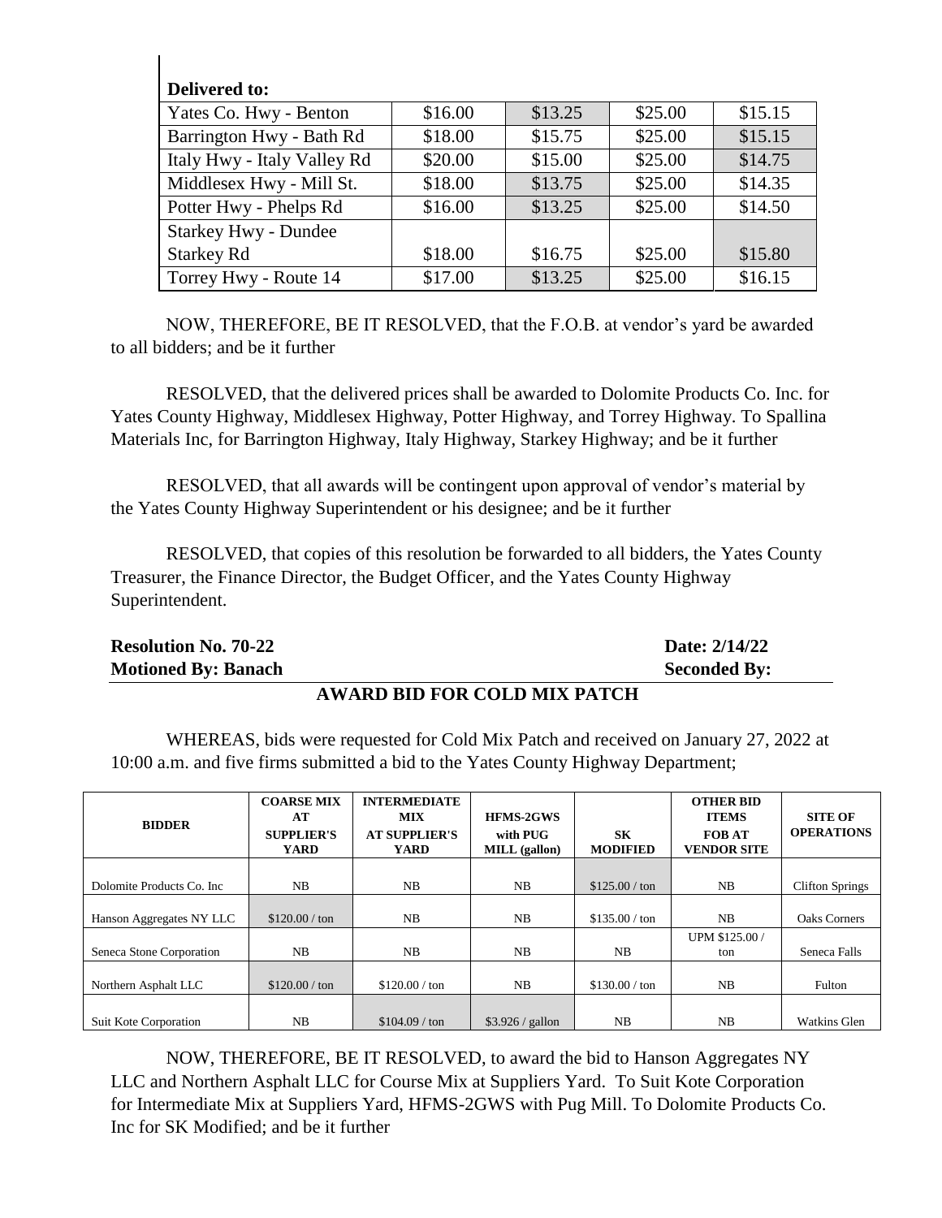| Delivered to: | | | | |
|---|---|---|---|---|
| Yates Co. Hwy - Benton | $16.00 | $13.25 | $25.00 | $15.15 |
| Barrington Hwy - Bath Rd | $18.00 | $15.75 | $25.00 | $15.15 |
| Italy Hwy - Italy Valley Rd | $20.00 | $15.00 | $25.00 | $14.75 |
| Middlesex Hwy - Mill St. | $18.00 | $13.75 | $25.00 | $14.35 |
| Potter Hwy - Phelps Rd | $16.00 | $13.25 | $25.00 | $14.50 |
| Starkey Hwy - Dundee Starkey Rd | $18.00 | $16.75 | $25.00 | $15.80 |
| Torrey Hwy - Route 14 | $17.00 | $13.25 | $25.00 | $16.15 |

NOW, THEREFORE, BE IT RESOLVED, that the F.O.B. at vendor's yard be awarded to all bidders; and be it further

RESOLVED, that the delivered prices shall be awarded to Dolomite Products Co. Inc. for Yates County Highway, Middlesex Highway, Potter Highway, and Torrey Highway. To Spallina Materials Inc, for Barrington Highway, Italy Highway, Starkey Highway; and be it further

RESOLVED, that all awards will be contingent upon approval of vendor's material by the Yates County Highway Superintendent or his designee; and be it further

RESOLVED, that copies of this resolution be forwarded to all bidders, the Yates County Treasurer, the Finance Director, the Budget Officer, and the Yates County Highway Superintendent.

**Resolution No. 70-22** **Date: 2/14/22**
**Motioned By: Banach** **Seconded By:**

## AWARD BID FOR COLD MIX PATCH

WHEREAS, bids were requested for Cold Mix Patch and received on January 27, 2022 at 10:00 a.m. and five firms submitted a bid to the Yates County Highway Department;

| BIDDER | COARSE MIX AT SUPPLIER'S YARD | INTERMEDIATE MIX AT SUPPLIER'S YARD | HFMS-2GWS with PUG MILL (gallon) | SK MODIFIED | OTHER BID ITEMS FOB AT VENDOR SITE | SITE OF OPERATIONS |
|---|---|---|---|---|---|---|
| Dolomite Products Co. Inc | NB | NB | NB | $125.00 / ton | NB | Clifton Springs |
| Hanson Aggregates NY LLC | $120.00 / ton | NB | NB | $135.00 / ton | NB | Oaks Corners |
| Seneca Stone Corporation | NB | NB | NB | NB | UPM $125.00 / ton | Seneca Falls |
| Northern Asphalt LLC | $120.00 / ton | $120.00 / ton | NB | $130.00 / ton | NB | Fulton |
| Suit Kote Corporation | NB | $104.09 / ton | $3.926 / gallon | NB | NB | Watkins Glen |

NOW, THEREFORE, BE IT RESOLVED, to award the bid to Hanson Aggregates NY LLC and Northern Asphalt LLC for Course Mix at Suppliers Yard. To Suit Kote Corporation for Intermediate Mix at Suppliers Yard, HFMS-2GWS with Pug Mill. To Dolomite Products Co. Inc for SK Modified; and be it further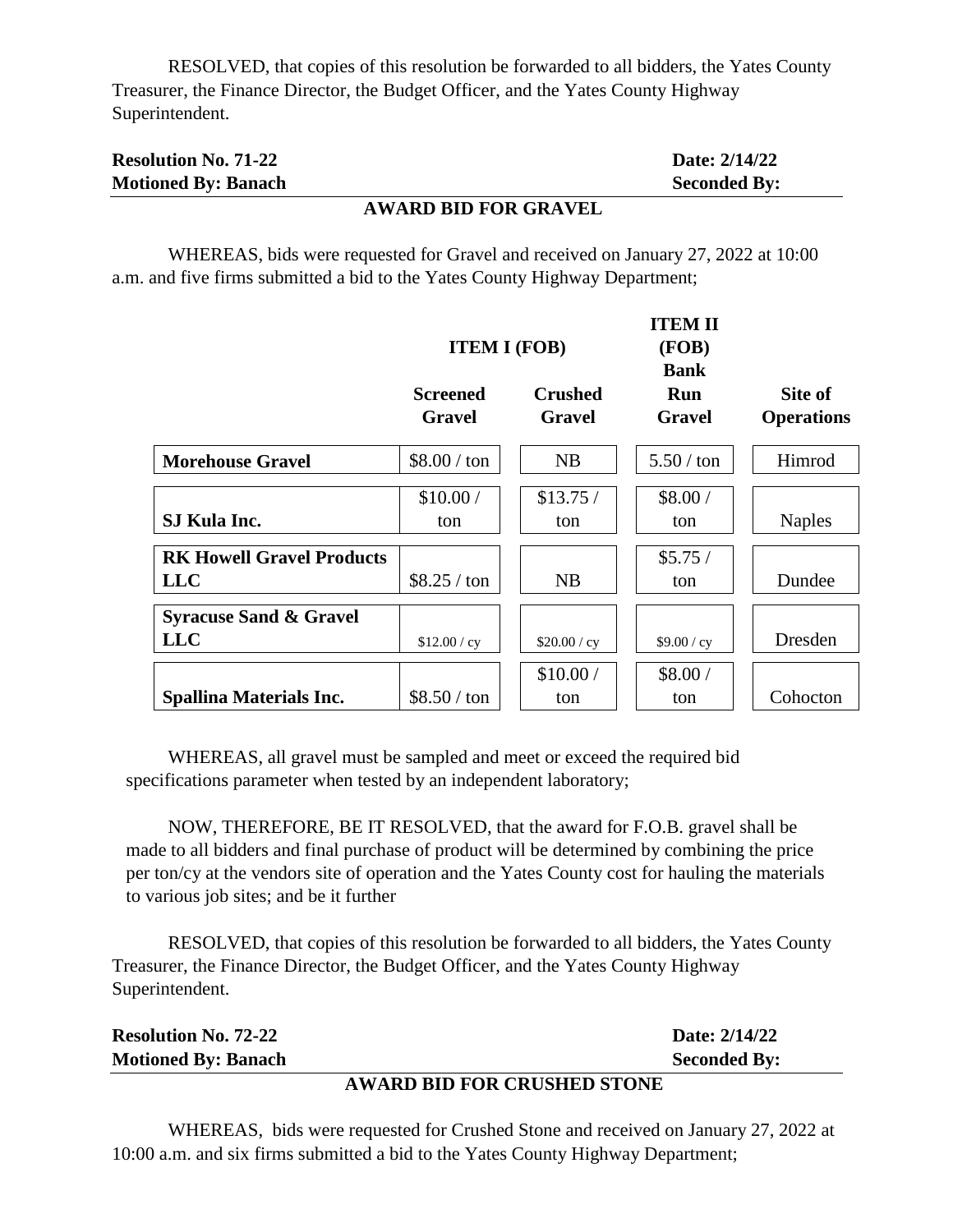RESOLVED, that copies of this resolution be forwarded to all bidders, the Yates County Treasurer, the Finance Director, the Budget Officer, and the Yates County Highway Superintendent.

**Resolution No. 71-22** **Date: 2/14/22**
**Motioned By: Banach** **Seconded By:**

## AWARD BID FOR GRAVEL

WHEREAS, bids were requested for Gravel and received on January 27, 2022 at 10:00 a.m. and five firms submitted a bid to the Yates County Highway Department;

| | **ITEM I (FOB)** | | **ITEM II (FOB)** | |
|---|---|---|---|---|
| | **Screened Gravel** | **Crushed Gravel** | **Bank Run Gravel** | **Site of Operations** |
| **Morehouse Gravel** | $8.00 / ton | NB | 5.50 / ton | Himrod |
| **SJ Kula Inc.** | $10.00 / ton | $13.75 / ton | $8.00 / ton | Naples |
| **RK Howell Gravel Products LLC** | $8.25 / ton | NB | $5.75 / ton | Dundee |
| **Syracuse Sand & Gravel LLC** | $12.00 / cy | $20.00 / cy | $9.00 / cy | Dresden |
| **Spallina Materials Inc.** | $8.50 / ton | $10.00 / ton | $8.00 / ton | Cohocton |

WHEREAS, all gravel must be sampled and meet or exceed the required bid specifications parameter when tested by an independent laboratory;

NOW, THEREFORE, BE IT RESOLVED, that the award for F.O.B. gravel shall be made to all bidders and final purchase of product will be determined by combining the price per ton/cy at the vendors site of operation and the Yates County cost for hauling the materials to various job sites; and be it further

RESOLVED, that copies of this resolution be forwarded to all bidders, the Yates County Treasurer, the Finance Director, the Budget Officer, and the Yates County Highway Superintendent.

**Resolution No. 72-22** **Date: 2/14/22**
**Motioned By: Banach** **Seconded By:**

## AWARD BID FOR CRUSHED STONE

WHEREAS, bids were requested for Crushed Stone and received on January 27, 2022 at 10:00 a.m. and six firms submitted a bid to the Yates County Highway Department;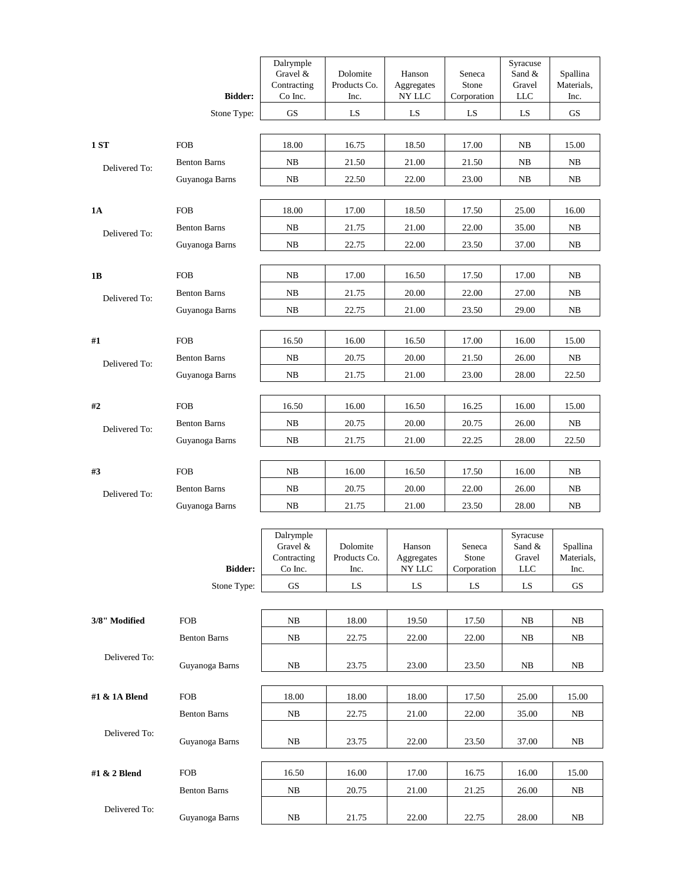| | Bidder: | Dalrymple Gravel & Contracting Co Inc. | Dolomite Products Co. Inc. | Hanson Aggregates NY LLC | Seneca Stone Corporation | Syracuse Sand & Gravel LLC | Spallina Materials, Inc. |
|---|---|---|---|---|---|---|---|
| | Stone Type: | GS | LS | LS | LS | LS | GS |
| **1 ST** | FOB | 18.00 | 16.75 | 18.50 | 17.00 | NB | 15.00 |
| Delivered To: | Benton Barns | NB | 21.50 | 21.00 | 21.50 | NB | NB |
| | Guyanoga Barns | NB | 22.50 | 22.00 | 23.00 | NB | NB |
| **1A** | FOB | 18.00 | 17.00 | 18.50 | 17.50 | 25.00 | 16.00 |
| Delivered To: | Benton Barns | NB | 21.75 | 21.00 | 22.00 | 35.00 | NB |
| | Guyanoga Barns | NB | 22.75 | 22.00 | 23.50 | 37.00 | NB |
| **1B** | FOB | NB | 17.00 | 16.50 | 17.50 | 17.00 | NB |
| Delivered To: | Benton Barns | NB | 21.75 | 20.00 | 22.00 | 27.00 | NB |
| | Guyanoga Barns | NB | 22.75 | 21.00 | 23.50 | 29.00 | NB |
| **#1** | FOB | 16.50 | 16.00 | 16.50 | 17.00 | 16.00 | 15.00 |
| Delivered To: | Benton Barns | NB | 20.75 | 20.00 | 21.50 | 26.00 | NB |
| | Guyanoga Barns | NB | 21.75 | 21.00 | 23.00 | 28.00 | 22.50 |
| **#2** | FOB | 16.50 | 16.00 | 16.50 | 16.25 | 16.00 | 15.00 |
| Delivered To: | Benton Barns | NB | 20.75 | 20.00 | 20.75 | 26.00 | NB |
| | Guyanoga Barns | NB | 21.75 | 21.00 | 22.25 | 28.00 | 22.50 |
| **#3** | FOB | NB | 16.00 | 16.50 | 17.50 | 16.00 | NB |
| Delivered To: | Benton Barns | NB | 20.75 | 20.00 | 22.00 | 26.00 | NB |
| | Guyanoga Barns | NB | 21.75 | 21.00 | 23.50 | 28.00 | NB |

| | Bidder: | Dalrymple Gravel & Contracting Co Inc. | Dolomite Products Co. Inc. | Hanson Aggregates NY LLC | Seneca Stone Corporation | Syracuse Sand & Gravel LLC | Spallina Materials, Inc. |
|---|---|---|---|---|---|---|---|
| | Stone Type: | GS | LS | LS | LS | LS | GS |
| **3/8" Modified** | FOB | NB | 18.00 | 19.50 | 17.50 | NB | NB |
| | Benton Barns | NB | 22.75 | 22.00 | 22.00 | NB | NB |
| Delivered To: | Guyanoga Barns | NB | 23.75 | 23.00 | 23.50 | NB | NB |
| **#1 & 1A Blend** | FOB | 18.00 | 18.00 | 18.00 | 17.50 | 25.00 | 15.00 |
| | Benton Barns | NB | 22.75 | 21.00 | 22.00 | 35.00 | NB |
| Delivered To: | Guyanoga Barns | NB | 23.75 | 22.00 | 23.50 | 37.00 | NB |
| **#1 & 2 Blend** | FOB | 16.50 | 16.00 | 17.00 | 16.75 | 16.00 | 15.00 |
| | Benton Barns | NB | 20.75 | 21.00 | 21.25 | 26.00 | NB |
| Delivered To: | Guyanoga Barns | NB | 21.75 | 22.00 | 22.75 | 28.00 | NB |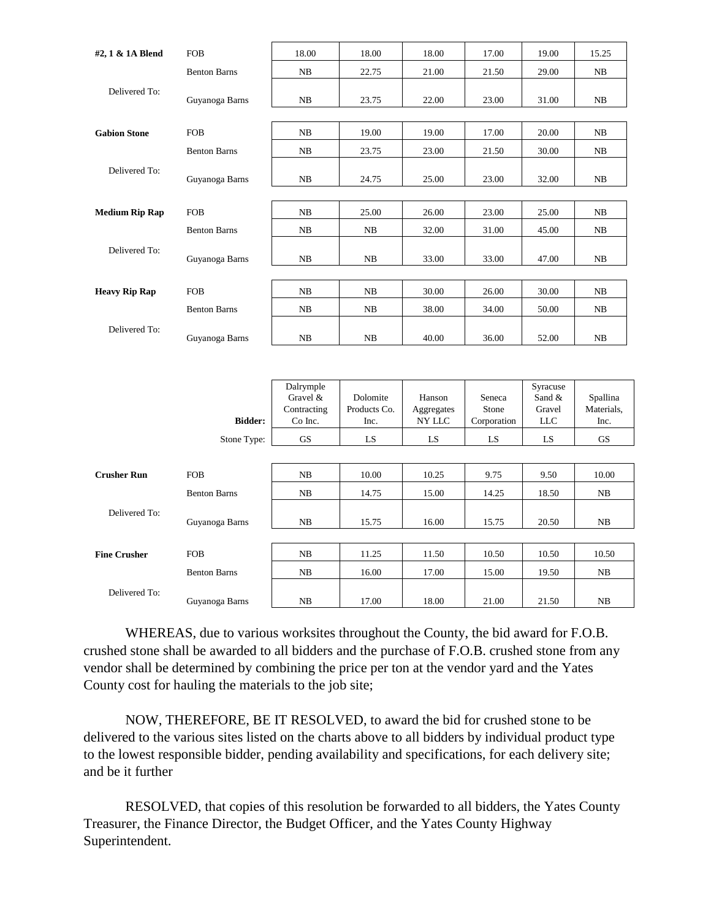| | | | | | | | |
|---|---|---|---|---|---|---|---|
| **#2, 1 & 1A Blend** | FOB | 18.00 | 18.00 | 18.00 | 17.00 | 19.00 | 15.25 |
| | Benton Barns | NB | 22.75 | 21.00 | 21.50 | 29.00 | NB |
| Delivered To: | Guyanoga Barns | NB | 23.75 | 22.00 | 23.00 | 31.00 | NB |
| **Gabion Stone** | FOB | NB | 19.00 | 19.00 | 17.00 | 20.00 | NB |
| | Benton Barns | NB | 23.75 | 23.00 | 21.50 | 30.00 | NB |
| Delivered To: | Guyanoga Barns | NB | 24.75 | 25.00 | 23.00 | 32.00 | NB |
| **Medium Rip Rap** | FOB | NB | 25.00 | 26.00 | 23.00 | 25.00 | NB |
| | Benton Barns | NB | NB | 32.00 | 31.00 | 45.00 | NB |
| Delivered To: | Guyanoga Barns | NB | NB | 33.00 | 33.00 | 47.00 | NB |
| **Heavy Rip Rap** | FOB | NB | NB | 30.00 | 26.00 | 30.00 | NB |
| | Benton Barns | NB | NB | 38.00 | 34.00 | 50.00 | NB |
| Delivered To: | Guyanoga Barns | NB | NB | 40.00 | 36.00 | 52.00 | NB |

| | **Bidder:** | Dalrymple Gravel & Contracting Co Inc. | Dolomite Products Co. Inc. | Hanson Aggregates NY LLC | Seneca Stone Corporation | Syracuse Sand & Gravel LLC | Spallina Materials, Inc. |
|---|---|---|---|---|---|---|---|
| | Stone Type: | GS | LS | LS | LS | LS | GS |
| **Crusher Run** | FOB | NB | 10.00 | 10.25 | 9.75 | 9.50 | 10.00 |
| | Benton Barns | NB | 14.75 | 15.00 | 14.25 | 18.50 | NB |
| Delivered To: | Guyanoga Barns | NB | 15.75 | 16.00 | 15.75 | 20.50 | NB |
| **Fine Crusher** | FOB | NB | 11.25 | 11.50 | 10.50 | 10.50 | 10.50 |
| | Benton Barns | NB | 16.00 | 17.00 | 15.00 | 19.50 | NB |
| Delivered To: | Guyanoga Barns | NB | 17.00 | 18.00 | 21.00 | 21.50 | NB |

WHEREAS, due to various worksites throughout the County, the bid award for F.O.B. crushed stone shall be awarded to all bidders and the purchase of F.O.B. crushed stone from any vendor shall be determined by combining the price per ton at the vendor yard and the Yates County cost for hauling the materials to the job site;

NOW, THEREFORE, BE IT RESOLVED, to award the bid for crushed stone to be delivered to the various sites listed on the charts above to all bidders by individual product type to the lowest responsible bidder, pending availability and specifications, for each delivery site; and be it further

RESOLVED, that copies of this resolution be forwarded to all bidders, the Yates County Treasurer, the Finance Director, the Budget Officer, and the Yates County Highway Superintendent.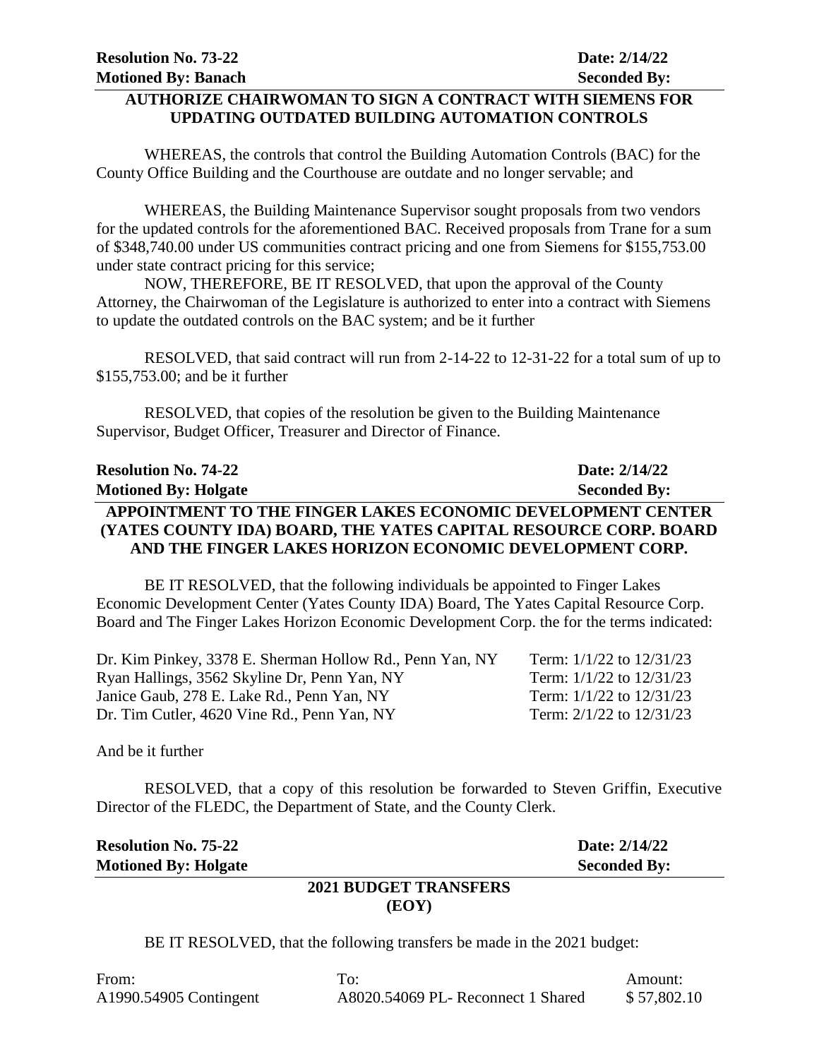**Resolution No. 73-22** **Date: 2/14/22**
**Motioned By: Banach** **Seconded By:**

**AUTHORIZE CHAIRWOMAN TO SIGN A CONTRACT WITH SIEMENS FOR UPDATING OUTDATED BUILDING AUTOMATION CONTROLS**

WHEREAS, the controls that control the Building Automation Controls (BAC) for the County Office Building and the Courthouse are outdate and no longer servable; and

WHEREAS, the Building Maintenance Supervisor sought proposals from two vendors for the updated controls for the aforementioned BAC. Received proposals from Trane for a sum of $348,740.00 under US communities contract pricing and one from Siemens for $155,753.00 under state contract pricing for this service;

NOW, THEREFORE, BE IT RESOLVED, that upon the approval of the County Attorney, the Chairwoman of the Legislature is authorized to enter into a contract with Siemens to update the outdated controls on the BAC system; and be it further

RESOLVED, that said contract will run from 2-14-22 to 12-31-22 for a total sum of up to $155,753.00; and be it further

RESOLVED, that copies of the resolution be given to the Building Maintenance Supervisor, Budget Officer, Treasurer and Director of Finance.

**Resolution No. 74-22** **Date: 2/14/22**
**Motioned By: Holgate** **Seconded By:**

**APPOINTMENT TO THE FINGER LAKES ECONOMIC DEVELOPMENT CENTER (YATES COUNTY IDA) BOARD, THE YATES CAPITAL RESOURCE CORP. BOARD AND THE FINGER LAKES HORIZON ECONOMIC DEVELOPMENT CORP.**

BE IT RESOLVED, that the following individuals be appointed to Finger Lakes Economic Development Center (Yates County IDA) Board, The Yates Capital Resource Corp. Board and The Finger Lakes Horizon Economic Development Corp. the for the terms indicated:

| | |
|---|---|
| Dr. Kim Pinkey, 3378 E. Sherman Hollow Rd., Penn Yan, NY | Term: 1/1/22 to 12/31/23 |
| Ryan Hallings, 3562 Skyline Dr, Penn Yan, NY | Term: 1/1/22 to 12/31/23 |
| Janice Gaub, 278 E. Lake Rd., Penn Yan, NY | Term: 1/1/22 to 12/31/23 |
| Dr. Tim Cutler, 4620 Vine Rd., Penn Yan, NY | Term: 2/1/22 to 12/31/23 |

And be it further

RESOLVED, that a copy of this resolution be forwarded to Steven Griffin, Executive Director of the FLEDC, the Department of State, and the County Clerk.

**Resolution No. 75-22** **Date: 2/14/22**
**Motioned By: Holgate** **Seconded By:**

**2021 BUDGET TRANSFERS (EOY)**

BE IT RESOLVED, that the following transfers be made in the 2021 budget:

| From: | To: | Amount: |
|---|---|---|
| A1990.54905 Contingent | A8020.54069 PL- Reconnect 1 Shared | $ 57,802.10 |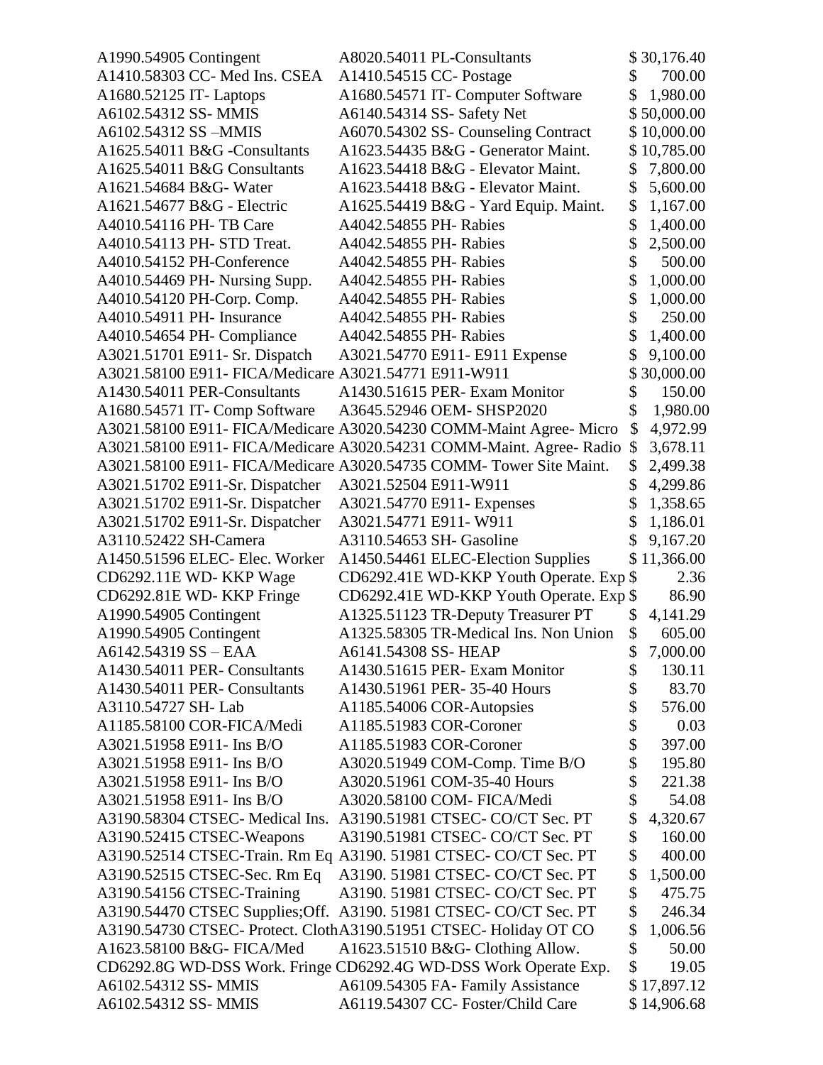| | | |
|---|---|---|
| A1990.54905 Contingent | A8020.54011 PL-Consultants | $ 30,176.40 |
| A1410.58303 CC- Med Ins. CSEA | A1410.54515 CC- Postage | $ 700.00 |
| A1680.52125 IT- Laptops | A1680.54571 IT- Computer Software | $ 1,980.00 |
| A6102.54312 SS- MMIS | A6140.54314 SS- Safety Net | $ 50,000.00 |
| A6102.54312 SS –MMIS | A6070.54302 SS- Counseling Contract | $ 10,000.00 |
| A1625.54011 B&G -Consultants | A1623.54435 B&G - Generator Maint. | $ 10,785.00 |
| A1625.54011 B&G Consultants | A1623.54418 B&G - Elevator Maint. | $ 7,800.00 |
| A1621.54684 B&G- Water | A1623.54418 B&G - Elevator Maint. | $ 5,600.00 |
| A1621.54677 B&G - Electric | A1625.54419 B&G - Yard Equip. Maint. | $ 1,167.00 |
| A4010.54116 PH- TB Care | A4042.54855 PH- Rabies | $ 1,400.00 |
| A4010.54113 PH- STD Treat. | A4042.54855 PH- Rabies | $ 2,500.00 |
| A4010.54152 PH-Conference | A4042.54855 PH- Rabies | $ 500.00 |
| A4010.54469 PH- Nursing Supp. | A4042.54855 PH- Rabies | $ 1,000.00 |
| A4010.54120 PH-Corp. Comp. | A4042.54855 PH- Rabies | $ 1,000.00 |
| A4010.54911 PH- Insurance | A4042.54855 PH- Rabies | $ 250.00 |
| A4010.54654 PH- Compliance | A4042.54855 PH- Rabies | $ 1,400.00 |
| A3021.51701 E911- Sr. Dispatch | A3021.54770 E911- E911 Expense | $ 9,100.00 |
| A3021.58100 E911- FICA/Medicare | A3021.54771 E911-W911 | $ 30,000.00 |
| A1430.54011 PER-Consultants | A1430.51615 PER- Exam Monitor | $ 150.00 |
| A1680.54571 IT- Comp Software | A3645.52946 OEM- SHSP2020 | $ 1,980.00 |
| A3021.58100 E911- FICA/Medicare | A3020.54230 COMM-Maint Agree- Micro | $ 4,972.99 |
| A3021.58100 E911- FICA/Medicare | A3020.54231 COMM-Maint. Agree- Radio | $ 3,678.11 |
| A3021.58100 E911- FICA/Medicare | A3020.54735 COMM- Tower Site Maint. | $ 2,499.38 |
| A3021.51702 E911-Sr. Dispatcher | A3021.52504 E911-W911 | $ 4,299.86 |
| A3021.51702 E911-Sr. Dispatcher | A3021.54770 E911- Expenses | $ 1,358.65 |
| A3021.51702 E911-Sr. Dispatcher | A3021.54771 E911- W911 | $ 1,186.01 |
| A3110.52422 SH-Camera | A3110.54653 SH- Gasoline | $ 9,167.20 |
| A1450.51596 ELEC- Elec. Worker | A1450.54461 ELEC-Election Supplies | $ 11,366.00 |
| CD6292.11E WD- KKP Wage | CD6292.41E WD-KKP Youth Operate. Exp | $ 2.36 |
| CD6292.81E WD- KKP Fringe | CD6292.41E WD-KKP Youth Operate. Exp | $ 86.90 |
| A1990.54905 Contingent | A1325.51123 TR-Deputy Treasurer PT | $ 4,141.29 |
| A1990.54905 Contingent | A1325.58305 TR-Medical Ins. Non Union | $ 605.00 |
| A6142.54319 SS – EAA | A6141.54308 SS- HEAP | $ 7,000.00 |
| A1430.54011 PER- Consultants | A1430.51615 PER- Exam Monitor | $ 130.11 |
| A1430.54011 PER- Consultants | A1430.51961 PER- 35-40 Hours | $ 83.70 |
| A3110.54727 SH- Lab | A1185.54006 COR-Autopsies | $ 576.00 |
| A1185.58100 COR-FICA/Medi | A1185.51983 COR-Coroner | $ 0.03 |
| A3021.51958 E911- Ins B/O | A1185.51983 COR-Coroner | $ 397.00 |
| A3021.51958 E911- Ins B/O | A3020.51949 COM-Comp. Time B/O | $ 195.80 |
| A3021.51958 E911- Ins B/O | A3020.51961 COM-35-40 Hours | $ 221.38 |
| A3021.51958 E911- Ins B/O | A3020.58100 COM- FICA/Medi | $ 54.08 |
| A3190.58304 CTSEC- Medical Ins. | A3190.51981 CTSEC- CO/CT Sec. PT | $ 4,320.67 |
| A3190.52415 CTSEC-Weapons | A3190.51981 CTSEC- CO/CT Sec. PT | $ 160.00 |
| A3190.52514 CTSEC-Train. Rm Eq | A3190. 51981 CTSEC- CO/CT Sec. PT | $ 400.00 |
| A3190.52515 CTSEC-Sec. Rm Eq | A3190. 51981 CTSEC- CO/CT Sec. PT | $ 1,500.00 |
| A3190.54156 CTSEC-Training | A3190. 51981 CTSEC- CO/CT Sec. PT | $ 475.75 |
| A3190.54470 CTSEC Supplies;Off. | A3190. 51981 CTSEC- CO/CT Sec. PT | $ 246.34 |
| A3190.54730 CTSEC- Protect. Cloth | A3190.51951 CTSEC- Holiday OT CO | $ 1,006.56 |
| A1623.58100 B&G- FICA/Med | A1623.51510 B&G- Clothing Allow. | $ 50.00 |
| CD6292.8G WD-DSS Work. Fringe | CD6292.4G WD-DSS Work Operate Exp. | $ 19.05 |
| A6102.54312 SS- MMIS | A6109.54305 FA- Family Assistance | $ 17,897.12 |
| A6102.54312 SS- MMIS | A6119.54307 CC- Foster/Child Care | $ 14,906.68 |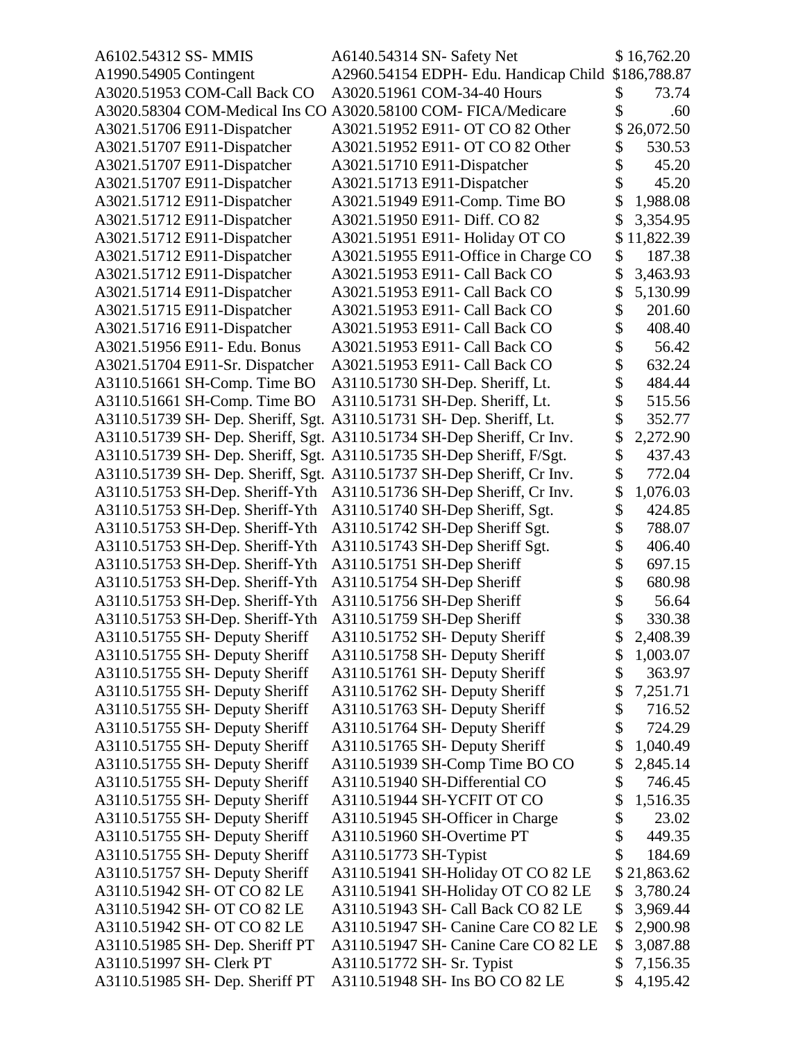| | | |
|---|---|---|
| A6102.54312 SS- MMIS | A6140.54314 SN- Safety Net | $ 16,762.20 |
| A1990.54905 Contingent | A2960.54154 EDPH- Edu. Handicap Child | $186,788.87 |
| A3020.51953 COM-Call Back CO | A3020.51961 COM-34-40 Hours | $ 73.74 |
| A3020.58304 COM-Medical Ins CO | A3020.58100 COM- FICA/Medicare | $ .60 |
| A3021.51706 E911-Dispatcher | A3021.51952 E911- OT CO 82 Other | $ 26,072.50 |
| A3021.51707 E911-Dispatcher | A3021.51952 E911- OT CO 82 Other | $ 530.53 |
| A3021.51707 E911-Dispatcher | A3021.51710 E911-Dispatcher | $ 45.20 |
| A3021.51707 E911-Dispatcher | A3021.51713 E911-Dispatcher | $ 45.20 |
| A3021.51712 E911-Dispatcher | A3021.51949 E911-Comp. Time BO | $ 1,988.08 |
| A3021.51712 E911-Dispatcher | A3021.51950 E911- Diff. CO 82 | $ 3,354.95 |
| A3021.51712 E911-Dispatcher | A3021.51951 E911- Holiday OT CO | $ 11,822.39 |
| A3021.51712 E911-Dispatcher | A3021.51955 E911-Office in Charge CO | $ 187.38 |
| A3021.51712 E911-Dispatcher | A3021.51953 E911- Call Back CO | $ 3,463.93 |
| A3021.51714 E911-Dispatcher | A3021.51953 E911- Call Back CO | $ 5,130.99 |
| A3021.51715 E911-Dispatcher | A3021.51953 E911- Call Back CO | $ 201.60 |
| A3021.51716 E911-Dispatcher | A3021.51953 E911- Call Back CO | $ 408.40 |
| A3021.51956 E911- Edu. Bonus | A3021.51953 E911- Call Back CO | $ 56.42 |
| A3021.51704 E911-Sr. Dispatcher | A3021.51953 E911- Call Back CO | $ 632.24 |
| A3110.51661 SH-Comp. Time BO | A3110.51730 SH-Dep. Sheriff, Lt. | $ 484.44 |
| A3110.51661 SH-Comp. Time BO | A3110.51731 SH-Dep. Sheriff, Lt. | $ 515.56 |
| A3110.51739 SH- Dep. Sheriff, Sgt. | A3110.51731 SH- Dep. Sheriff, Lt. | $ 352.77 |
| A3110.51739 SH- Dep. Sheriff, Sgt. | A3110.51734 SH-Dep Sheriff, Cr Inv. | $ 2,272.90 |
| A3110.51739 SH- Dep. Sheriff, Sgt. | A3110.51735 SH-Dep Sheriff, F/Sgt. | $ 437.43 |
| A3110.51739 SH- Dep. Sheriff, Sgt. | A3110.51737 SH-Dep Sheriff, Cr Inv. | $ 772.04 |
| A3110.51753 SH-Dep. Sheriff-Yth | A3110.51736 SH-Dep Sheriff, Cr Inv. | $ 1,076.03 |
| A3110.51753 SH-Dep. Sheriff-Yth | A3110.51740 SH-Dep Sheriff, Sgt. | $ 424.85 |
| A3110.51753 SH-Dep. Sheriff-Yth | A3110.51742 SH-Dep Sheriff Sgt. | $ 788.07 |
| A3110.51753 SH-Dep. Sheriff-Yth | A3110.51743 SH-Dep Sheriff Sgt. | $ 406.40 |
| A3110.51753 SH-Dep. Sheriff-Yth | A3110.51751 SH-Dep Sheriff | $ 697.15 |
| A3110.51753 SH-Dep. Sheriff-Yth | A3110.51754 SH-Dep Sheriff | $ 680.98 |
| A3110.51753 SH-Dep. Sheriff-Yth | A3110.51756 SH-Dep Sheriff | $ 56.64 |
| A3110.51753 SH-Dep. Sheriff-Yth | A3110.51759 SH-Dep Sheriff | $ 330.38 |
| A3110.51755 SH- Deputy Sheriff | A3110.51752 SH- Deputy Sheriff | $ 2,408.39 |
| A3110.51755 SH- Deputy Sheriff | A3110.51758 SH- Deputy Sheriff | $ 1,003.07 |
| A3110.51755 SH- Deputy Sheriff | A3110.51761 SH- Deputy Sheriff | $ 363.97 |
| A3110.51755 SH- Deputy Sheriff | A3110.51762 SH- Deputy Sheriff | $ 7,251.71 |
| A3110.51755 SH- Deputy Sheriff | A3110.51763 SH- Deputy Sheriff | $ 716.52 |
| A3110.51755 SH- Deputy Sheriff | A3110.51764 SH- Deputy Sheriff | $ 724.29 |
| A3110.51755 SH- Deputy Sheriff | A3110.51765 SH- Deputy Sheriff | $ 1,040.49 |
| A3110.51755 SH- Deputy Sheriff | A3110.51939 SH-Comp Time BO CO | $ 2,845.14 |
| A3110.51755 SH- Deputy Sheriff | A3110.51940 SH-Differential CO | $ 746.45 |
| A3110.51755 SH- Deputy Sheriff | A3110.51944 SH-YCFIT OT CO | $ 1,516.35 |
| A3110.51755 SH- Deputy Sheriff | A3110.51945 SH-Officer in Charge | $ 23.02 |
| A3110.51755 SH- Deputy Sheriff | A3110.51960 SH-Overtime PT | $ 449.35 |
| A3110.51755 SH- Deputy Sheriff | A3110.51773 SH-Typist | $ 184.69 |
| A3110.51757 SH- Deputy Sheriff | A3110.51941 SH-Holiday OT CO 82 LE | $ 21,863.62 |
| A3110.51942 SH- OT CO 82 LE | A3110.51941 SH-Holiday OT CO 82 LE | $ 3,780.24 |
| A3110.51942 SH- OT CO 82 LE | A3110.51943 SH- Call Back CO 82 LE | $ 3,969.44 |
| A3110.51942 SH- OT CO 82 LE | A3110.51947 SH- Canine Care CO 82 LE | $ 2,900.98 |
| A3110.51985 SH- Dep. Sheriff PT | A3110.51947 SH- Canine Care CO 82 LE | $ 3,087.88 |
| A3110.51997 SH- Clerk PT | A3110.51772 SH- Sr. Typist | $ 7,156.35 |
| A3110.51985 SH- Dep. Sheriff PT | A3110.51948 SH- Ins BO CO 82 LE | $ 4,195.42 |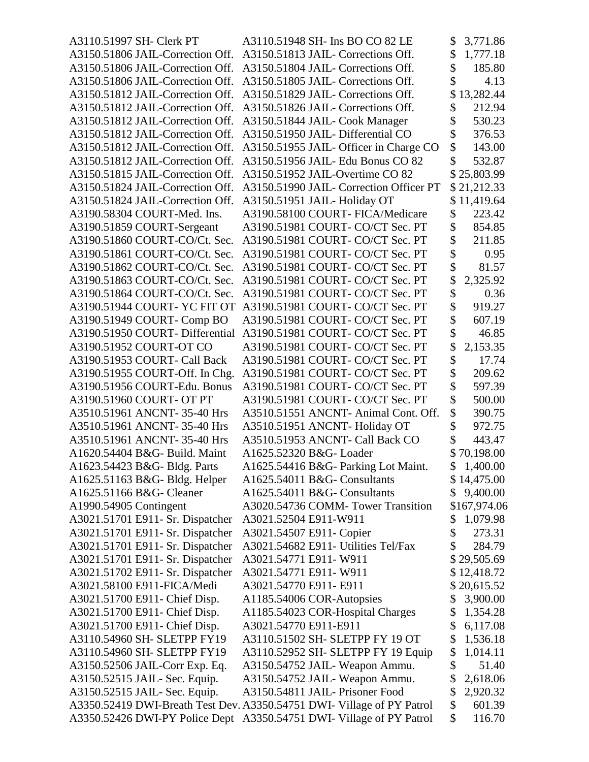| | | |
|---|---|---|
| A3110.51997 SH- Clerk PT | A3110.51948 SH- Ins BO CO 82 LE | $ 3,771.86 |
| A3150.51806 JAIL-Correction Off. | A3150.51813 JAIL- Corrections Off. | $ 1,777.18 |
| A3150.51806 JAIL-Correction Off. | A3150.51804 JAIL- Corrections Off. | $ 185.80 |
| A3150.51806 JAIL-Correction Off. | A3150.51805 JAIL- Corrections Off. | $ 4.13 |
| A3150.51812 JAIL-Correction Off. | A3150.51829 JAIL- Corrections Off. | $ 13,282.44 |
| A3150.51812 JAIL-Correction Off. | A3150.51826 JAIL- Corrections Off. | $ 212.94 |
| A3150.51812 JAIL-Correction Off. | A3150.51844 JAIL- Cook Manager | $ 530.23 |
| A3150.51812 JAIL-Correction Off. | A3150.51950 JAIL- Differential CO | $ 376.53 |
| A3150.51812 JAIL-Correction Off. | A3150.51955 JAIL- Officer in Charge CO | $ 143.00 |
| A3150.51812 JAIL-Correction Off. | A3150.51956 JAIL- Edu Bonus CO 82 | $ 532.87 |
| A3150.51815 JAIL-Correction Off. | A3150.51952 JAIL-Overtime CO 82 | $ 25,803.99 |
| A3150.51824 JAIL-Correction Off. | A3150.51990 JAIL- Correction Officer PT | $ 21,212.33 |
| A3150.51824 JAIL-Correction Off. | A3150.51951 JAIL- Holiday OT | $ 11,419.64 |
| A3190.58304 COURT-Med. Ins. | A3190.58100 COURT- FICA/Medicare | $ 223.42 |
| A3190.51859 COURT-Sergeant | A3190.51981 COURT- CO/CT Sec. PT | $ 854.85 |
| A3190.51860 COURT-CO/Ct. Sec. | A3190.51981 COURT- CO/CT Sec. PT | $ 211.85 |
| A3190.51861 COURT-CO/Ct. Sec. | A3190.51981 COURT- CO/CT Sec. PT | $ 0.95 |
| A3190.51862 COURT-CO/Ct. Sec. | A3190.51981 COURT- CO/CT Sec. PT | $ 81.57 |
| A3190.51863 COURT-CO/Ct. Sec. | A3190.51981 COURT- CO/CT Sec. PT | $ 2,325.92 |
| A3190.51864 COURT-CO/Ct. Sec. | A3190.51981 COURT- CO/CT Sec. PT | $ 0.36 |
| A3190.51944 COURT- YC FIT OT | A3190.51981 COURT- CO/CT Sec. PT | $ 919.27 |
| A3190.51949 COURT- Comp BO | A3190.51981 COURT- CO/CT Sec. PT | $ 607.19 |
| A3190.51950 COURT- Differential | A3190.51981 COURT- CO/CT Sec. PT | $ 46.85 |
| A3190.51952 COURT-OT CO | A3190.51981 COURT- CO/CT Sec. PT | $ 2,153.35 |
| A3190.51953 COURT- Call Back | A3190.51981 COURT- CO/CT Sec. PT | $ 17.74 |
| A3190.51955 COURT-Off. In Chg. | A3190.51981 COURT- CO/CT Sec. PT | $ 209.62 |
| A3190.51956 COURT-Edu. Bonus | A3190.51981 COURT- CO/CT Sec. PT | $ 597.39 |
| A3190.51960 COURT- OT PT | A3190.51981 COURT- CO/CT Sec. PT | $ 500.00 |
| A3510.51961 ANCNT- 35-40 Hrs | A3510.51551 ANCNT- Animal Cont. Off. | $ 390.75 |
| A3510.51961 ANCNT- 35-40 Hrs | A3510.51951 ANCNT- Holiday OT | $ 972.75 |
| A3510.51961 ANCNT- 35-40 Hrs | A3510.51953 ANCNT- Call Back CO | $ 443.47 |
| A1620.54404 B&G- Build. Maint | A1625.52320 B&G- Loader | $ 70,198.00 |
| A1623.54423 B&G- Bldg. Parts | A1625.54416 B&G- Parking Lot Maint. | $ 1,400.00 |
| A1625.51163 B&G- Bldg. Helper | A1625.54011 B&G- Consultants | $ 14,475.00 |
| A1625.51166 B&G- Cleaner | A1625.54011 B&G- Consultants | $ 9,400.00 |
| A1990.54905 Contingent | A3020.54736 COMM- Tower Transition | $167,974.06 |
| A3021.51701 E911- Sr. Dispatcher | A3021.52504 E911-W911 | $ 1,079.98 |
| A3021.51701 E911- Sr. Dispatcher | A3021.54507 E911- Copier | $ 273.31 |
| A3021.51701 E911- Sr. Dispatcher | A3021.54682 E911- Utilities Tel/Fax | $ 284.79 |
| A3021.51701 E911- Sr. Dispatcher | A3021.54771 E911- W911 | $ 29,505.69 |
| A3021.51702 E911- Sr. Dispatcher | A3021.54771 E911- W911 | $ 12,418.72 |
| A3021.58100 E911-FICA/Medi | A3021.54770 E911- E911 | $ 20,615.52 |
| A3021.51700 E911- Chief Disp. | A1185.54006 COR-Autopsies | $ 3,900.00 |
| A3021.51700 E911- Chief Disp. | A1185.54023 COR-Hospital Charges | $ 1,354.28 |
| A3021.51700 E911- Chief Disp. | A3021.54770 E911-E911 | $ 6,117.08 |
| A3110.54960 SH- SLETPP FY19 | A3110.51502 SH- SLETPP FY 19 OT | $ 1,536.18 |
| A3110.54960 SH- SLETPP FY19 | A3110.52952 SH- SLETPP FY 19 Equip | $ 1,014.11 |
| A3150.52506 JAIL-Corr Exp. Eq. | A3150.54752 JAIL- Weapon Ammu. | $ 51.40 |
| A3150.52515 JAIL- Sec. Equip. | A3150.54752 JAIL- Weapon Ammu. | $ 2,618.06 |
| A3150.52515 JAIL- Sec. Equip. | A3150.54811 JAIL- Prisoner Food | $ 2,920.32 |
| A3350.52419 DWI-Breath Test Dev. | A3350.54751 DWI- Village of PY Patrol | $ 601.39 |
| A3350.52426 DWI-PY Police Dept | A3350.54751 DWI- Village of PY Patrol | $ 116.70 |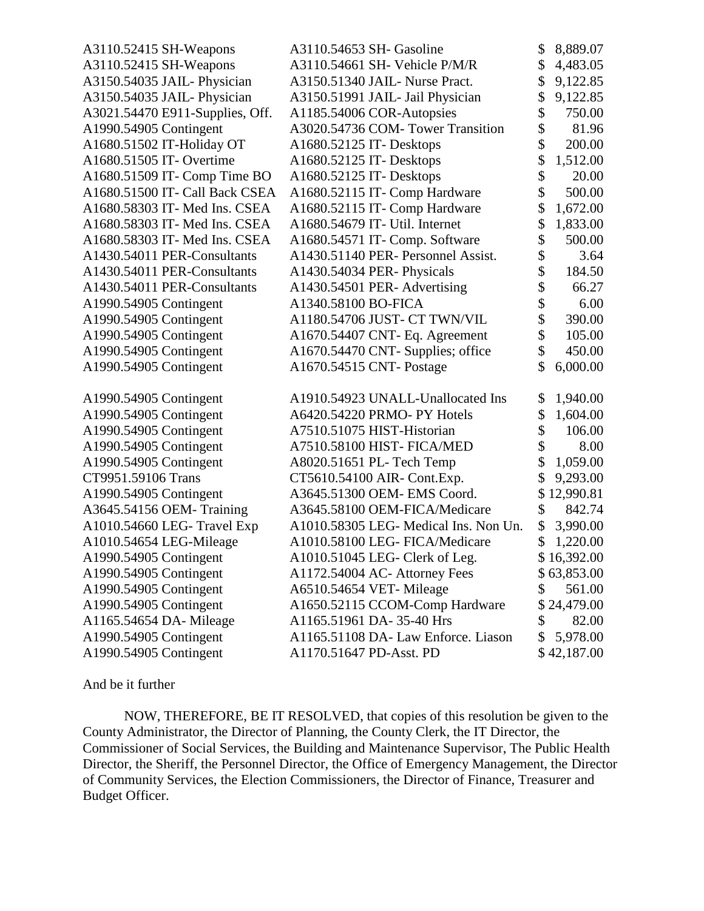| | | |
|---|---|---|
| A3110.52415 SH-Weapons | A3110.54653 SH- Gasoline | $ 8,889.07 |
| A3110.52415 SH-Weapons | A3110.54661 SH- Vehicle P/M/R | $ 4,483.05 |
| A3150.54035 JAIL- Physician | A3150.51340 JAIL- Nurse Pract. | $ 9,122.85 |
| A3150.54035 JAIL- Physician | A3150.51991 JAIL- Jail Physician | $ 9,122.85 |
| A3021.54470 E911-Supplies, Off. | A1185.54006 COR-Autopsies | $ 750.00 |
| A1990.54905 Contingent | A3020.54736 COM- Tower Transition | $ 81.96 |
| A1680.51502 IT-Holiday OT | A1680.52125 IT- Desktops | $ 200.00 |
| A1680.51505 IT- Overtime | A1680.52125 IT- Desktops | $ 1,512.00 |
| A1680.51509 IT- Comp Time BO | A1680.52125 IT- Desktops | $ 20.00 |
| A1680.51500 IT- Call Back CSEA | A1680.52115 IT- Comp Hardware | $ 500.00 |
| A1680.58303 IT- Med Ins. CSEA | A1680.52115 IT- Comp Hardware | $ 1,672.00 |
| A1680.58303 IT- Med Ins. CSEA | A1680.54679 IT- Util. Internet | $ 1,833.00 |
| A1680.58303 IT- Med Ins. CSEA | A1680.54571 IT- Comp. Software | $ 500.00 |
| A1430.54011 PER-Consultants | A1430.51140 PER- Personnel Assist. | $ 3.64 |
| A1430.54011 PER-Consultants | A1430.54034 PER- Physicals | $ 184.50 |
| A1430.54011 PER-Consultants | A1430.54501 PER- Advertising | $ 66.27 |
| A1990.54905 Contingent | A1340.58100 BO-FICA | $ 6.00 |
| A1990.54905 Contingent | A1180.54706 JUST- CT TWN/VIL | $ 390.00 |
| A1990.54905 Contingent | A1670.54407 CNT- Eq. Agreement | $ 105.00 |
| A1990.54905 Contingent | A1670.54470 CNT- Supplies; office | $ 450.00 |
| A1990.54905 Contingent | A1670.54515 CNT- Postage | $ 6,000.00 |
| A1990.54905 Contingent | A1910.54923 UNALL-Unallocated Ins | $ 1,940.00 |
| A1990.54905 Contingent | A6420.54220 PRMO- PY Hotels | $ 1,604.00 |
| A1990.54905 Contingent | A7510.51075 HIST-Historian | $ 106.00 |
| A1990.54905 Contingent | A7510.58100 HIST- FICA/MED | $ 8.00 |
| A1990.54905 Contingent | A8020.51651 PL- Tech Temp | $ 1,059.00 |
| CT9951.59106 Trans | CT5610.54100 AIR- Cont.Exp. | $ 9,293.00 |
| A1990.54905 Contingent | A3645.51300 OEM- EMS Coord. | $ 12,990.81 |
| A3645.54156 OEM- Training | A3645.58100 OEM-FICA/Medicare | $ 842.74 |
| A1010.54660 LEG- Travel Exp | A1010.58305 LEG- Medical Ins. Non Un. | $ 3,990.00 |
| A1010.54654 LEG-Mileage | A1010.58100 LEG- FICA/Medicare | $ 1,220.00 |
| A1990.54905 Contingent | A1010.51045 LEG- Clerk of Leg. | $ 16,392.00 |
| A1990.54905 Contingent | A1172.54004 AC- Attorney Fees | $ 63,853.00 |
| A1990.54905 Contingent | A6510.54654 VET- Mileage | $ 561.00 |
| A1990.54905 Contingent | A1650.52115 CCOM-Comp Hardware | $ 24,479.00 |
| A1165.54654 DA- Mileage | A1165.51961 DA- 35-40 Hrs | $ 82.00 |
| A1990.54905 Contingent | A1165.51108 DA- Law Enforce. Liason | $ 5,978.00 |
| A1990.54905 Contingent | A1170.51647 PD-Asst. PD | $ 42,187.00 |

And be it further

NOW, THEREFORE, BE IT RESOLVED, that copies of this resolution be given to the County Administrator, the Director of Planning, the County Clerk, the IT Director, the Commissioner of Social Services, the Building and Maintenance Supervisor, The Public Health Director, the Sheriff, the Personnel Director, the Office of Emergency Management, the Director of Community Services, the Election Commissioners, the Director of Finance, Treasurer and Budget Officer.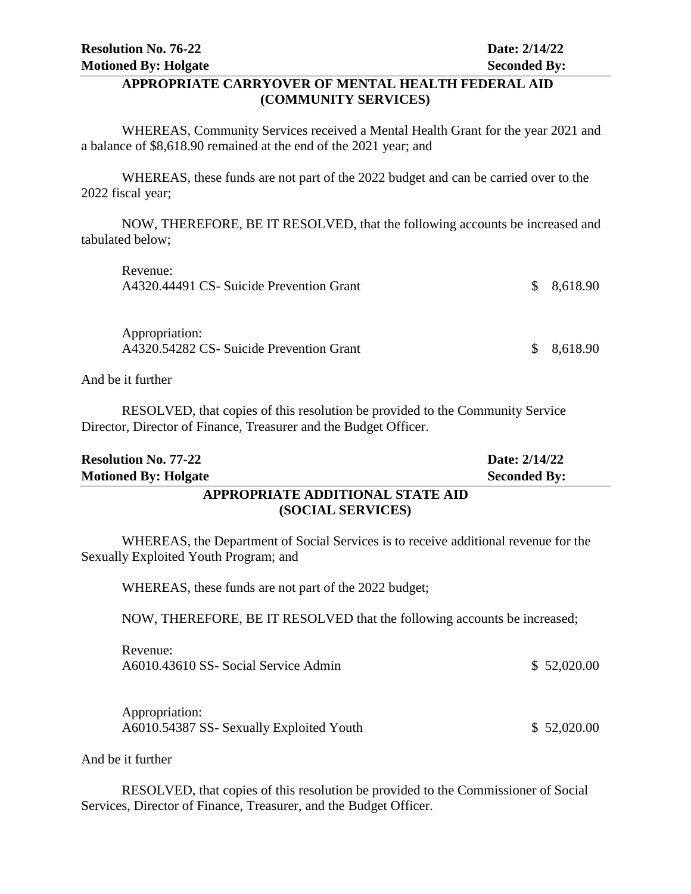**Resolution No. 76-22** **Date: 2/14/22**
**Motioned By: Holgate** **Seconded By:**

## APPROPRIATE CARRYOVER OF MENTAL HEALTH FEDERAL AID (COMMUNITY SERVICES)

WHEREAS, Community Services received a Mental Health Grant for the year 2021 and a balance of $8,618.90 remained at the end of the 2021 year; and

WHEREAS, these funds are not part of the 2022 budget and can be carried over to the 2022 fiscal year;

NOW, THEREFORE, BE IT RESOLVED, that the following accounts be increased and tabulated below;

| | |
|---|---|
| Revenue: | |
| A4320.44491 CS- Suicide Prevention Grant | $ 8,618.90 |
| | |
| Appropriation: | |
| A4320.54282 CS- Suicide Prevention Grant | $ 8,618.90 |

And be it further

RESOLVED, that copies of this resolution be provided to the Community Service Director, Director of Finance, Treasurer and the Budget Officer.

**Resolution No. 77-22** **Date: 2/14/22**
**Motioned By: Holgate** **Seconded By:**

## APPROPRIATE ADDITIONAL STATE AID (SOCIAL SERVICES)

WHEREAS, the Department of Social Services is to receive additional revenue for the Sexually Exploited Youth Program; and

WHEREAS, these funds are not part of the 2022 budget;

NOW, THEREFORE, BE IT RESOLVED that the following accounts be increased;

| | |
|---|---|
| Revenue: | |
| A6010.43610 SS- Social Service Admin | $ 52,020.00 |
| | |
| Appropriation: | |
| A6010.54387 SS- Sexually Exploited Youth | $ 52,020.00 |

And be it further

RESOLVED, that copies of this resolution be provided to the Commissioner of Social Services, Director of Finance, Treasurer, and the Budget Officer.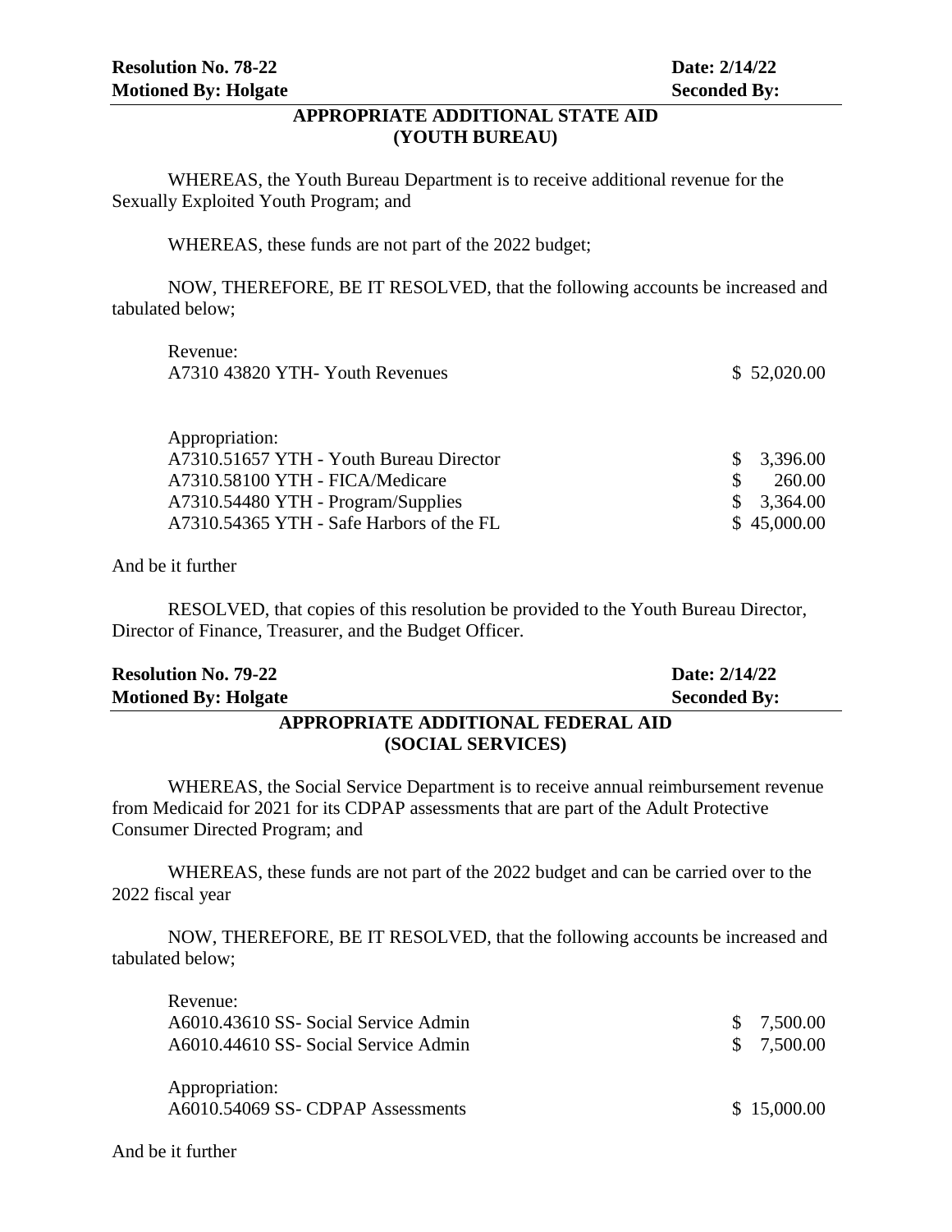**Resolution No. 78-22** **Date: 2/14/22**
**Motioned By: Holgate** **Seconded By:**

**APPROPRIATE ADDITIONAL STATE AID**
**(YOUTH BUREAU)**

WHEREAS, the Youth Bureau Department is to receive additional revenue for the Sexually Exploited Youth Program; and

WHEREAS, these funds are not part of the 2022 budget;

NOW, THEREFORE, BE IT RESOLVED, that the following accounts be increased and tabulated below;

| Revenue: | |
|---|---|
| A7310 43820 YTH- Youth Revenues | $ 52,020.00 |

| Appropriation: | |
|---|---|
| A7310.51657 YTH - Youth Bureau Director | $ 3,396.00 |
| A7310.58100 YTH - FICA/Medicare | $ 260.00 |
| A7310.54480 YTH - Program/Supplies | $ 3,364.00 |
| A7310.54365 YTH - Safe Harbors of the FL | $ 45,000.00 |

And be it further

RESOLVED, that copies of this resolution be provided to the Youth Bureau Director, Director of Finance, Treasurer, and the Budget Officer.

**Resolution No. 79-22** **Date: 2/14/22**
**Motioned By: Holgate** **Seconded By:**

**APPROPRIATE ADDITIONAL FEDERAL AID**
**(SOCIAL SERVICES)**

WHEREAS, the Social Service Department is to receive annual reimbursement revenue from Medicaid for 2021 for its CDPAP assessments that are part of the Adult Protective Consumer Directed Program; and

WHEREAS, these funds are not part of the 2022 budget and can be carried over to the 2022 fiscal year

NOW, THEREFORE, BE IT RESOLVED, that the following accounts be increased and tabulated below;

| Revenue: | |
|---|---|
| A6010.43610 SS- Social Service Admin | $ 7,500.00 |
| A6010.44610 SS- Social Service Admin | $ 7,500.00 |

| Appropriation: | |
|---|---|
| A6010.54069 SS- CDPAP Assessments | $ 15,000.00 |

And be it further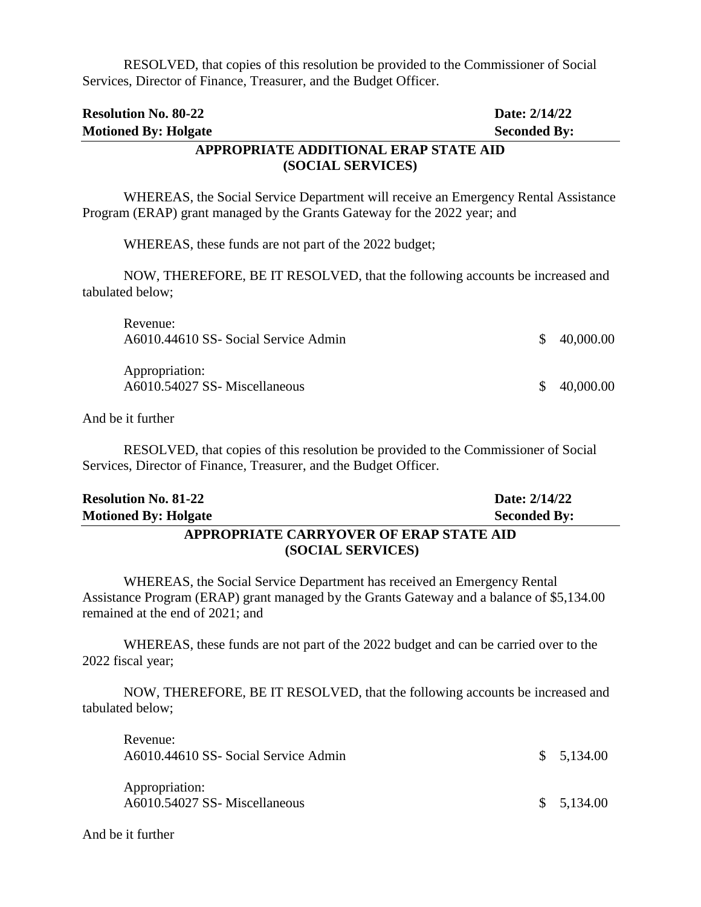RESOLVED, that copies of this resolution be provided to the Commissioner of Social Services, Director of Finance, Treasurer, and the Budget Officer.

**Resolution No. 80-22** **Date: 2/14/22**
**Motioned By: Holgate** **Seconded By:**

**APPROPRIATE ADDITIONAL ERAP STATE AID (SOCIAL SERVICES)**

WHEREAS, the Social Service Department will receive an Emergency Rental Assistance Program (ERAP) grant managed by the Grants Gateway for the 2022 year; and

WHEREAS, these funds are not part of the 2022 budget;

NOW, THEREFORE, BE IT RESOLVED, that the following accounts be increased and tabulated below;

| | |
|---|---|
| Revenue: | |
| A6010.44610 SS- Social Service Admin | $ 40,000.00 |
| Appropriation: | |
| A6010.54027 SS- Miscellaneous | $ 40,000.00 |

And be it further

RESOLVED, that copies of this resolution be provided to the Commissioner of Social Services, Director of Finance, Treasurer, and the Budget Officer.

**Resolution No. 81-22** **Date: 2/14/22**
**Motioned By: Holgate** **Seconded By:**

**APPROPRIATE CARRYOVER OF ERAP STATE AID (SOCIAL SERVICES)**

WHEREAS, the Social Service Department has received an Emergency Rental Assistance Program (ERAP) grant managed by the Grants Gateway and a balance of $5,134.00 remained at the end of 2021; and

WHEREAS, these funds are not part of the 2022 budget and can be carried over to the 2022 fiscal year;

NOW, THEREFORE, BE IT RESOLVED, that the following accounts be increased and tabulated below;

| | |
|---|---|
| Revenue: | |
| A6010.44610 SS- Social Service Admin | $ 5,134.00 |
| Appropriation: | |
| A6010.54027 SS- Miscellaneous | $ 5,134.00 |

And be it further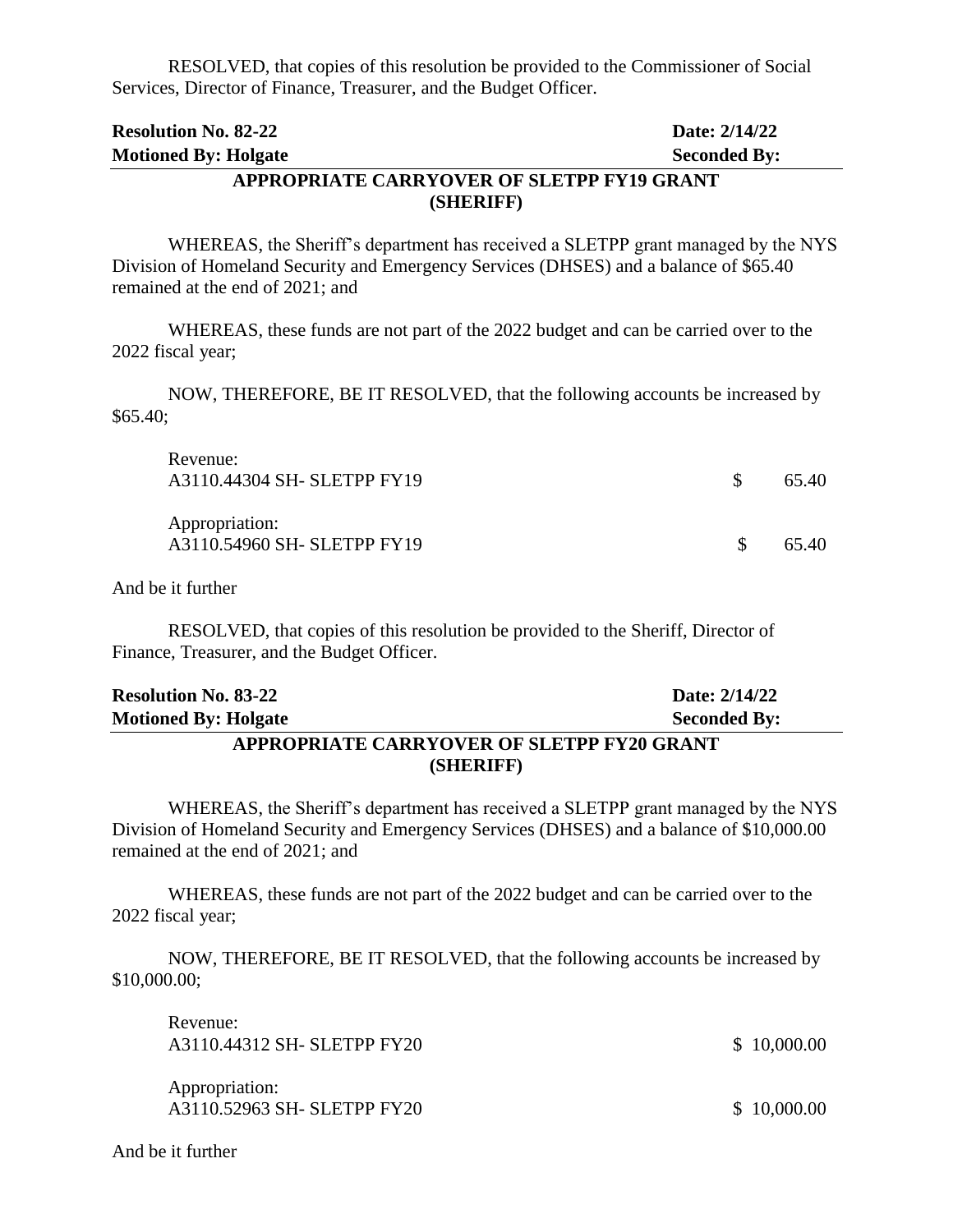RESOLVED, that copies of this resolution be provided to the Commissioner of Social Services, Director of Finance, Treasurer, and the Budget Officer.

| **Resolution No. 82-22** | **Date: 2/14/22** |
|---|---|
| **Motioned By: Holgate** | **Seconded By:** |

## APPROPRIATE CARRYOVER OF SLETPP FY19 GRANT (SHERIFF)

WHEREAS, the Sheriff's department has received a SLETPP grant managed by the NYS Division of Homeland Security and Emergency Services (DHSES) and a balance of $65.40 remained at the end of 2021; and

WHEREAS, these funds are not part of the 2022 budget and can be carried over to the 2022 fiscal year;

NOW, THEREFORE, BE IT RESOLVED, that the following accounts be increased by $65.40;

Revenue:
A3110.44304 SH- SLETPP FY19 $ 65.40

Appropriation:
A3110.54960 SH- SLETPP FY19 $ 65.40

And be it further

RESOLVED, that copies of this resolution be provided to the Sheriff, Director of Finance, Treasurer, and the Budget Officer.

| **Resolution No. 83-22** | **Date: 2/14/22** |
|---|---|
| **Motioned By: Holgate** | **Seconded By:** |

## APPROPRIATE CARRYOVER OF SLETPP FY20 GRANT (SHERIFF)

WHEREAS, the Sheriff's department has received a SLETPP grant managed by the NYS Division of Homeland Security and Emergency Services (DHSES) and a balance of $10,000.00 remained at the end of 2021; and

WHEREAS, these funds are not part of the 2022 budget and can be carried over to the 2022 fiscal year;

NOW, THEREFORE, BE IT RESOLVED, that the following accounts be increased by $10,000.00;

Revenue:
A3110.44312 SH- SLETPP FY20 $ 10,000.00

Appropriation:
A3110.52963 SH- SLETPP FY20 $ 10,000.00

And be it further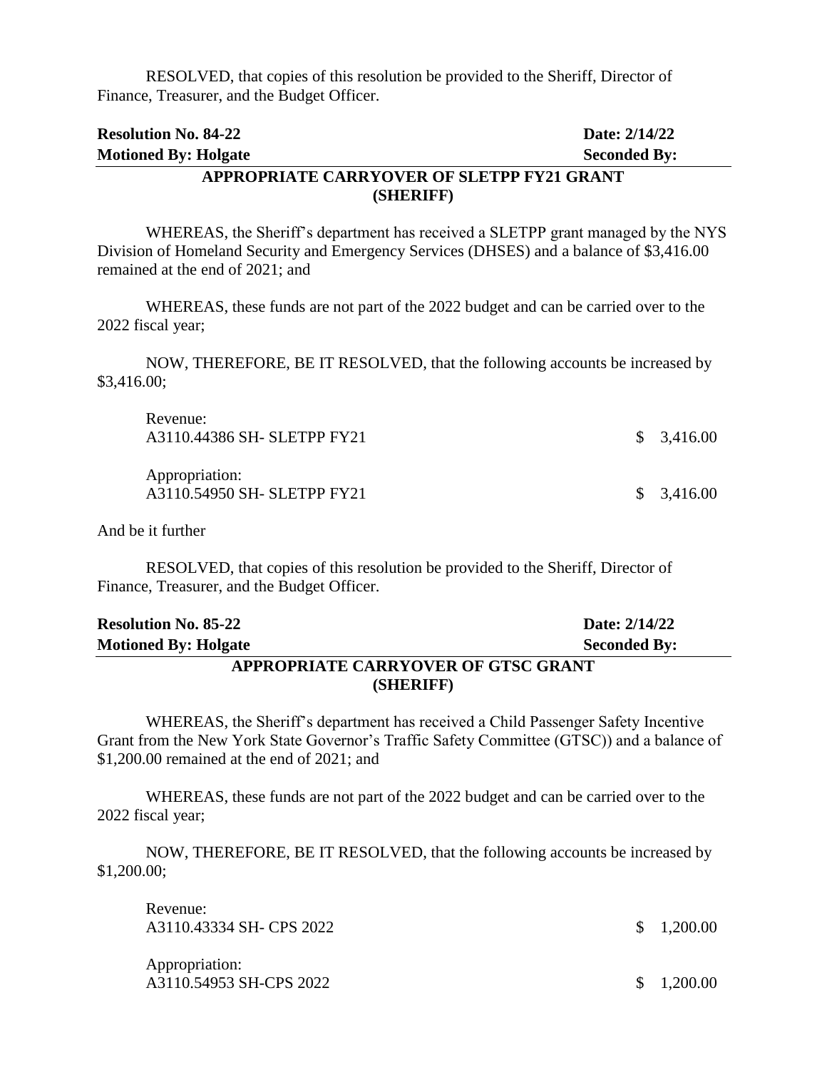RESOLVED, that copies of this resolution be provided to the Sheriff, Director of Finance, Treasurer, and the Budget Officer.

**Resolution No. 84-22** **Date: 2/14/22**
**Motioned By: Holgate** **Seconded By:**

## APPROPRIATE CARRYOVER OF SLETPP FY21 GRANT (SHERIFF)

WHEREAS, the Sheriff's department has received a SLETPP grant managed by the NYS Division of Homeland Security and Emergency Services (DHSES) and a balance of $3,416.00 remained at the end of 2021; and

WHEREAS, these funds are not part of the 2022 budget and can be carried over to the 2022 fiscal year;

NOW, THEREFORE, BE IT RESOLVED, that the following accounts be increased by $3,416.00;

Revenue:
A3110.44386 SH- SLETPP FY21 $ 3,416.00

Appropriation:
A3110.54950 SH- SLETPP FY21 $ 3,416.00

And be it further

RESOLVED, that copies of this resolution be provided to the Sheriff, Director of Finance, Treasurer, and the Budget Officer.

**Resolution No. 85-22** **Date: 2/14/22**
**Motioned By: Holgate** **Seconded By:**

## APPROPRIATE CARRYOVER OF GTSC GRANT (SHERIFF)

WHEREAS, the Sheriff's department has received a Child Passenger Safety Incentive Grant from the New York State Governor's Traffic Safety Committee (GTSC)) and a balance of $1,200.00 remained at the end of 2021; and

WHEREAS, these funds are not part of the 2022 budget and can be carried over to the 2022 fiscal year;

NOW, THEREFORE, BE IT RESOLVED, that the following accounts be increased by $1,200.00;

Revenue:
A3110.43334 SH- CPS 2022 $ 1,200.00

Appropriation:
A3110.54953 SH-CPS 2022 $ 1,200.00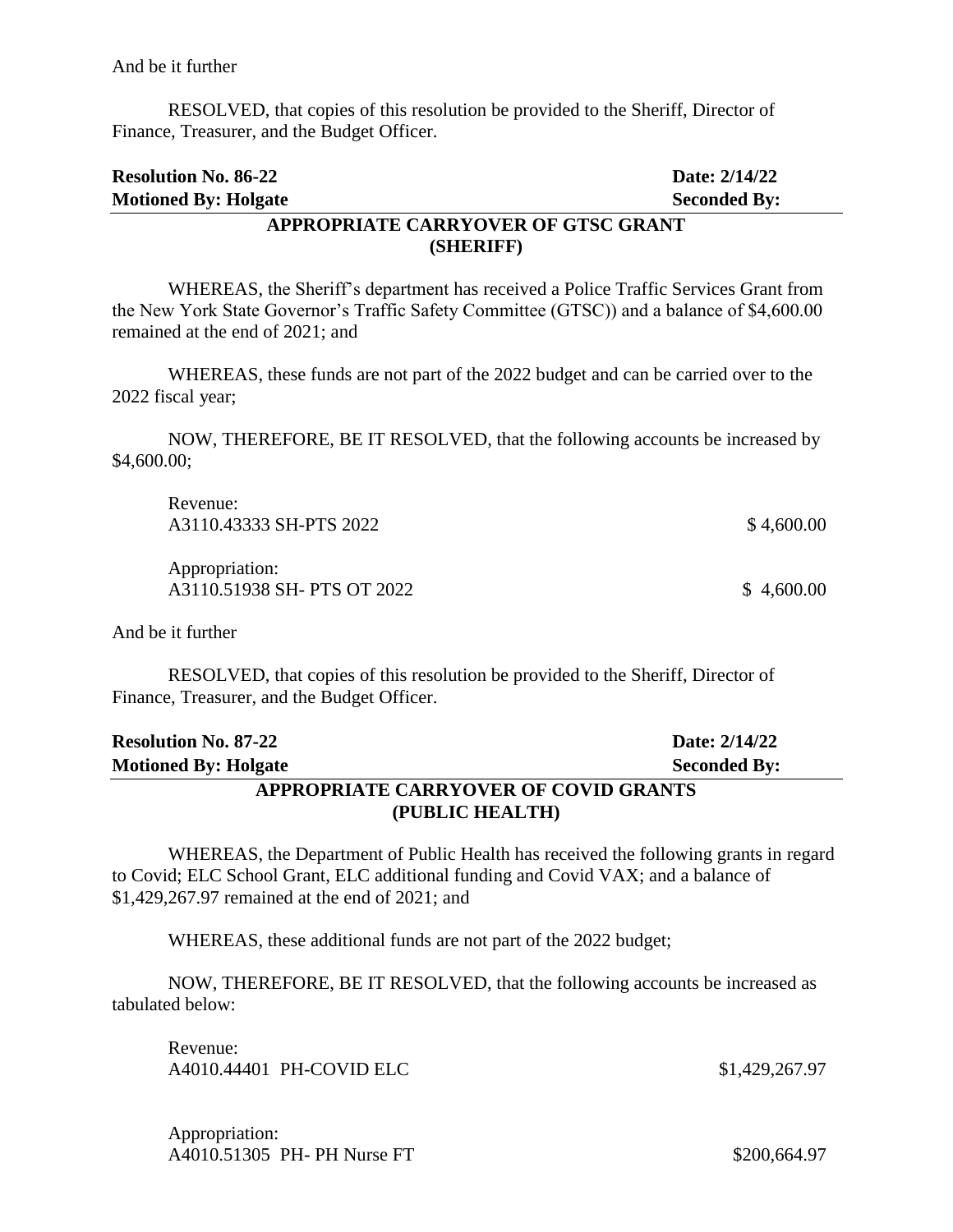And be it further

RESOLVED, that copies of this resolution be provided to the Sheriff, Director of Finance, Treasurer, and the Budget Officer.

**Resolution No. 86-22** **Date: 2/14/22**
**Motioned By: Holgate** **Seconded By:**

**APPROPRIATE CARRYOVER OF GTSC GRANT (SHERIFF)**

WHEREAS, the Sheriff's department has received a Police Traffic Services Grant from the New York State Governor's Traffic Safety Committee (GTSC)) and a balance of $4,600.00 remained at the end of 2021; and

WHEREAS, these funds are not part of the 2022 budget and can be carried over to the 2022 fiscal year;

NOW, THEREFORE, BE IT RESOLVED, that the following accounts be increased by $4,600.00;

Revenue:
A3110.43333 SH-PTS 2022 $ 4,600.00

Appropriation:
A3110.51938 SH- PTS OT 2022 $ 4,600.00

And be it further

RESOLVED, that copies of this resolution be provided to the Sheriff, Director of Finance, Treasurer, and the Budget Officer.

**Resolution No. 87-22** **Date: 2/14/22**
**Motioned By: Holgate** **Seconded By:**

**APPROPRIATE CARRYOVER OF COVID GRANTS (PUBLIC HEALTH)**

WHEREAS, the Department of Public Health has received the following grants in regard to Covid; ELC School Grant, ELC additional funding and Covid VAX; and a balance of $1,429,267.97 remained at the end of 2021; and

WHEREAS, these additional funds are not part of the 2022 budget;

NOW, THEREFORE, BE IT RESOLVED, that the following accounts be increased as tabulated below:

Revenue:
A4010.44401 PH-COVID ELC $1,429,267.97

Appropriation:
A4010.51305 PH- PH Nurse FT $200,664.97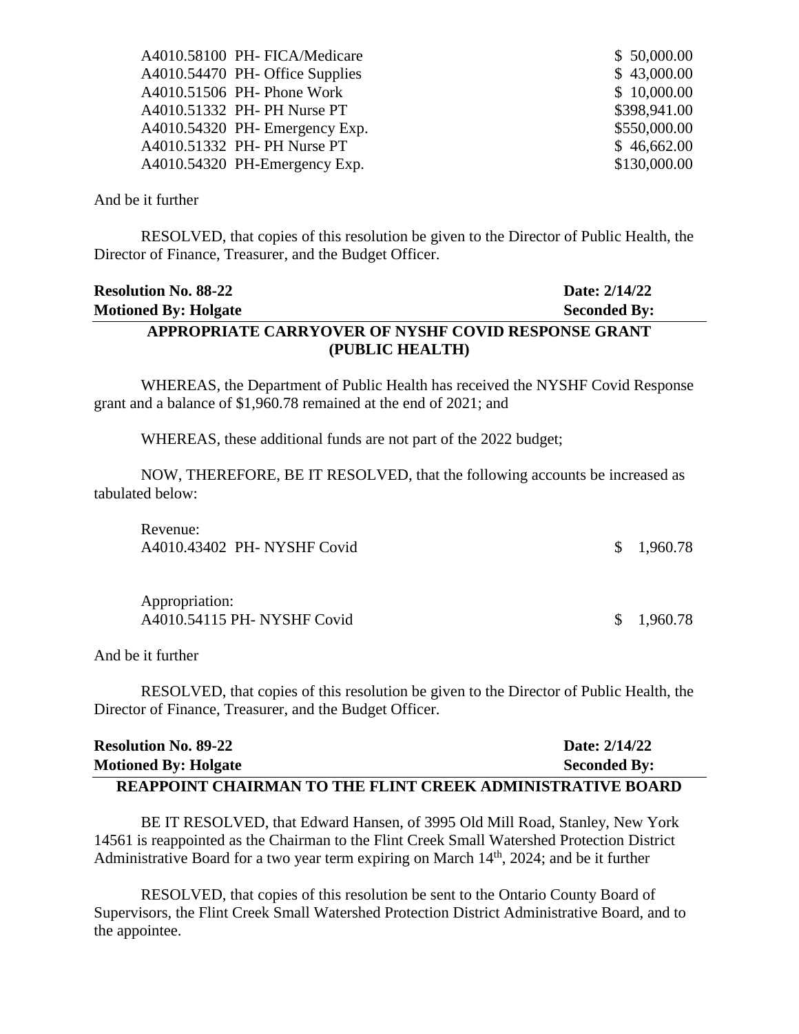| | |
|---|---|
| A4010.58100 PH- FICA/Medicare | $ 50,000.00 |
| A4010.54470 PH- Office Supplies | $ 43,000.00 |
| A4010.51506 PH- Phone Work | $ 10,000.00 |
| A4010.51332 PH- PH Nurse PT | $398,941.00 |
| A4010.54320 PH- Emergency Exp. | $550,000.00 |
| A4010.51332 PH- PH Nurse PT | $ 46,662.00 |
| A4010.54320 PH-Emergency Exp. | $130,000.00 |

And be it further

RESOLVED, that copies of this resolution be given to the Director of Public Health, the Director of Finance, Treasurer, and the Budget Officer.

**Resolution No. 88-22** **Date: 2/14/22**
**Motioned By: Holgate** **Seconded By:**

**APPROPRIATE CARRYOVER OF NYSHF COVID RESPONSE GRANT (PUBLIC HEALTH)**

WHEREAS, the Department of Public Health has received the NYSHF Covid Response grant and a balance of $1,960.78 remained at the end of 2021; and

WHEREAS, these additional funds are not part of the 2022 budget;

NOW, THEREFORE, BE IT RESOLVED, that the following accounts be increased as tabulated below:

Revenue:

| | |
|---|---|
| A4010.43402 PH- NYSHF Covid | $ 1,960.78 |

Appropriation:

| | |
|---|---|
| A4010.54115 PH- NYSHF Covid | $ 1,960.78 |

And be it further

RESOLVED, that copies of this resolution be given to the Director of Public Health, the Director of Finance, Treasurer, and the Budget Officer.

**Resolution No. 89-22** **Date: 2/14/22**
**Motioned By: Holgate** **Seconded By:**

**REAPPOINT CHAIRMAN TO THE FLINT CREEK ADMINISTRATIVE BOARD**

BE IT RESOLVED, that Edward Hansen, of 3995 Old Mill Road, Stanley, New York 14561 is reappointed as the Chairman to the Flint Creek Small Watershed Protection District Administrative Board for a two year term expiring on March 14th, 2024; and be it further

RESOLVED, that copies of this resolution be sent to the Ontario County Board of Supervisors, the Flint Creek Small Watershed Protection District Administrative Board, and to the appointee.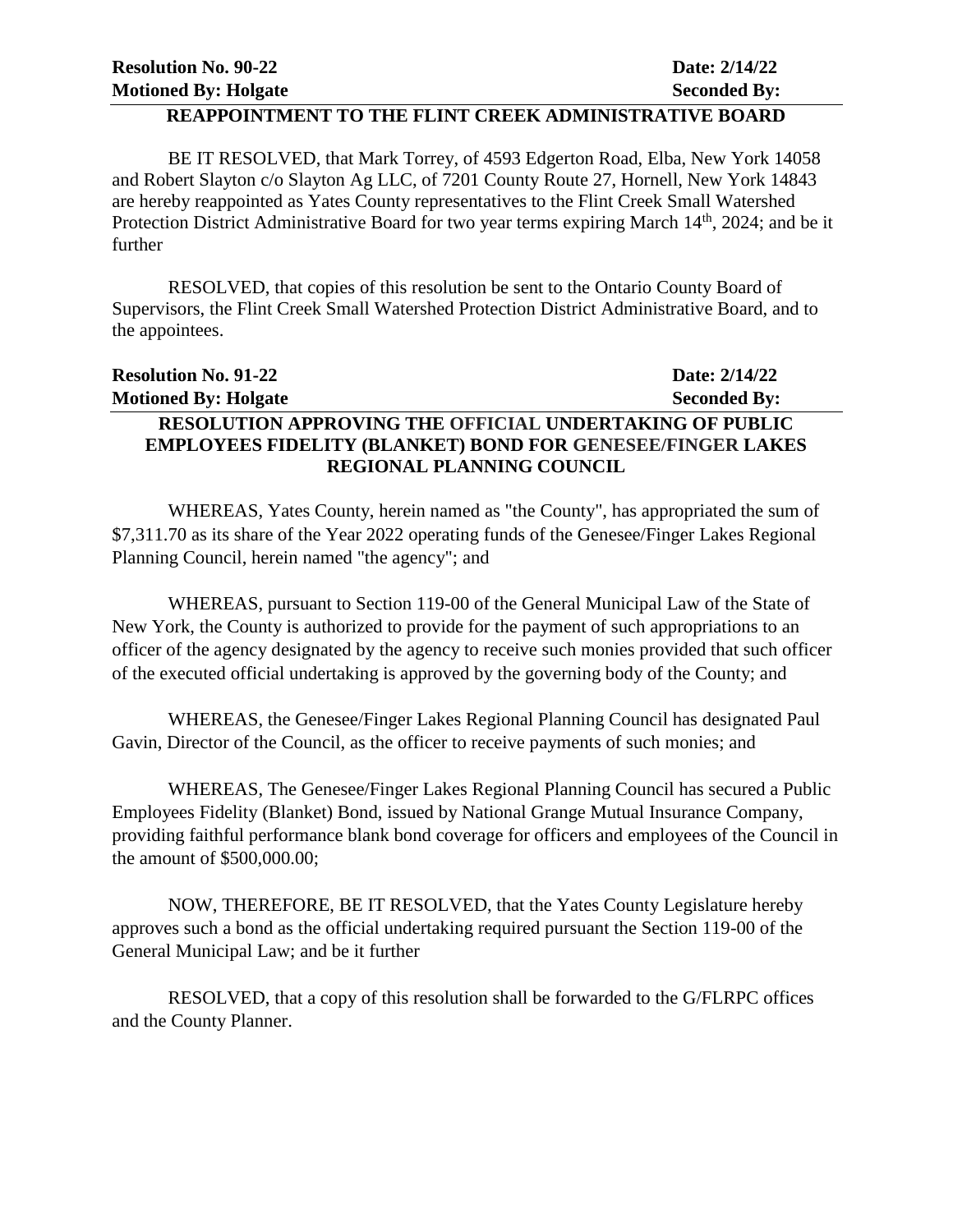**Resolution No. 90-22** **Date: 2/14/22**
**Motioned By: Holgate** **Seconded By:**

**REAPPOINTMENT TO THE FLINT CREEK ADMINISTRATIVE BOARD**

BE IT RESOLVED, that Mark Torrey, of 4593 Edgerton Road, Elba, New York 14058 and Robert Slayton c/o Slayton Ag LLC, of 7201 County Route 27, Hornell, New York 14843 are hereby reappointed as Yates County representatives to the Flint Creek Small Watershed Protection District Administrative Board for two year terms expiring March 14th, 2024; and be it further

RESOLVED, that copies of this resolution be sent to the Ontario County Board of Supervisors, the Flint Creek Small Watershed Protection District Administrative Board, and to the appointees.

**Resolution No. 91-22** **Date: 2/14/22**
**Motioned By: Holgate** **Seconded By:**

**RESOLUTION APPROVING THE OFFICIAL UNDERTAKING OF PUBLIC EMPLOYEES FIDELITY (BLANKET) BOND FOR GENESEE/FINGER LAKES REGIONAL PLANNING COUNCIL**

WHEREAS, Yates County, herein named as "the County", has appropriated the sum of $7,311.70 as its share of the Year 2022 operating funds of the Genesee/Finger Lakes Regional Planning Council, herein named "the agency"; and

WHEREAS, pursuant to Section 119-00 of the General Municipal Law of the State of New York, the County is authorized to provide for the payment of such appropriations to an officer of the agency designated by the agency to receive such monies provided that such officer of the executed official undertaking is approved by the governing body of the County; and

WHEREAS, the Genesee/Finger Lakes Regional Planning Council has designated Paul Gavin, Director of the Council, as the officer to receive payments of such monies; and

WHEREAS, The Genesee/Finger Lakes Regional Planning Council has secured a Public Employees Fidelity (Blanket) Bond, issued by National Grange Mutual Insurance Company, providing faithful performance blank bond coverage for officers and employees of the Council in the amount of $500,000.00;

NOW, THEREFORE, BE IT RESOLVED, that the Yates County Legislature hereby approves such a bond as the official undertaking required pursuant the Section 119-00 of the General Municipal Law; and be it further

RESOLVED, that a copy of this resolution shall be forwarded to the G/FLRPC offices and the County Planner.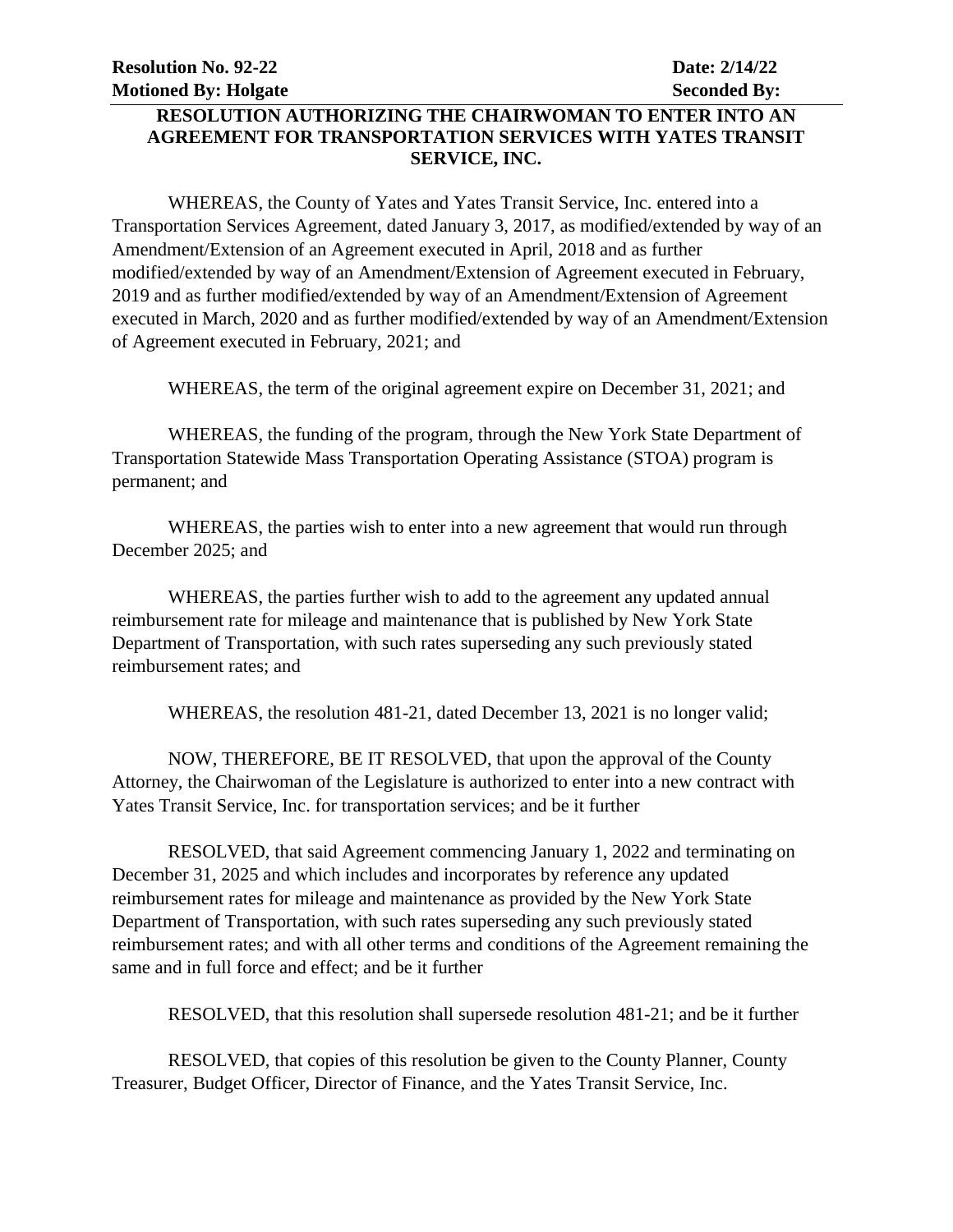**Resolution No. 92-22** **Date: 2/14/22**
**Motioned By: Holgate** **Seconded By:**

**RESOLUTION AUTHORIZING THE CHAIRWOMAN TO ENTER INTO AN AGREEMENT FOR TRANSPORTATION SERVICES WITH YATES TRANSIT SERVICE, INC.**

WHEREAS, the County of Yates and Yates Transit Service, Inc. entered into a Transportation Services Agreement, dated January 3, 2017, as modified/extended by way of an Amendment/Extension of an Agreement executed in April, 2018 and as further modified/extended by way of an Amendment/Extension of Agreement executed in February, 2019 and as further modified/extended by way of an Amendment/Extension of Agreement executed in March, 2020 and as further modified/extended by way of an Amendment/Extension of Agreement executed in February, 2021; and

WHEREAS, the term of the original agreement expire on December 31, 2021; and

WHEREAS, the funding of the program, through the New York State Department of Transportation Statewide Mass Transportation Operating Assistance (STOA) program is permanent; and

WHEREAS, the parties wish to enter into a new agreement that would run through December 2025; and

WHEREAS, the parties further wish to add to the agreement any updated annual reimbursement rate for mileage and maintenance that is published by New York State Department of Transportation, with such rates superseding any such previously stated reimbursement rates; and

WHEREAS, the resolution 481-21, dated December 13, 2021 is no longer valid;

NOW, THEREFORE, BE IT RESOLVED, that upon the approval of the County Attorney, the Chairwoman of the Legislature is authorized to enter into a new contract with Yates Transit Service, Inc. for transportation services; and be it further

RESOLVED, that said Agreement commencing January 1, 2022 and terminating on December 31, 2025 and which includes and incorporates by reference any updated reimbursement rates for mileage and maintenance as provided by the New York State Department of Transportation, with such rates superseding any such previously stated reimbursement rates; and with all other terms and conditions of the Agreement remaining the same and in full force and effect; and be it further

RESOLVED, that this resolution shall supersede resolution 481-21; and be it further

RESOLVED, that copies of this resolution be given to the County Planner, County Treasurer, Budget Officer, Director of Finance, and the Yates Transit Service, Inc.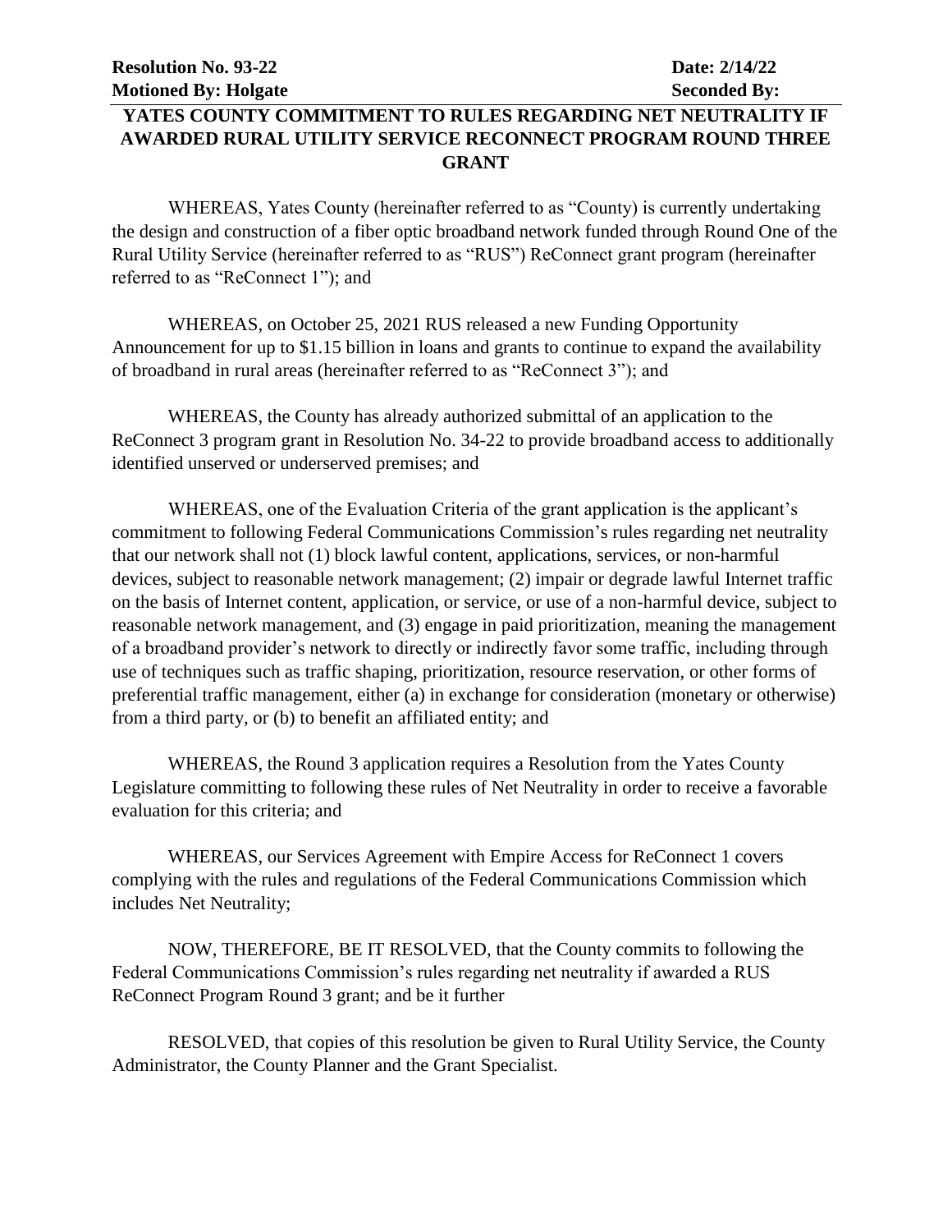**Resolution No. 93-22** **Date: 2/14/22**
**Motioned By: Holgate** **Seconded By:**

## YATES COUNTY COMMITMENT TO RULES REGARDING NET NEUTRALITY IF AWARDED RURAL UTILITY SERVICE RECONNECT PROGRAM ROUND THREE GRANT

WHEREAS, Yates County (hereinafter referred to as "County) is currently undertaking the design and construction of a fiber optic broadband network funded through Round One of the Rural Utility Service (hereinafter referred to as "RUS") ReConnect grant program (hereinafter referred to as "ReConnect 1"); and

WHEREAS, on October 25, 2021 RUS released a new Funding Opportunity Announcement for up to $1.15 billion in loans and grants to continue to expand the availability of broadband in rural areas (hereinafter referred to as "ReConnect 3"); and

WHEREAS, the County has already authorized submittal of an application to the ReConnect 3 program grant in Resolution No. 34-22 to provide broadband access to additionally identified unserved or underserved premises; and

WHEREAS, one of the Evaluation Criteria of the grant application is the applicant's commitment to following Federal Communications Commission's rules regarding net neutrality that our network shall not (1) block lawful content, applications, services, or non-harmful devices, subject to reasonable network management; (2) impair or degrade lawful Internet traffic on the basis of Internet content, application, or service, or use of a non-harmful device, subject to reasonable network management, and (3) engage in paid prioritization, meaning the management of a broadband provider's network to directly or indirectly favor some traffic, including through use of techniques such as traffic shaping, prioritization, resource reservation, or other forms of preferential traffic management, either (a) in exchange for consideration (monetary or otherwise) from a third party, or (b) to benefit an affiliated entity; and

WHEREAS, the Round 3 application requires a Resolution from the Yates County Legislature committing to following these rules of Net Neutrality in order to receive a favorable evaluation for this criteria; and

WHEREAS, our Services Agreement with Empire Access for ReConnect 1 covers complying with the rules and regulations of the Federal Communications Commission which includes Net Neutrality;

NOW, THEREFORE, BE IT RESOLVED, that the County commits to following the Federal Communications Commission's rules regarding net neutrality if awarded a RUS ReConnect Program Round 3 grant; and be it further

RESOLVED, that copies of this resolution be given to Rural Utility Service, the County Administrator, the County Planner and the Grant Specialist.